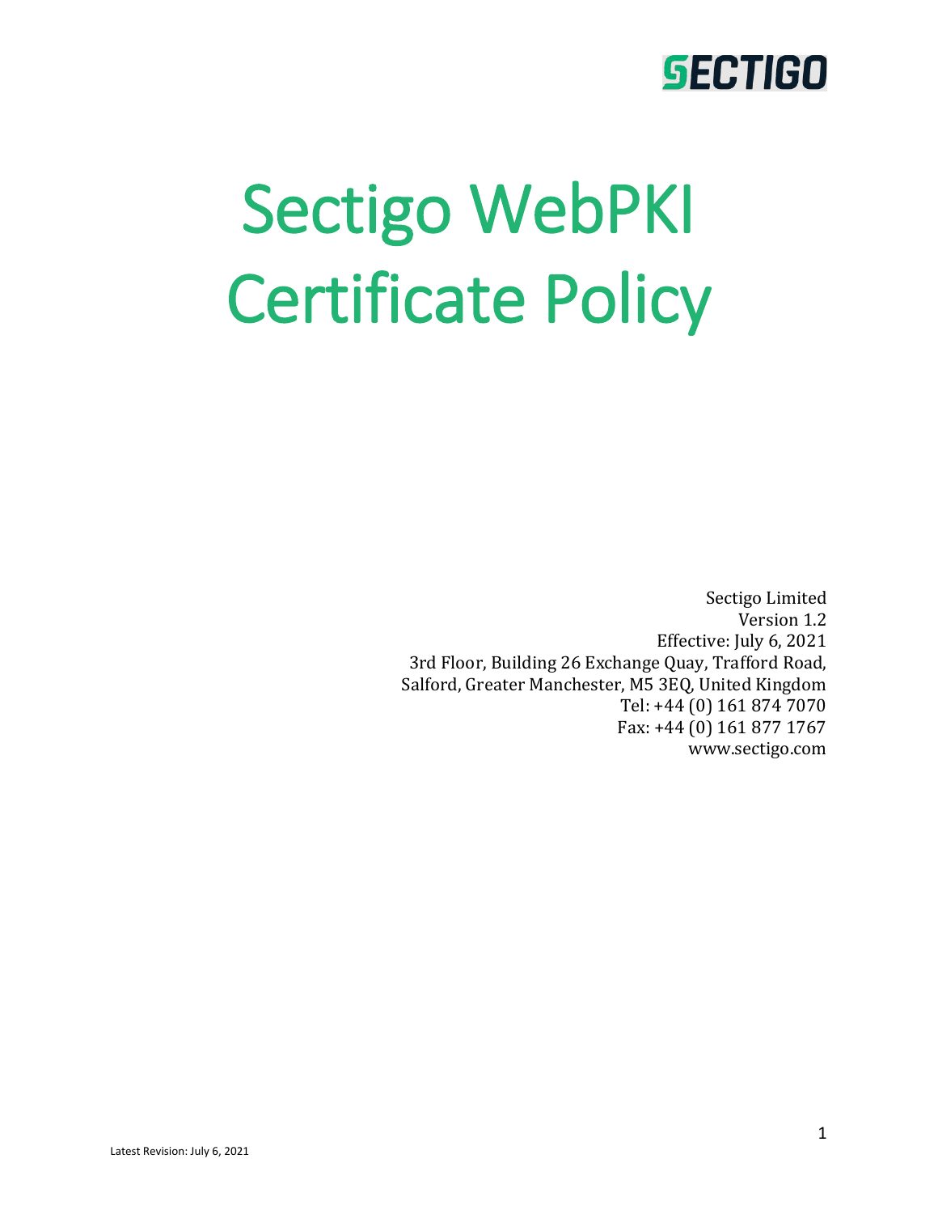SECTIGO

# Sectigo WebPKI Certificate Policy

Sectigo Limited
Version 1.2
Effective: July 6, 2021
3rd Floor, Building 26 Exchange Quay, Trafford Road,
Salford, Greater Manchester, M5 3EQ, United Kingdom
Tel: +44 (0) 161 874 7070
Fax: +44 (0) 161 877 1767
www.sectigo.com

Latest Revision: July 6, 2021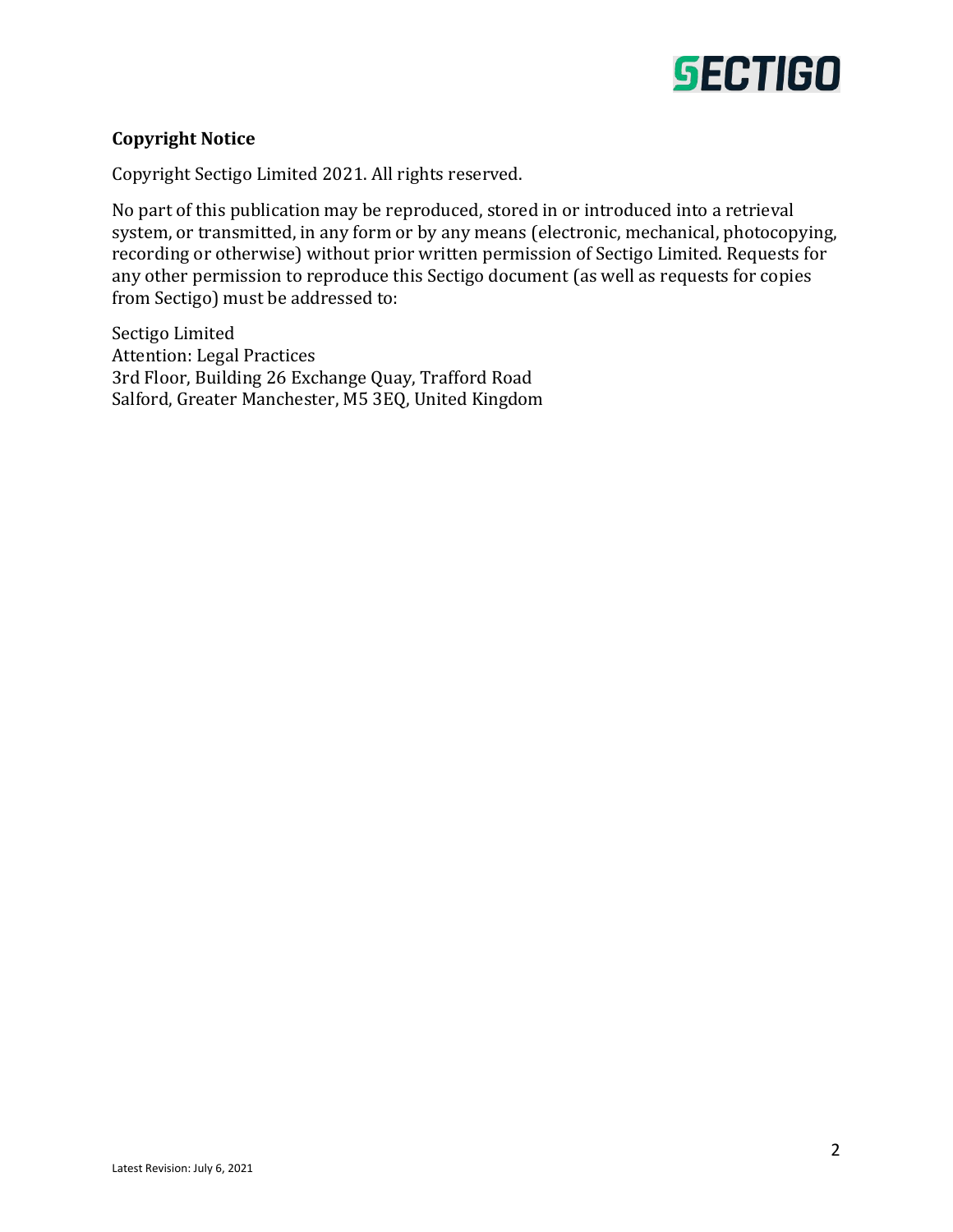**Copyright Notice**

Copyright Sectigo Limited 2021. All rights reserved.

No part of this publication may be reproduced, stored in or introduced into a retrieval system, or transmitted, in any form or by any means (electronic, mechanical, photocopying, recording or otherwise) without prior written permission of Sectigo Limited. Requests for any other permission to reproduce this Sectigo document (as well as requests for copies from Sectigo) must be addressed to:

Sectigo Limited
Attention: Legal Practices
3rd Floor, Building 26 Exchange Quay, Trafford Road
Salford, Greater Manchester, M5 3EQ, United Kingdom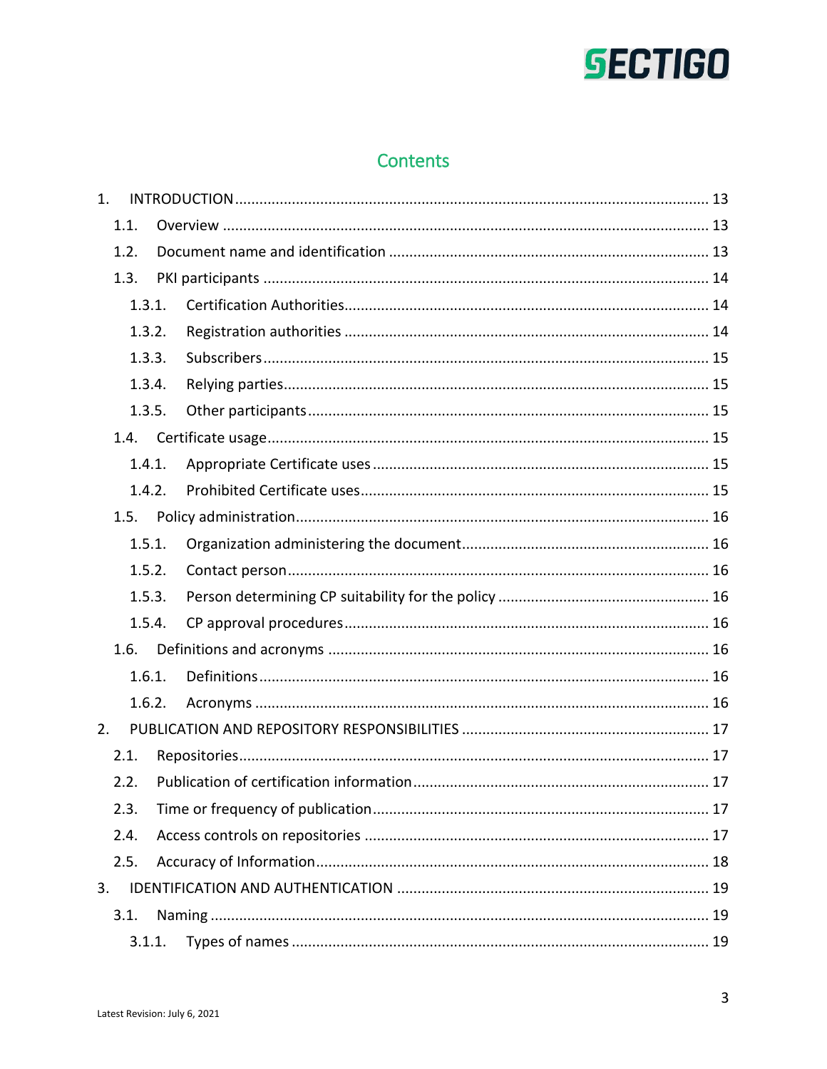## Contents

- 1. INTRODUCTION ... 13
  - 1.1. Overview ... 13
  - 1.2. Document name and identification ... 13
  - 1.3. PKI participants ... 14
    - 1.3.1. Certification Authorities ... 14
    - 1.3.2. Registration authorities ... 14
    - 1.3.3. Subscribers ... 15
    - 1.3.4. Relying parties ... 15
    - 1.3.5. Other participants ... 15
  - 1.4. Certificate usage ... 15
    - 1.4.1. Appropriate Certificate uses ... 15
    - 1.4.2. Prohibited Certificate uses ... 15
  - 1.5. Policy administration ... 16
    - 1.5.1. Organization administering the document ... 16
    - 1.5.2. Contact person ... 16
    - 1.5.3. Person determining CP suitability for the policy ... 16
    - 1.5.4. CP approval procedures ... 16
  - 1.6. Definitions and acronyms ... 16
    - 1.6.1. Definitions ... 16
    - 1.6.2. Acronyms ... 16
- 2. PUBLICATION AND REPOSITORY RESPONSIBILITIES ... 17
  - 2.1. Repositories ... 17
  - 2.2. Publication of certification information ... 17
  - 2.3. Time or frequency of publication ... 17
  - 2.4. Access controls on repositories ... 17
  - 2.5. Accuracy of Information ... 18
- 3. IDENTIFICATION AND AUTHENTICATION ... 19
  - 3.1. Naming ... 19
    - 3.1.1. Types of names ... 19

Latest Revision: July 6, 2021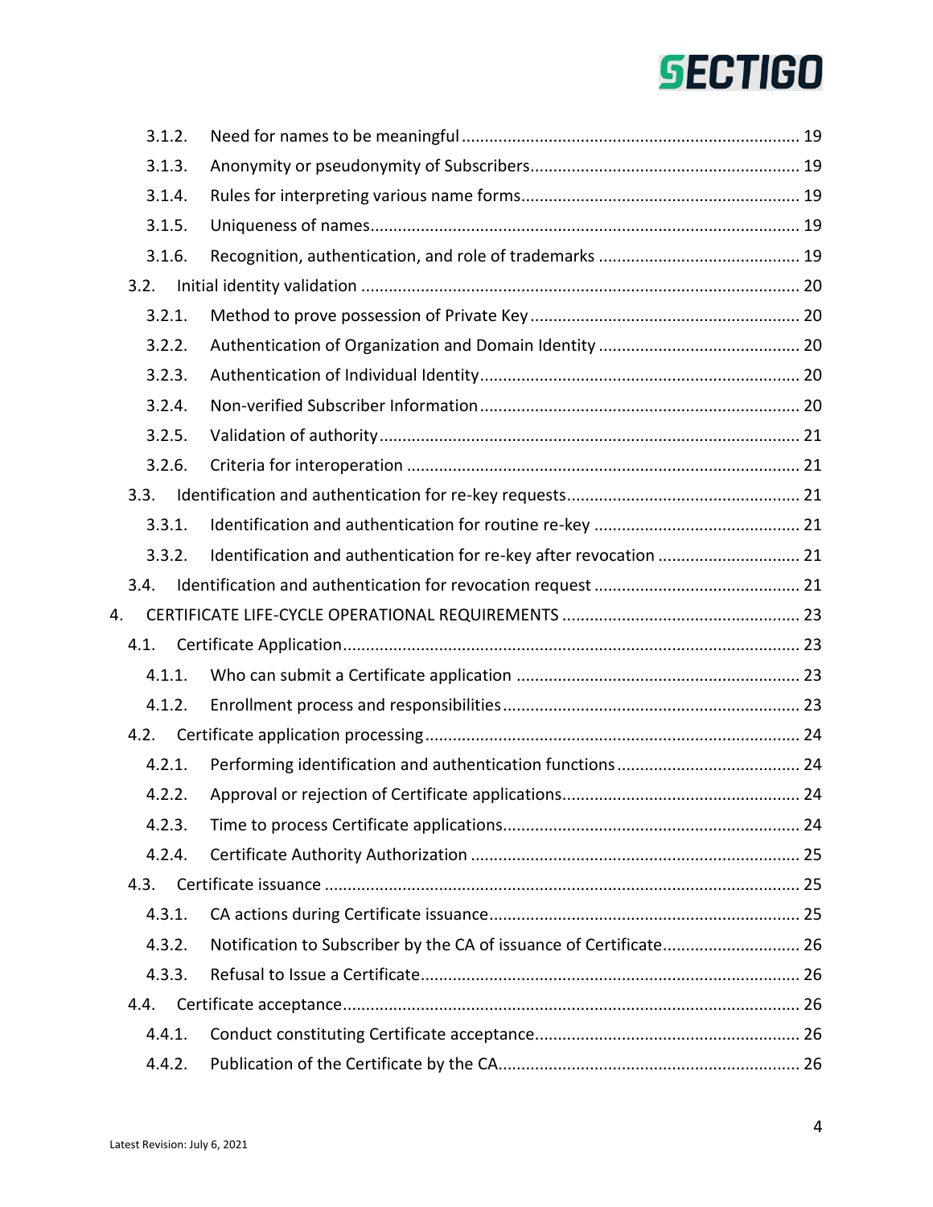3.1.2. Need for names to be meaningful ........ 19

3.1.3. Anonymity or pseudonymity of Subscribers ........ 19

3.1.4. Rules for interpreting various name forms ........ 19

3.1.5. Uniqueness of names ........ 19

3.1.6. Recognition, authentication, and role of trademarks ........ 19

3.2. Initial identity validation ........ 20

3.2.1. Method to prove possession of Private Key ........ 20

3.2.2. Authentication of Organization and Domain Identity ........ 20

3.2.3. Authentication of Individual Identity ........ 20

3.2.4. Non-verified Subscriber Information ........ 20

3.2.5. Validation of authority ........ 21

3.2.6. Criteria for interoperation ........ 21

3.3. Identification and authentication for re-key requests ........ 21

3.3.1. Identification and authentication for routine re-key ........ 21

3.3.2. Identification and authentication for re-key after revocation ........ 21

3.4. Identification and authentication for revocation request ........ 21

4. CERTIFICATE LIFE-CYCLE OPERATIONAL REQUIREMENTS ........ 23

4.1. Certificate Application ........ 23

4.1.1. Who can submit a Certificate application ........ 23

4.1.2. Enrollment process and responsibilities ........ 23

4.2. Certificate application processing ........ 24

4.2.1. Performing identification and authentication functions ........ 24

4.2.2. Approval or rejection of Certificate applications ........ 24

4.2.3. Time to process Certificate applications ........ 24

4.2.4. Certificate Authority Authorization ........ 25

4.3. Certificate issuance ........ 25

4.3.1. CA actions during Certificate issuance ........ 25

4.3.2. Notification to Subscriber by the CA of issuance of Certificate ........ 26

4.3.3. Refusal to Issue a Certificate ........ 26

4.4. Certificate acceptance ........ 26

4.4.1. Conduct constituting Certificate acceptance ........ 26

4.4.2. Publication of the Certificate by the CA ........ 26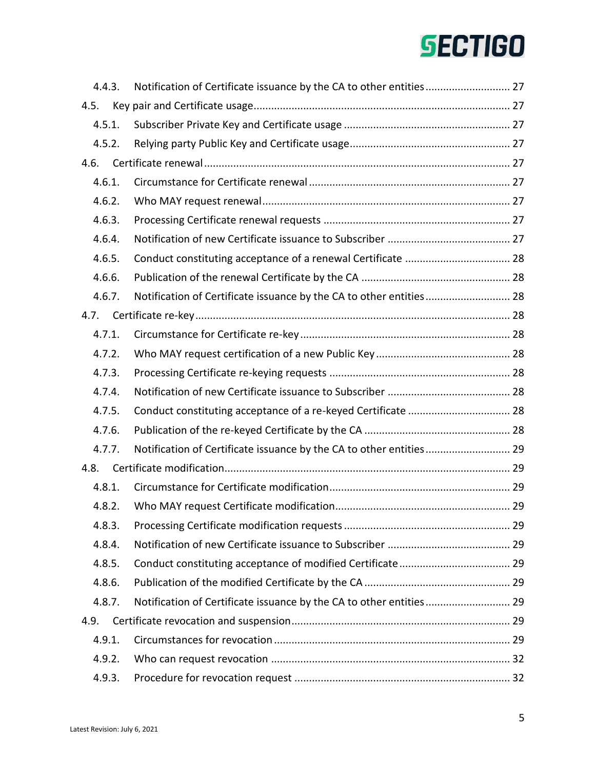4.4.3. Notification of Certificate issuance by the CA to other entities ............................ 27

4.5. Key pair and Certificate usage ...................................................................................... 27

4.5.1. Subscriber Private Key and Certificate usage ........................................................ 27

4.5.2. Relying party Public Key and Certificate usage ...................................................... 27

4.6. Certificate renewal ....................................................................................................... 27

4.6.1. Circumstance for Certificate renewal .................................................................... 27

4.6.2. Who MAY request renewal ................................................................................... 27

4.6.3. Processing Certificate renewal requests ............................................................... 27

4.6.4. Notification of new Certificate issuance to Subscriber .......................................... 27

4.6.5. Conduct constituting acceptance of a renewal Certificate .................................... 28

4.6.6. Publication of the renewal Certificate by the CA ................................................... 28

4.6.7. Notification of Certificate issuance by the CA to other entities ............................ 28

4.7. Certificate re-key .......................................................................................................... 28

4.7.1. Circumstance for Certificate re-key ....................................................................... 28

4.7.2. Who MAY request certification of a new Public Key ............................................. 28

4.7.3. Processing Certificate re-keying requests ............................................................. 28

4.7.4. Notification of new Certificate issuance to Subscriber .......................................... 28

4.7.5. Conduct constituting acceptance of a re-keyed Certificate ................................... 28

4.7.6. Publication of the re-keyed Certificate by the CA .................................................. 28

4.7.7. Notification of Certificate issuance by the CA to other entities ............................ 29

4.8. Certificate modification ................................................................................................ 29

4.8.1. Circumstance for Certificate modification ............................................................. 29

4.8.2. Who MAY request Certificate modification ........................................................... 29

4.8.3. Processing Certificate modification requests ........................................................ 29

4.8.4. Notification of new Certificate issuance to Subscriber .......................................... 29

4.8.5. Conduct constituting acceptance of modified Certificate ..................................... 29

4.8.6. Publication of the modified Certificate by the CA ................................................. 29

4.8.7. Notification of Certificate issuance by the CA to other entities ............................ 29

4.9. Certificate revocation and suspension .......................................................................... 29

4.9.1. Circumstances for revocation ................................................................................ 29

4.9.2. Who can request revocation ................................................................................. 32

4.9.3. Procedure for revocation request ......................................................................... 32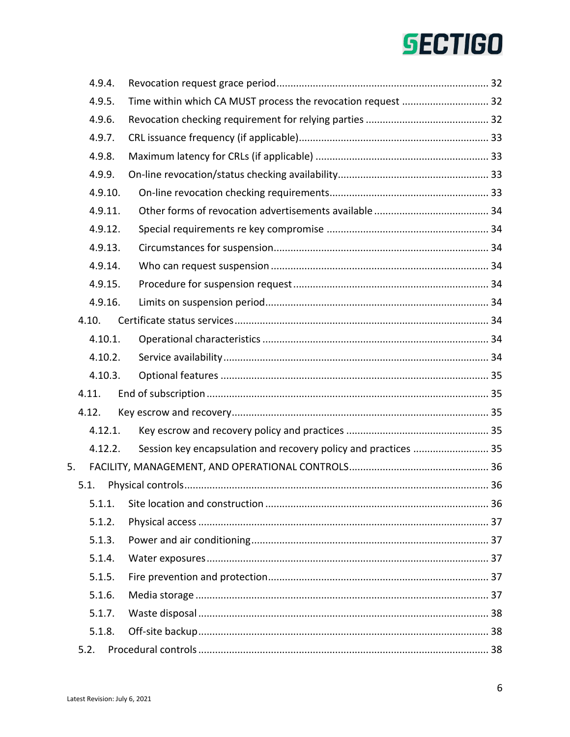4.9.4. Revocation request grace period ........................................................................... 32

4.9.5. Time within which CA MUST process the revocation request ............................... 32

4.9.6. Revocation checking requirement for relying parties ............................................ 32

4.9.7. CRL issuance frequency (if applicable).................................................................... 33

4.9.8. Maximum latency for CRLs (if applicable) ............................................................. 33

4.9.9. On-line revocation/status checking availability...................................................... 33

4.9.10. On-line revocation checking requirements......................................................... 33

4.9.11. Other forms of revocation advertisements available ......................................... 34

4.9.12. Special requirements re key compromise .......................................................... 34

4.9.13. Circumstances for suspension............................................................................ 34

4.9.14. Who can request suspension ............................................................................. 34

4.9.15. Procedure for suspension request ..................................................................... 34

4.9.16. Limits on suspension period............................................................................... 34

4.10. Certificate status services........................................................................................... 34

4.10.1. Operational characteristics ................................................................................ 34

4.10.2. Service availability.............................................................................................. 34

4.10.3. Optional features ............................................................................................... 35

4.11. End of subscription .................................................................................................... 35

4.12. Key escrow and recovery............................................................................................ 35

4.12.1. Key escrow and recovery policy and practices ................................................... 35

4.12.2. Session key encapsulation and recovery policy and practices ........................... 35

5. FACILITY, MANAGEMENT, AND OPERATIONAL CONTROLS.................................................. 36

5.1. Physical controls............................................................................................................ 36

5.1.1. Site location and construction ............................................................................... 36

5.1.2. Physical access ....................................................................................................... 37

5.1.3. Power and air conditioning.................................................................................... 37

5.1.4. Water exposures .................................................................................................... 37

5.1.5. Fire prevention and protection.............................................................................. 37

5.1.6. Media storage ........................................................................................................ 37

5.1.7. Waste disposal ....................................................................................................... 38

5.1.8. Off-site backup....................................................................................................... 38

5.2. Procedural controls ....................................................................................................... 38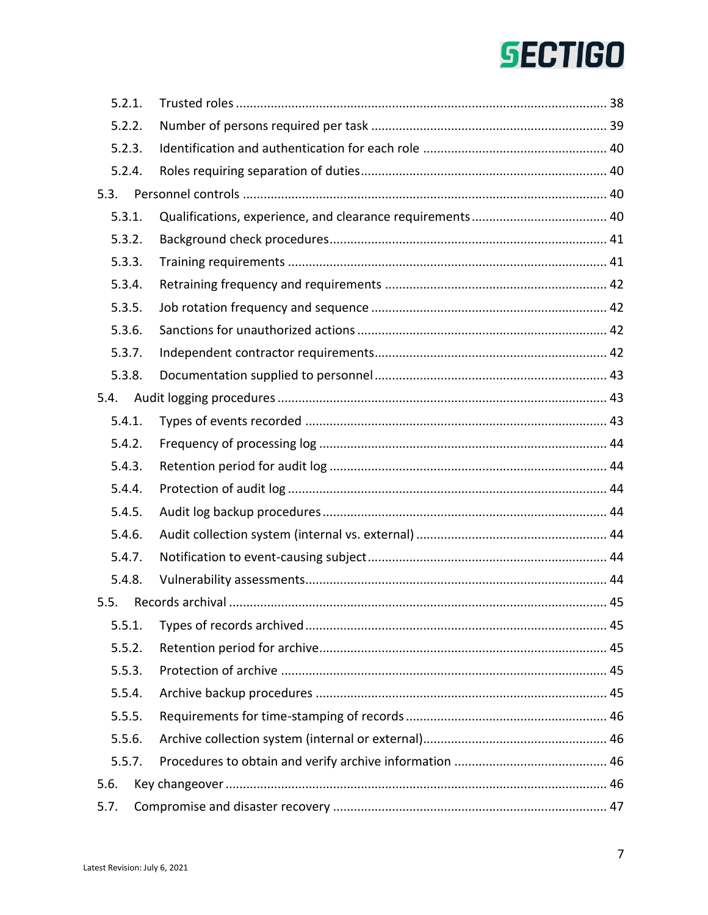- 5.2.1. Trusted roles ........................................................................................................ 38
- 5.2.2. Number of persons required per task .................................................................. 39
- 5.2.3. Identification and authentication for each role .................................................... 40
- 5.2.4. Roles requiring separation of duties..................................................................... 40
- 5.3. Personnel controls ....................................................................................................... 40
  - 5.3.1. Qualifications, experience, and clearance requirements...................................... 40
  - 5.3.2. Background check procedures.............................................................................. 41
  - 5.3.3. Training requirements ........................................................................................... 41
  - 5.3.4. Retraining frequency and requirements ............................................................... 42
  - 5.3.5. Job rotation frequency and sequence .................................................................. 42
  - 5.3.6. Sanctions for unauthorized actions ....................................................................... 42
  - 5.3.7. Independent contractor requirements.................................................................. 42
  - 5.3.8. Documentation supplied to personnel .................................................................. 43
- 5.4. Audit logging procedures .............................................................................................. 43
  - 5.4.1. Types of events recorded ...................................................................................... 43
  - 5.4.2. Frequency of processing log .................................................................................. 44
  - 5.4.3. Retention period for audit log ............................................................................... 44
  - 5.4.4. Protection of audit log ........................................................................................... 44
  - 5.4.5. Audit log backup procedures ................................................................................. 44
  - 5.4.6. Audit collection system (internal vs. external) ....................................................... 44
  - 5.4.7. Notification to event-causing subject .................................................................... 44
  - 5.4.8. Vulnerability assessments...................................................................................... 44
- 5.5. Records archival ............................................................................................................ 45
  - 5.5.1. Types of records archived...................................................................................... 45
  - 5.5.2. Retention period for archive.................................................................................. 45
  - 5.5.3. Protection of archive ............................................................................................. 45
  - 5.5.4. Archive backup procedures ................................................................................... 45
  - 5.5.5. Requirements for time-stamping of records .......................................................... 46
  - 5.5.6. Archive collection system (internal or external)..................................................... 46
  - 5.5.7. Procedures to obtain and verify archive information ............................................ 46
- 5.6. Key changeover ............................................................................................................ 46
- 5.7. Compromise and disaster recovery .............................................................................. 47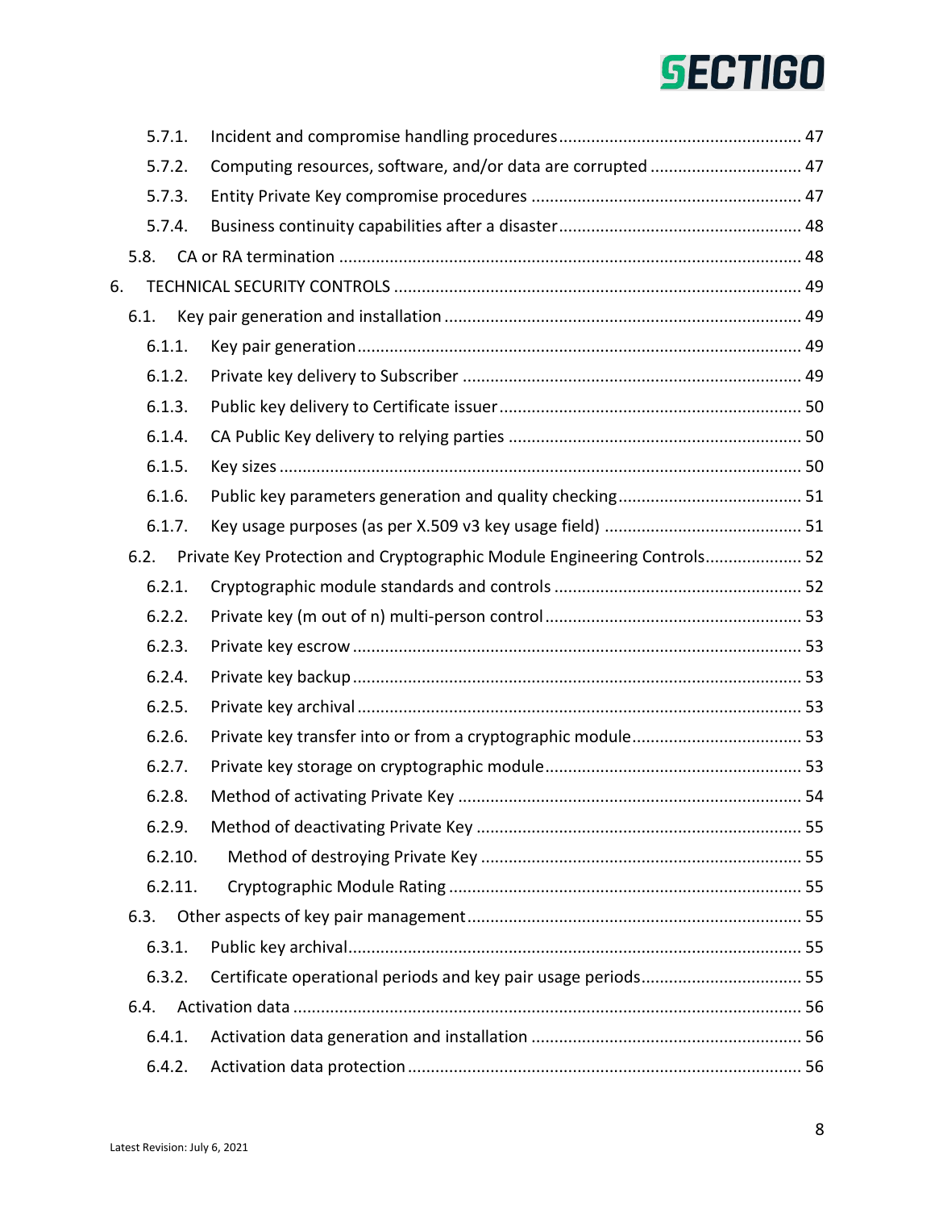5.7.1. Incident and compromise handling procedures ..................................................... 47

5.7.2. Computing resources, software, and/or data are corrupted ................................ 47

5.7.3. Entity Private Key compromise procedures .......................................................... 47

5.7.4. Business continuity capabilities after a disaster .................................................... 48

5.8. CA or RA termination ................................................................................................... 48

6. TECHNICAL SECURITY CONTROLS ....................................................................................... 49

6.1. Key pair generation and installation ............................................................................ 49

6.1.1. Key pair generation ................................................................................................ 49

6.1.2. Private key delivery to Subscriber ......................................................................... 49

6.1.3. Public key delivery to Certificate issuer ................................................................. 50

6.1.4. CA Public Key delivery to relying parties ............................................................... 50

6.1.5. Key sizes ................................................................................................................. 50

6.1.6. Public key parameters generation and quality checking ........................................ 51

6.1.7. Key usage purposes (as per X.509 v3 key usage field) ........................................... 51

6.2. Private Key Protection and Cryptographic Module Engineering Controls .................... 52

6.2.1. Cryptographic module standards and controls ...................................................... 52

6.2.2. Private key (m out of n) multi-person control ........................................................ 53

6.2.3. Private key escrow ................................................................................................. 53

6.2.4. Private key backup ................................................................................................. 53

6.2.5. Private key archival ................................................................................................ 53

6.2.6. Private key transfer into or from a cryptographic module ..................................... 53

6.2.7. Private key storage on cryptographic module ........................................................ 53

6.2.8. Method of activating Private Key .......................................................................... 54

6.2.9. Method of deactivating Private Key ...................................................................... 55

6.2.10. Method of destroying Private Key ..................................................................... 55

6.2.11. Cryptographic Module Rating ............................................................................ 55

6.3. Other aspects of key pair management ........................................................................ 55

6.3.1. Public key archival .................................................................................................. 55

6.3.2. Certificate operational periods and key pair usage periods .................................. 55

6.4. Activation data ............................................................................................................. 56

6.4.1. Activation data generation and installation .......................................................... 56

6.4.2. Activation data protection ..................................................................................... 56

Latest Revision: July 6, 2021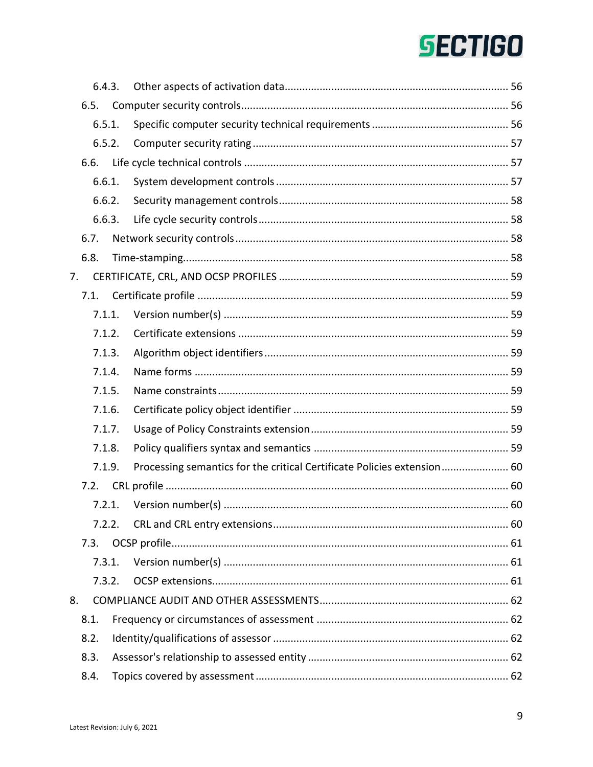6.4.3. Other aspects of activation data .... 56

6.5. Computer security controls .... 56

6.5.1. Specific computer security technical requirements .... 56

6.5.2. Computer security rating .... 57

6.6. Life cycle technical controls .... 57

6.6.1. System development controls .... 57

6.6.2. Security management controls .... 58

6.6.3. Life cycle security controls .... 58

6.7. Network security controls .... 58

6.8. Time-stamping .... 58

7. CERTIFICATE, CRL, AND OCSP PROFILES .... 59

7.1. Certificate profile .... 59

7.1.1. Version number(s) .... 59

7.1.2. Certificate extensions .... 59

7.1.3. Algorithm object identifiers .... 59

7.1.4. Name forms .... 59

7.1.5. Name constraints .... 59

7.1.6. Certificate policy object identifier .... 59

7.1.7. Usage of Policy Constraints extension .... 59

7.1.8. Policy qualifiers syntax and semantics .... 59

7.1.9. Processing semantics for the critical Certificate Policies extension .... 60

7.2. CRL profile .... 60

7.2.1. Version number(s) .... 60

7.2.2. CRL and CRL entry extensions .... 60

7.3. OCSP profile .... 61

7.3.1. Version number(s) .... 61

7.3.2. OCSP extensions .... 61

8. COMPLIANCE AUDIT AND OTHER ASSESSMENTS .... 62

8.1. Frequency or circumstances of assessment .... 62

8.2. Identity/qualifications of assessor .... 62

8.3. Assessor's relationship to assessed entity .... 62

8.4. Topics covered by assessment .... 62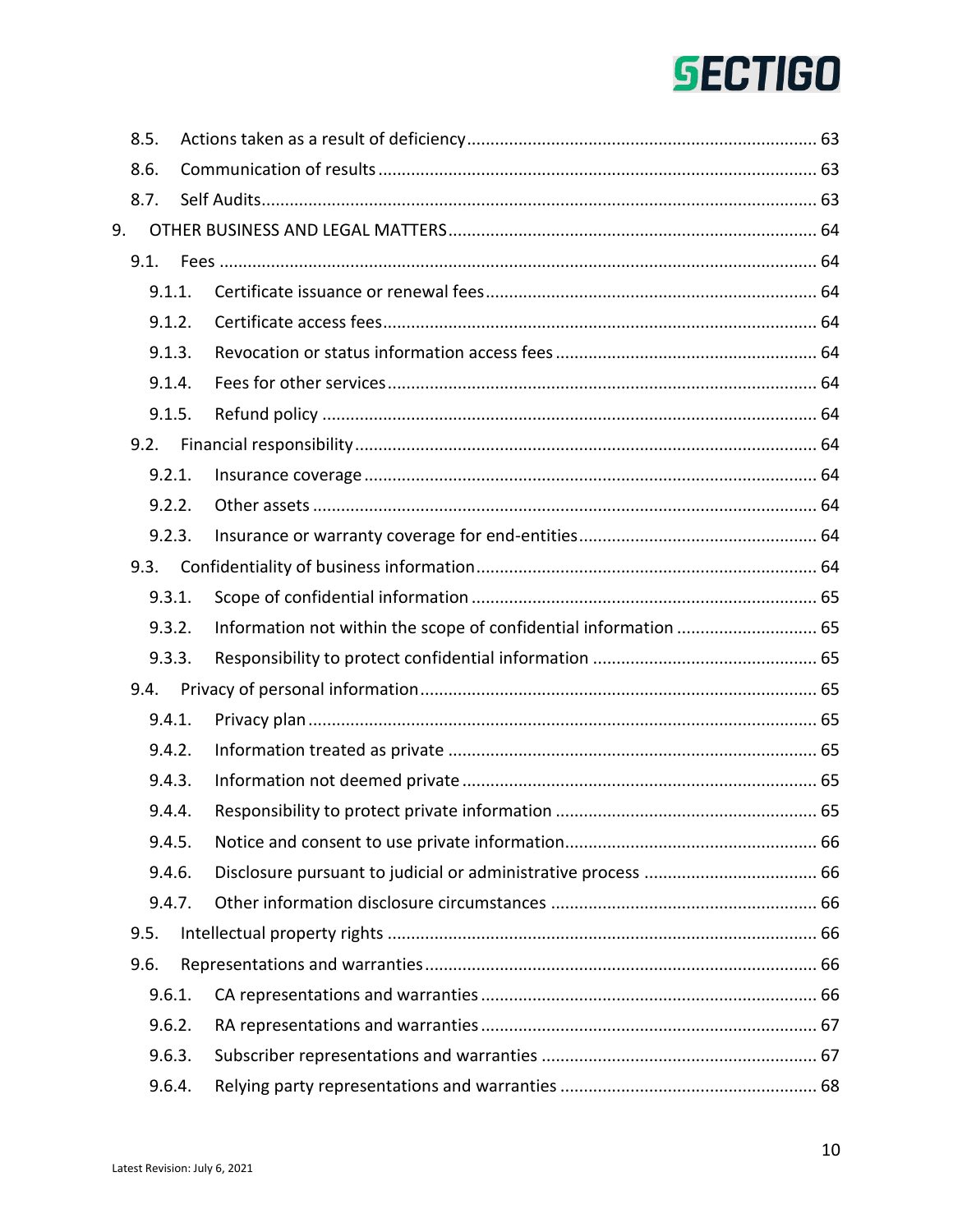8.5. Actions taken as a result of deficiency ........................................................................ 63
8.6. Communication of results ........................................................................................... 63
8.7. Self Audits ................................................................................................................... 63
9. OTHER BUSINESS AND LEGAL MATTERS ..................................................................... 64
9.1. Fees ............................................................................................................................. 64
9.1.1. Certificate issuance or renewal fees ...................................................................... 64
9.1.2. Certificate access fees ........................................................................................... 64
9.1.3. Revocation or status information access fees ....................................................... 64
9.1.4. Fees for other services ........................................................................................... 64
9.1.5. Refund policy ........................................................................................................ 64
9.2. Financial responsibility ................................................................................................ 64
9.2.1. Insurance coverage ................................................................................................ 64
9.2.2. Other assets .......................................................................................................... 64
9.2.3. Insurance or warranty coverage for end-entities ................................................... 64
9.3. Confidentiality of business information ...................................................................... 64
9.3.1. Scope of confidential information ......................................................................... 65
9.3.2. Information not within the scope of confidential information .............................. 65
9.3.3. Responsibility to protect confidential information ................................................ 65
9.4. Privacy of personal information .................................................................................. 65
9.4.1. Privacy plan ............................................................................................................ 65
9.4.2. Information treated as private .............................................................................. 65
9.4.3. Information not deemed private ........................................................................... 65
9.4.4. Responsibility to protect private information ....................................................... 65
9.4.5. Notice and consent to use private information ..................................................... 66
9.4.6. Disclosure pursuant to judicial or administrative process ..................................... 66
9.4.7. Other information disclosure circumstances ........................................................ 66
9.5. Intellectual property rights .......................................................................................... 66
9.6. Representations and warranties .................................................................................. 66
9.6.1. CA representations and warranties ....................................................................... 66
9.6.2. RA representations and warranties ....................................................................... 67
9.6.3. Subscriber representations and warranties .......................................................... 67
9.6.4. Relying party representations and warranties ...................................................... 68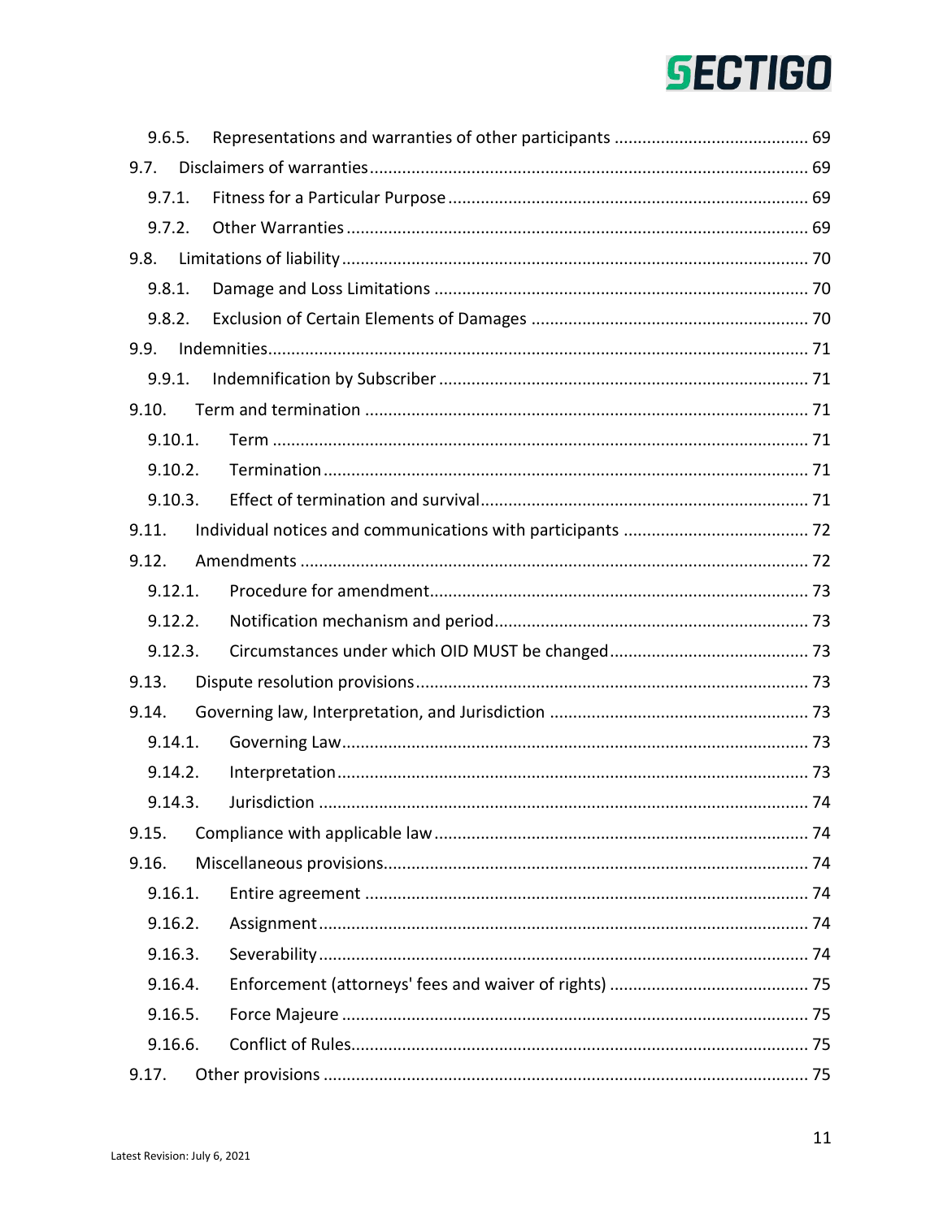9.6.5. Representations and warranties of other participants ........................................ 69

9.7. Disclaimers of warranties ........................................................................................ 69

9.7.1. Fitness for a Particular Purpose ........................................................................ 69

9.7.2. Other Warranties ............................................................................................... 69

9.8. Limitations of liability ............................................................................................... 70

9.8.1. Damage and Loss Limitations ............................................................................ 70

9.8.2. Exclusion of Certain Elements of Damages ........................................................ 70

9.9. Indemnities ............................................................................................................... 71

9.9.1. Indemnification by Subscriber ........................................................................... 71

9.10. Term and termination .............................................................................................. 71

9.10.1. Term ............................................................................................................... 71

9.10.2. Termination ..................................................................................................... 71

9.10.3. Effect of termination and survival ................................................................... 71

9.11. Individual notices and communications with participants ...................................... 72

9.12. Amendments ........................................................................................................... 72

9.12.1. Procedure for amendment ............................................................................... 73

9.12.2. Notification mechanism and period ................................................................. 73

9.12.3. Circumstances under which OID MUST be changed ......................................... 73

9.13. Dispute resolution provisions ................................................................................... 73

9.14. Governing law, Interpretation, and Jurisdiction ...................................................... 73

9.14.1. Governing Law ................................................................................................. 73

9.14.2. Interpretation .................................................................................................. 73

9.14.3. Jurisdiction ...................................................................................................... 74

9.15. Compliance with applicable law .............................................................................. 74

9.16. Miscellaneous provisions ......................................................................................... 74

9.16.1. Entire agreement ............................................................................................. 74

9.16.2. Assignment ...................................................................................................... 74

9.16.3. Severability ...................................................................................................... 74

9.16.4. Enforcement (attorneys' fees and waiver of rights) ......................................... 75

9.16.5. Force Majeure .................................................................................................. 75

9.16.6. Conflict of Rules ............................................................................................... 75

9.17. Other provisions ...................................................................................................... 75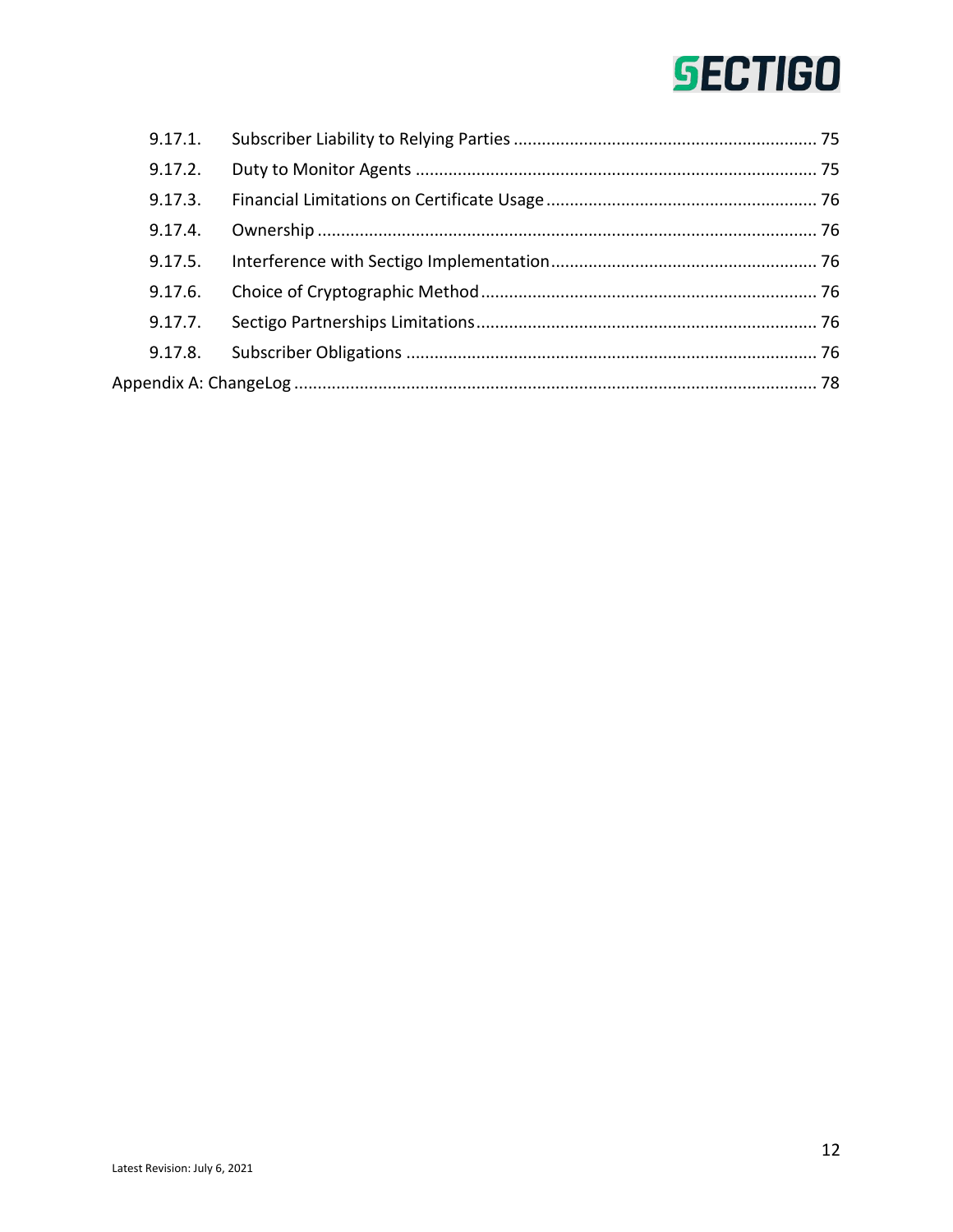- 9.17.1. Subscriber Liability to Relying Parties ... 75
- 9.17.2. Duty to Monitor Agents ... 75
- 9.17.3. Financial Limitations on Certificate Usage ... 76
- 9.17.4. Ownership ... 76
- 9.17.5. Interference with Sectigo Implementation ... 76
- 9.17.6. Choice of Cryptographic Method ... 76
- 9.17.7. Sectigo Partnerships Limitations ... 76
- 9.17.8. Subscriber Obligations ... 76

Appendix A: ChangeLog ... 78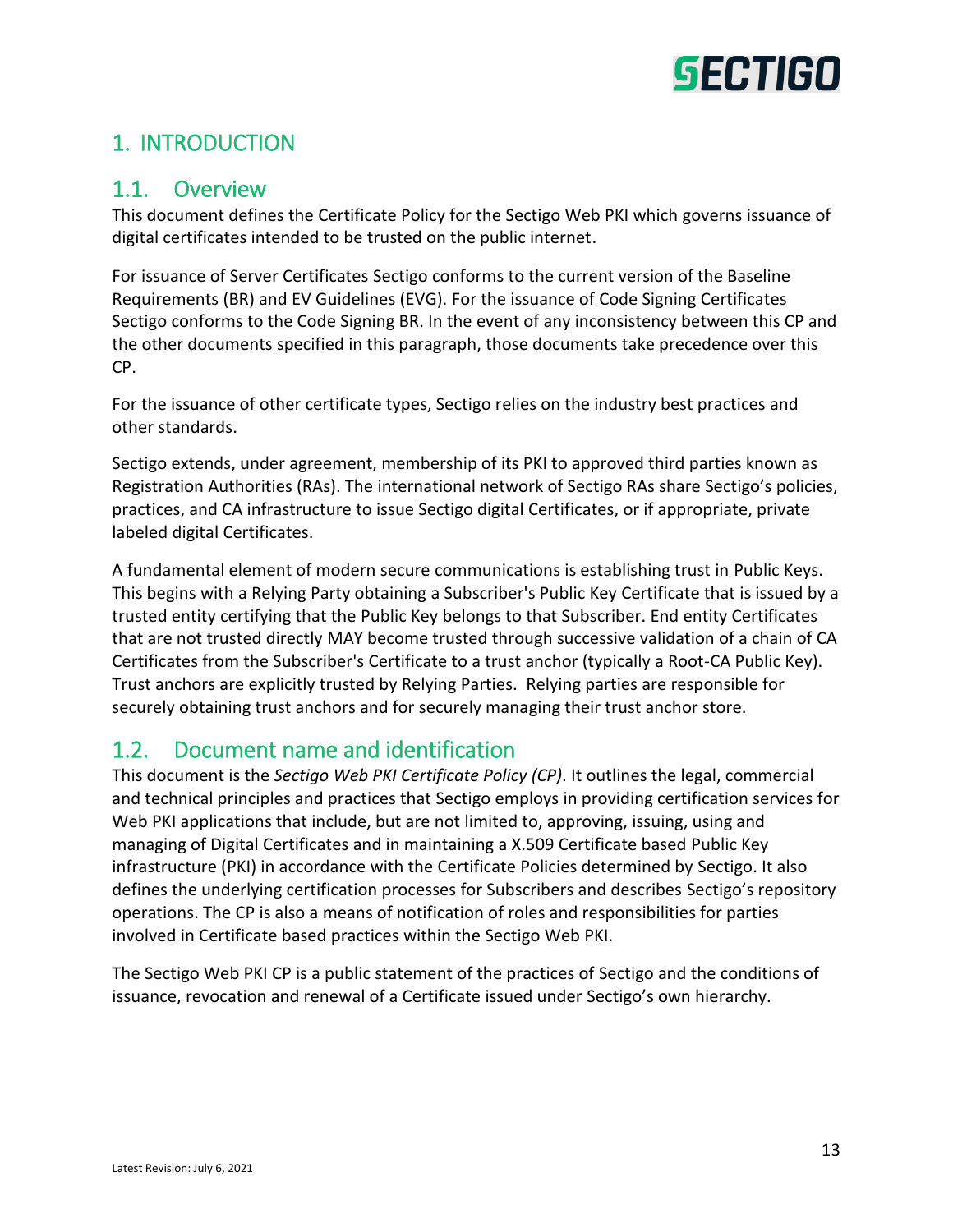# 1. INTRODUCTION

## 1.1. Overview

This document defines the Certificate Policy for the Sectigo Web PKI which governs issuance of digital certificates intended to be trusted on the public internet.

For issuance of Server Certificates Sectigo conforms to the current version of the Baseline Requirements (BR) and EV Guidelines (EVG). For the issuance of Code Signing Certificates Sectigo conforms to the Code Signing BR. In the event of any inconsistency between this CP and the other documents specified in this paragraph, those documents take precedence over this CP.

For the issuance of other certificate types, Sectigo relies on the industry best practices and other standards.

Sectigo extends, under agreement, membership of its PKI to approved third parties known as Registration Authorities (RAs). The international network of Sectigo RAs share Sectigo's policies, practices, and CA infrastructure to issue Sectigo digital Certificates, or if appropriate, private labeled digital Certificates.

A fundamental element of modern secure communications is establishing trust in Public Keys. This begins with a Relying Party obtaining a Subscriber's Public Key Certificate that is issued by a trusted entity certifying that the Public Key belongs to that Subscriber. End entity Certificates that are not trusted directly MAY become trusted through successive validation of a chain of CA Certificates from the Subscriber's Certificate to a trust anchor (typically a Root-CA Public Key). Trust anchors are explicitly trusted by Relying Parties. Relying parties are responsible for securely obtaining trust anchors and for securely managing their trust anchor store.

## 1.2. Document name and identification

This document is the *Sectigo Web PKI Certificate Policy (CP)*. It outlines the legal, commercial and technical principles and practices that Sectigo employs in providing certification services for Web PKI applications that include, but are not limited to, approving, issuing, using and managing of Digital Certificates and in maintaining a X.509 Certificate based Public Key infrastructure (PKI) in accordance with the Certificate Policies determined by Sectigo. It also defines the underlying certification processes for Subscribers and describes Sectigo's repository operations. The CP is also a means of notification of roles and responsibilities for parties involved in Certificate based practices within the Sectigo Web PKI.

The Sectigo Web PKI CP is a public statement of the practices of Sectigo and the conditions of issuance, revocation and renewal of a Certificate issued under Sectigo's own hierarchy.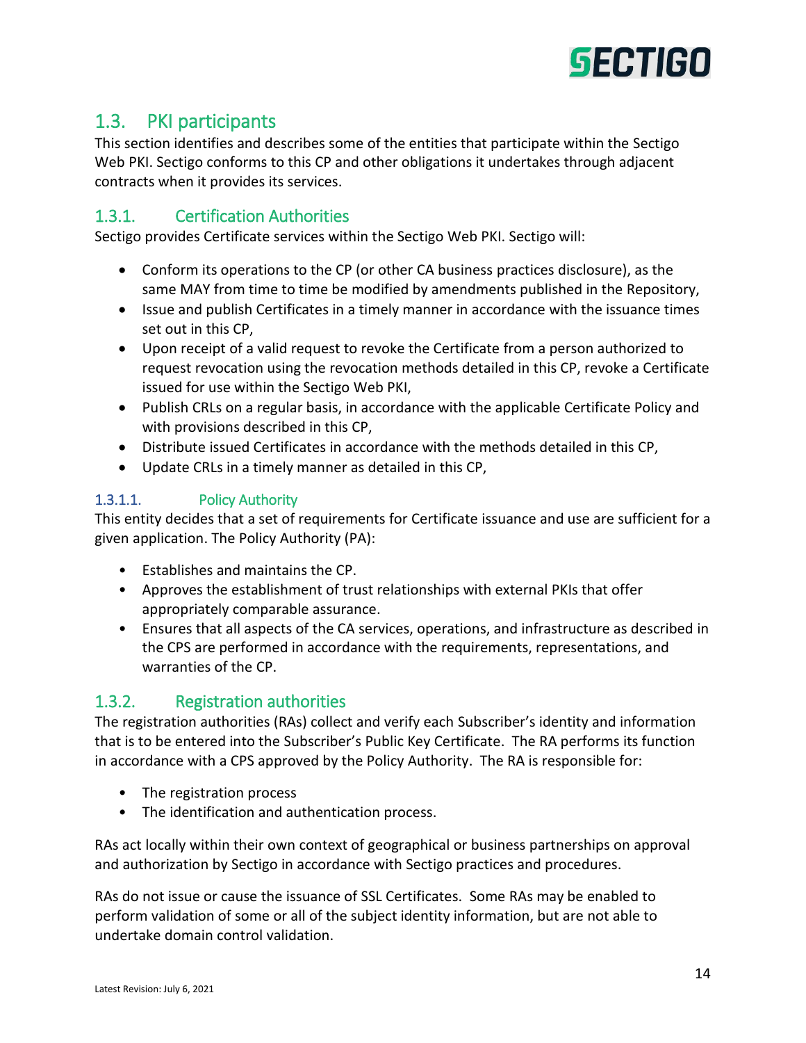## 1.3. PKI participants

This section identifies and describes some of the entities that participate within the Sectigo Web PKI. Sectigo conforms to this CP and other obligations it undertakes through adjacent contracts when it provides its services.

### 1.3.1. Certification Authorities

Sectigo provides Certificate services within the Sectigo Web PKI. Sectigo will:

- Conform its operations to the CP (or other CA business practices disclosure), as the same MAY from time to time be modified by amendments published in the Repository,
- Issue and publish Certificates in a timely manner in accordance with the issuance times set out in this CP,
- Upon receipt of a valid request to revoke the Certificate from a person authorized to request revocation using the revocation methods detailed in this CP, revoke a Certificate issued for use within the Sectigo Web PKI,
- Publish CRLs on a regular basis, in accordance with the applicable Certificate Policy and with provisions described in this CP,
- Distribute issued Certificates in accordance with the methods detailed in this CP,
- Update CRLs in a timely manner as detailed in this CP,

#### 1.3.1.1. Policy Authority

This entity decides that a set of requirements for Certificate issuance and use are sufficient for a given application. The Policy Authority (PA):

- Establishes and maintains the CP.
- Approves the establishment of trust relationships with external PKIs that offer appropriately comparable assurance.
- Ensures that all aspects of the CA services, operations, and infrastructure as described in the CPS are performed in accordance with the requirements, representations, and warranties of the CP.

### 1.3.2. Registration authorities

The registration authorities (RAs) collect and verify each Subscriber's identity and information that is to be entered into the Subscriber's Public Key Certificate. The RA performs its function in accordance with a CPS approved by the Policy Authority. The RA is responsible for:

- The registration process
- The identification and authentication process.

RAs act locally within their own context of geographical or business partnerships on approval and authorization by Sectigo in accordance with Sectigo practices and procedures.

RAs do not issue or cause the issuance of SSL Certificates. Some RAs may be enabled to perform validation of some or all of the subject identity information, but are not able to undertake domain control validation.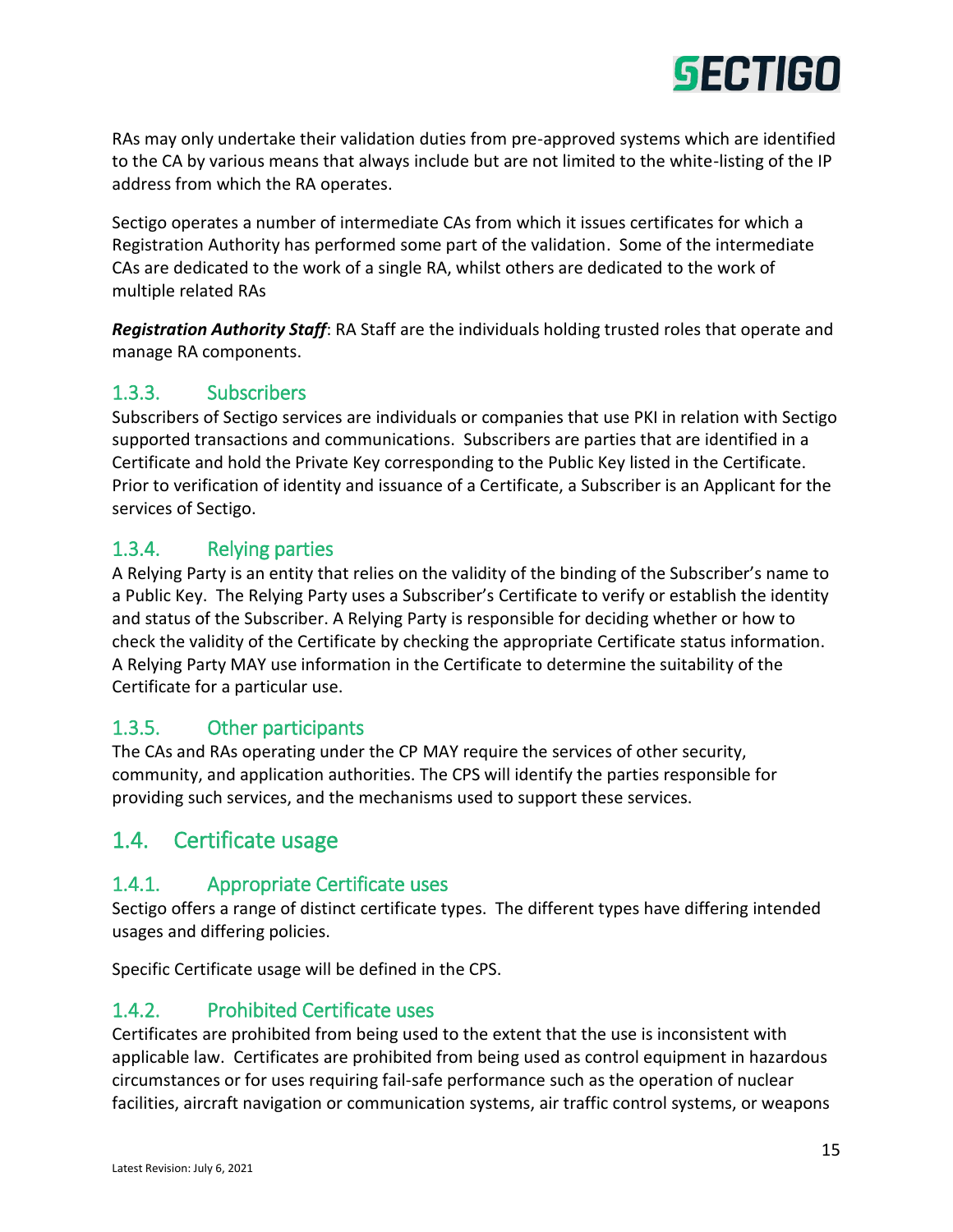RAs may only undertake their validation duties from pre-approved systems which are identified to the CA by various means that always include but are not limited to the white-listing of the IP address from which the RA operates.

Sectigo operates a number of intermediate CAs from which it issues certificates for which a Registration Authority has performed some part of the validation. Some of the intermediate CAs are dedicated to the work of a single RA, whilst others are dedicated to the work of multiple related RAs

***Registration Authority Staff***: RA Staff are the individuals holding trusted roles that operate and manage RA components.

### 1.3.3. Subscribers

Subscribers of Sectigo services are individuals or companies that use PKI in relation with Sectigo supported transactions and communications. Subscribers are parties that are identified in a Certificate and hold the Private Key corresponding to the Public Key listed in the Certificate. Prior to verification of identity and issuance of a Certificate, a Subscriber is an Applicant for the services of Sectigo.

### 1.3.4. Relying parties

A Relying Party is an entity that relies on the validity of the binding of the Subscriber's name to a Public Key. The Relying Party uses a Subscriber's Certificate to verify or establish the identity and status of the Subscriber. A Relying Party is responsible for deciding whether or how to check the validity of the Certificate by checking the appropriate Certificate status information. A Relying Party MAY use information in the Certificate to determine the suitability of the Certificate for a particular use.

### 1.3.5. Other participants

The CAs and RAs operating under the CP MAY require the services of other security, community, and application authorities. The CPS will identify the parties responsible for providing such services, and the mechanisms used to support these services.

## 1.4. Certificate usage

### 1.4.1. Appropriate Certificate uses

Sectigo offers a range of distinct certificate types. The different types have differing intended usages and differing policies.

Specific Certificate usage will be defined in the CPS.

### 1.4.2. Prohibited Certificate uses

Certificates are prohibited from being used to the extent that the use is inconsistent with applicable law. Certificates are prohibited from being used as control equipment in hazardous circumstances or for uses requiring fail-safe performance such as the operation of nuclear facilities, aircraft navigation or communication systems, air traffic control systems, or weapons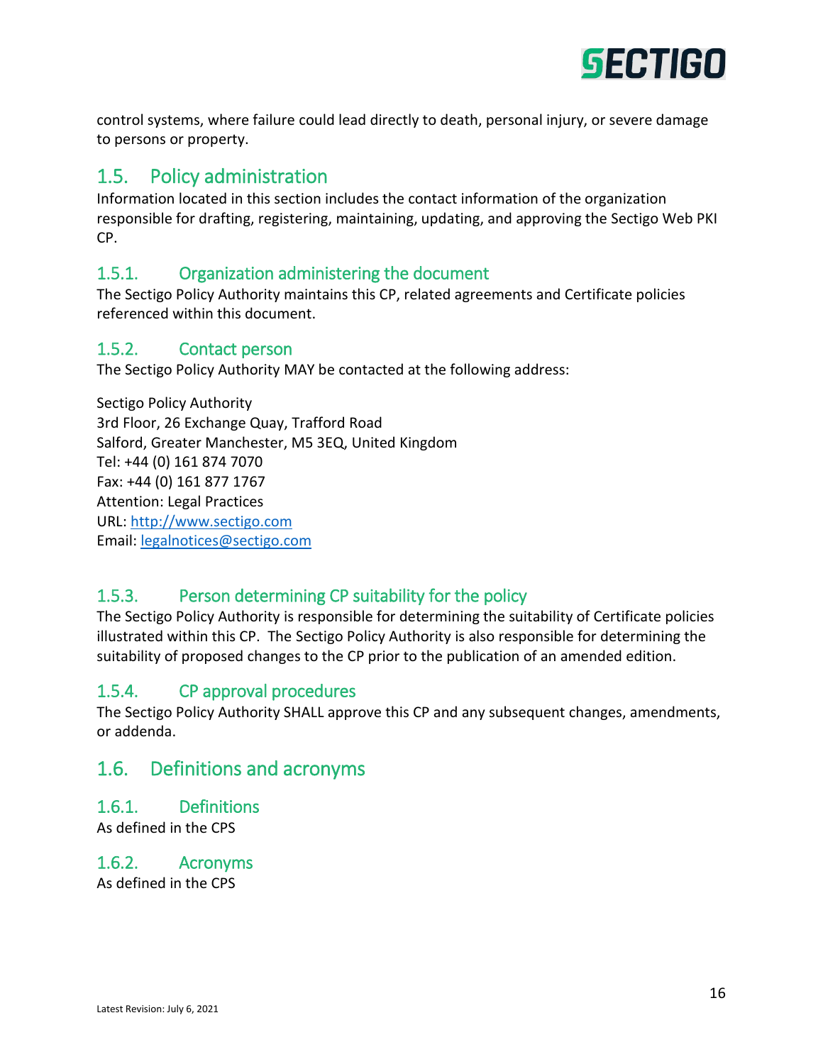control systems, where failure could lead directly to death, personal injury, or severe damage to persons or property.

## 1.5. Policy administration

Information located in this section includes the contact information of the organization responsible for drafting, registering, maintaining, updating, and approving the Sectigo Web PKI CP.

### 1.5.1. Organization administering the document

The Sectigo Policy Authority maintains this CP, related agreements and Certificate policies referenced within this document.

### 1.5.2. Contact person

The Sectigo Policy Authority MAY be contacted at the following address:

Sectigo Policy Authority
3rd Floor, 26 Exchange Quay, Trafford Road
Salford, Greater Manchester, M5 3EQ, United Kingdom
Tel: +44 (0) 161 874 7070
Fax: +44 (0) 161 877 1767
Attention: Legal Practices
URL: http://www.sectigo.com
Email: legalnotices@sectigo.com

### 1.5.3. Person determining CP suitability for the policy

The Sectigo Policy Authority is responsible for determining the suitability of Certificate policies illustrated within this CP. The Sectigo Policy Authority is also responsible for determining the suitability of proposed changes to the CP prior to the publication of an amended edition.

### 1.5.4. CP approval procedures

The Sectigo Policy Authority SHALL approve this CP and any subsequent changes, amendments, or addenda.

## 1.6. Definitions and acronyms

### 1.6.1. Definitions

As defined in the CPS

### 1.6.2. Acronyms

As defined in the CPS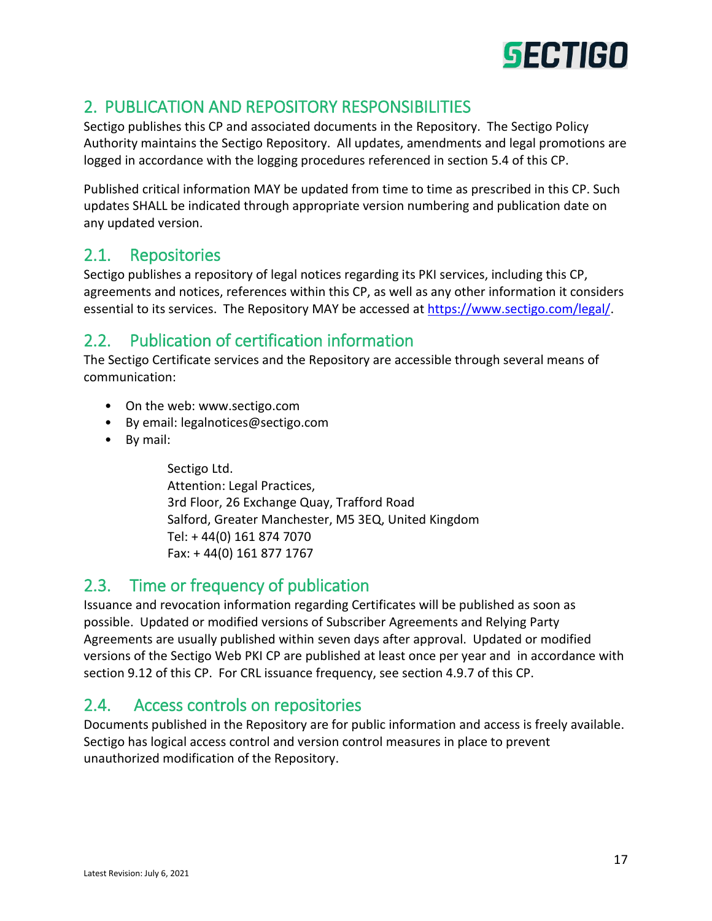# 2. PUBLICATION AND REPOSITORY RESPONSIBILITIES

Sectigo publishes this CP and associated documents in the Repository. The Sectigo Policy Authority maintains the Sectigo Repository. All updates, amendments and legal promotions are logged in accordance with the logging procedures referenced in section 5.4 of this CP.

Published critical information MAY be updated from time to time as prescribed in this CP. Such updates SHALL be indicated through appropriate version numbering and publication date on any updated version.

## 2.1. Repositories

Sectigo publishes a repository of legal notices regarding its PKI services, including this CP, agreements and notices, references within this CP, as well as any other information it considers essential to its services. The Repository MAY be accessed at https://www.sectigo.com/legal/.

## 2.2. Publication of certification information

The Sectigo Certificate services and the Repository are accessible through several means of communication:

- On the web: www.sectigo.com
- By email: legalnotices@sectigo.com
- By mail:

  Sectigo Ltd.
  Attention: Legal Practices,
  3rd Floor, 26 Exchange Quay, Trafford Road
  Salford, Greater Manchester, M5 3EQ, United Kingdom
  Tel: + 44(0) 161 874 7070
  Fax: + 44(0) 161 877 1767

## 2.3. Time or frequency of publication

Issuance and revocation information regarding Certificates will be published as soon as possible. Updated or modified versions of Subscriber Agreements and Relying Party Agreements are usually published within seven days after approval. Updated or modified versions of the Sectigo Web PKI CP are published at least once per year and in accordance with section 9.12 of this CP. For CRL issuance frequency, see section 4.9.7 of this CP.

## 2.4. Access controls on repositories

Documents published in the Repository are for public information and access is freely available. Sectigo has logical access control and version control measures in place to prevent unauthorized modification of the Repository.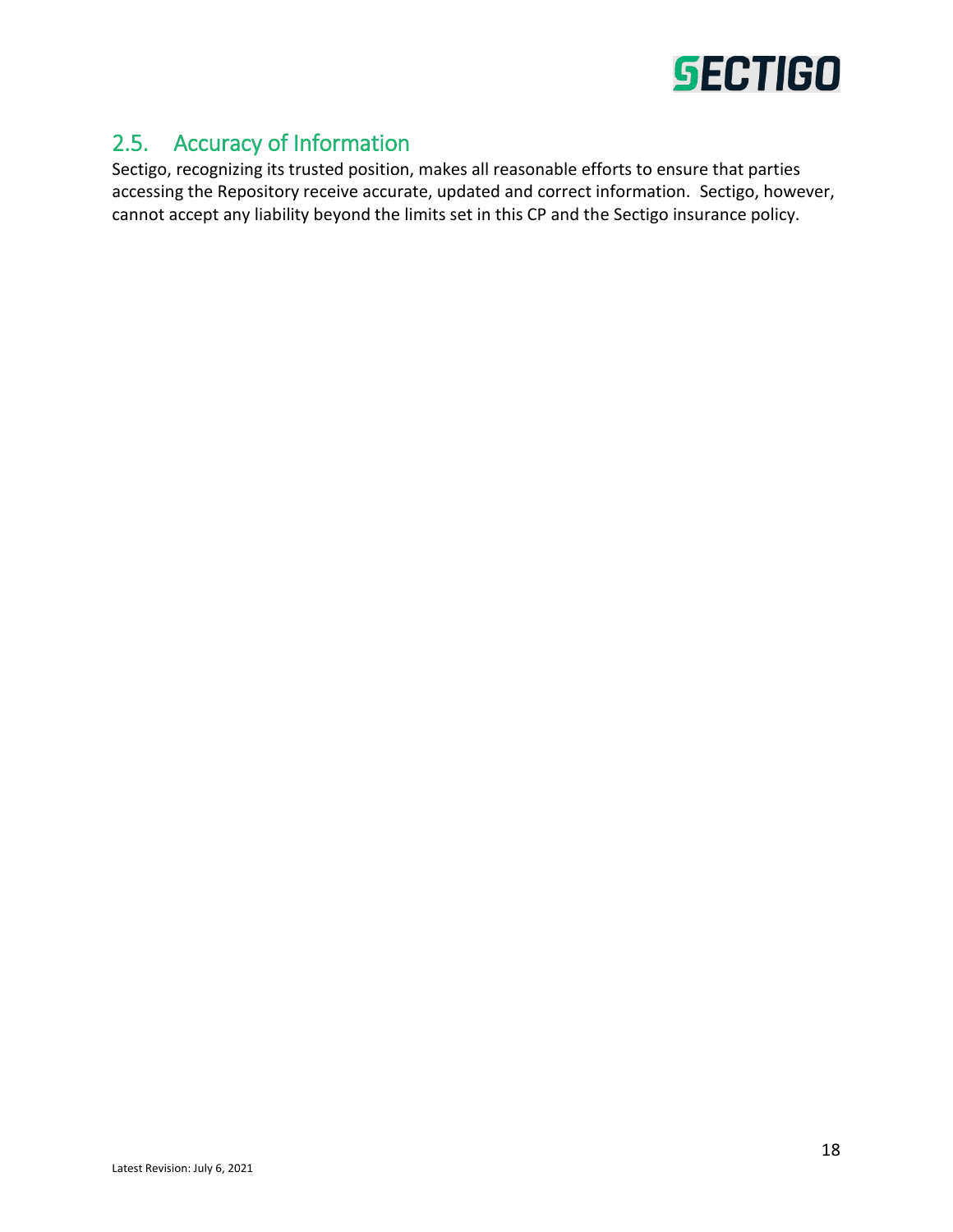## 2.5. Accuracy of Information

Sectigo, recognizing its trusted position, makes all reasonable efforts to ensure that parties accessing the Repository receive accurate, updated and correct information. Sectigo, however, cannot accept any liability beyond the limits set in this CP and the Sectigo insurance policy.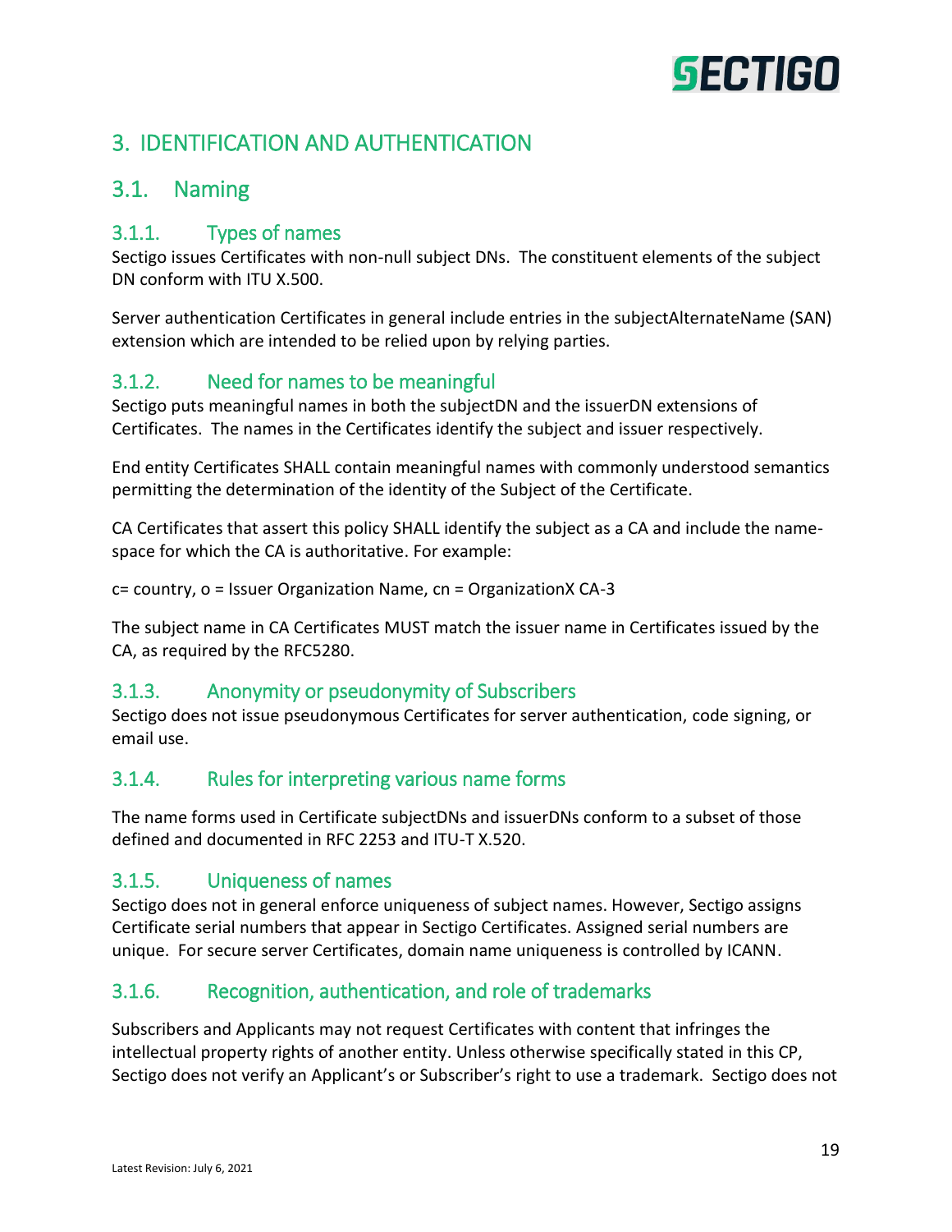# 3. IDENTIFICATION AND AUTHENTICATION

## 3.1. Naming

### 3.1.1. Types of names

Sectigo issues Certificates with non-null subject DNs. The constituent elements of the subject DN conform with ITU X.500.

Server authentication Certificates in general include entries in the subjectAlternateName (SAN) extension which are intended to be relied upon by relying parties.

### 3.1.2. Need for names to be meaningful

Sectigo puts meaningful names in both the subjectDN and the issuerDN extensions of Certificates. The names in the Certificates identify the subject and issuer respectively.

End entity Certificates SHALL contain meaningful names with commonly understood semantics permitting the determination of the identity of the Subject of the Certificate.

CA Certificates that assert this policy SHALL identify the subject as a CA and include the name-space for which the CA is authoritative. For example:

c= country, o = Issuer Organization Name, cn = OrganizationX CA-3

The subject name in CA Certificates MUST match the issuer name in Certificates issued by the CA, as required by the RFC5280.

### 3.1.3. Anonymity or pseudonymity of Subscribers

Sectigo does not issue pseudonymous Certificates for server authentication, code signing, or email use.

### 3.1.4. Rules for interpreting various name forms

The name forms used in Certificate subjectDNs and issuerDNs conform to a subset of those defined and documented in RFC 2253 and ITU-T X.520.

### 3.1.5. Uniqueness of names

Sectigo does not in general enforce uniqueness of subject names. However, Sectigo assigns Certificate serial numbers that appear in Sectigo Certificates. Assigned serial numbers are unique. For secure server Certificates, domain name uniqueness is controlled by ICANN.

### 3.1.6. Recognition, authentication, and role of trademarks

Subscribers and Applicants may not request Certificates with content that infringes the intellectual property rights of another entity. Unless otherwise specifically stated in this CP, Sectigo does not verify an Applicant's or Subscriber's right to use a trademark. Sectigo does not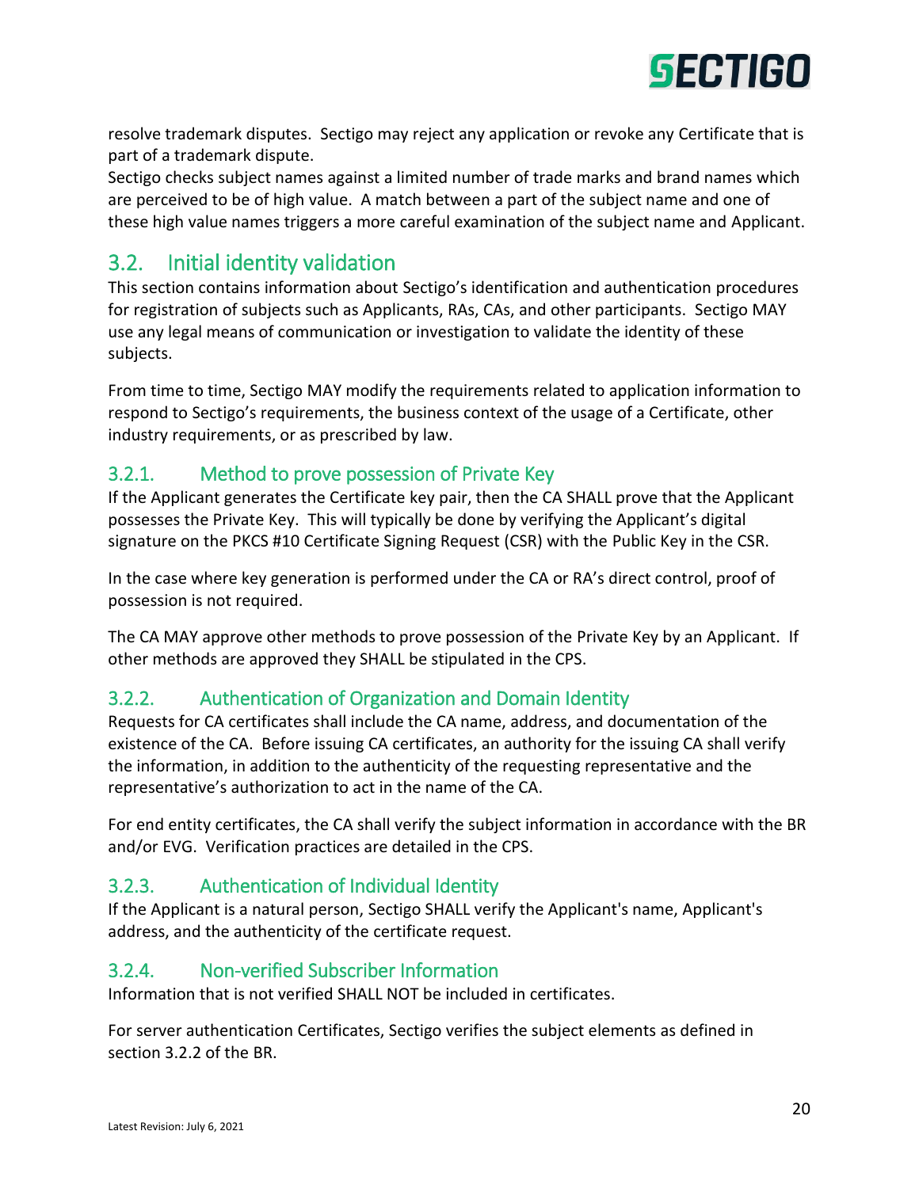resolve trademark disputes. Sectigo may reject any application or revoke any Certificate that is part of a trademark dispute.
Sectigo checks subject names against a limited number of trade marks and brand names which are perceived to be of high value. A match between a part of the subject name and one of these high value names triggers a more careful examination of the subject name and Applicant.

## 3.2. Initial identity validation

This section contains information about Sectigo's identification and authentication procedures for registration of subjects such as Applicants, RAs, CAs, and other participants. Sectigo MAY use any legal means of communication or investigation to validate the identity of these subjects.

From time to time, Sectigo MAY modify the requirements related to application information to respond to Sectigo's requirements, the business context of the usage of a Certificate, other industry requirements, or as prescribed by law.

### 3.2.1. Method to prove possession of Private Key

If the Applicant generates the Certificate key pair, then the CA SHALL prove that the Applicant possesses the Private Key. This will typically be done by verifying the Applicant's digital signature on the PKCS #10 Certificate Signing Request (CSR) with the Public Key in the CSR.

In the case where key generation is performed under the CA or RA's direct control, proof of possession is not required.

The CA MAY approve other methods to prove possession of the Private Key by an Applicant. If other methods are approved they SHALL be stipulated in the CPS.

### 3.2.2. Authentication of Organization and Domain Identity

Requests for CA certificates shall include the CA name, address, and documentation of the existence of the CA. Before issuing CA certificates, an authority for the issuing CA shall verify the information, in addition to the authenticity of the requesting representative and the representative's authorization to act in the name of the CA.

For end entity certificates, the CA shall verify the subject information in accordance with the BR and/or EVG. Verification practices are detailed in the CPS.

### 3.2.3. Authentication of Individual Identity

If the Applicant is a natural person, Sectigo SHALL verify the Applicant's name, Applicant's address, and the authenticity of the certificate request.

### 3.2.4. Non-verified Subscriber Information

Information that is not verified SHALL NOT be included in certificates.

For server authentication Certificates, Sectigo verifies the subject elements as defined in section 3.2.2 of the BR.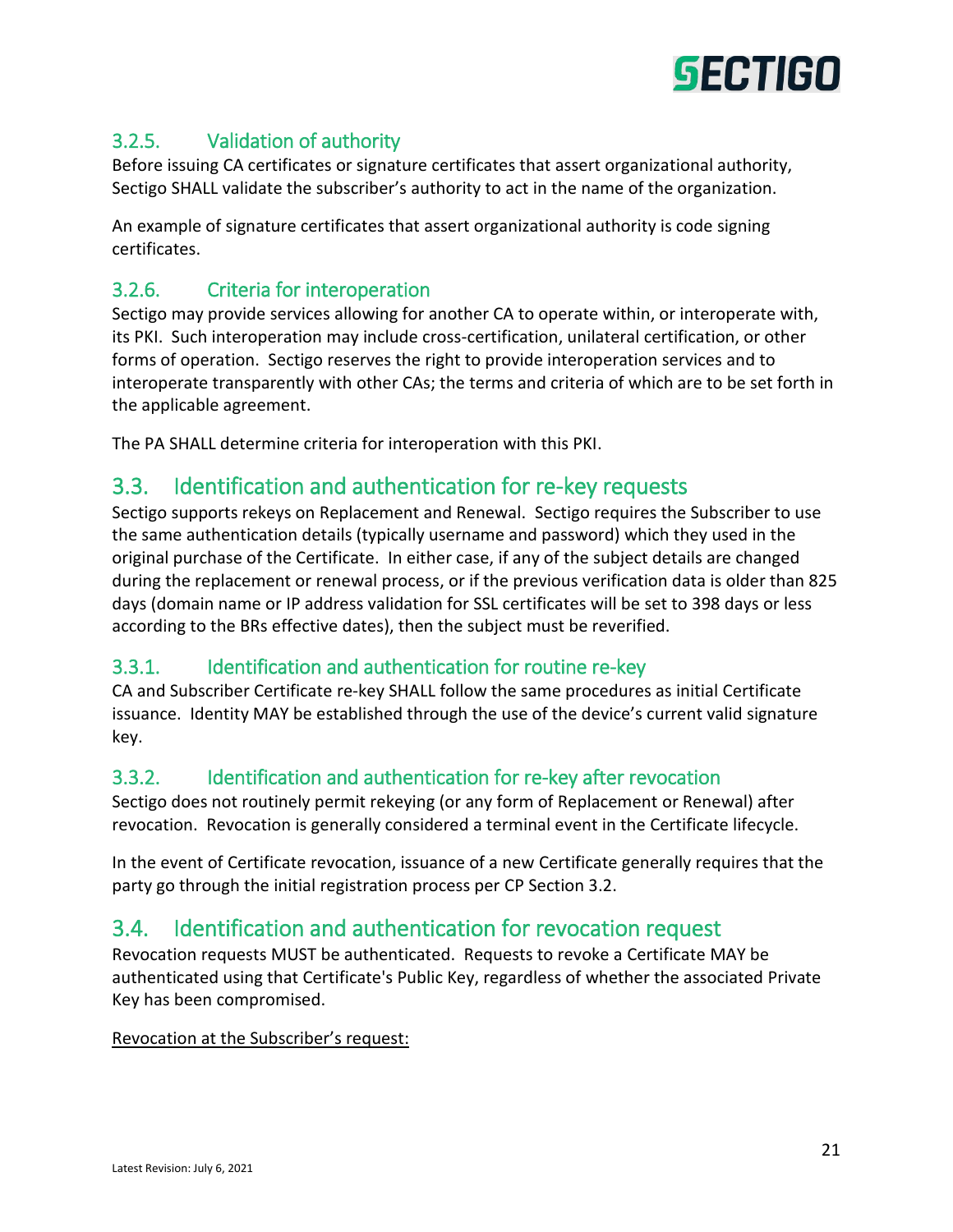### 3.2.5. Validation of authority

Before issuing CA certificates or signature certificates that assert organizational authority, Sectigo SHALL validate the subscriber's authority to act in the name of the organization.

An example of signature certificates that assert organizational authority is code signing certificates.

### 3.2.6. Criteria for interoperation

Sectigo may provide services allowing for another CA to operate within, or interoperate with, its PKI. Such interoperation may include cross-certification, unilateral certification, or other forms of operation. Sectigo reserves the right to provide interoperation services and to interoperate transparently with other CAs; the terms and criteria of which are to be set forth in the applicable agreement.

The PA SHALL determine criteria for interoperation with this PKI.

## 3.3. Identification and authentication for re-key requests

Sectigo supports rekeys on Replacement and Renewal. Sectigo requires the Subscriber to use the same authentication details (typically username and password) which they used in the original purchase of the Certificate. In either case, if any of the subject details are changed during the replacement or renewal process, or if the previous verification data is older than 825 days (domain name or IP address validation for SSL certificates will be set to 398 days or less according to the BRs effective dates), then the subject must be reverified.

### 3.3.1. Identification and authentication for routine re-key

CA and Subscriber Certificate re-key SHALL follow the same procedures as initial Certificate issuance. Identity MAY be established through the use of the device's current valid signature key.

### 3.3.2. Identification and authentication for re-key after revocation

Sectigo does not routinely permit rekeying (or any form of Replacement or Renewal) after revocation. Revocation is generally considered a terminal event in the Certificate lifecycle.

In the event of Certificate revocation, issuance of a new Certificate generally requires that the party go through the initial registration process per CP Section 3.2.

## 3.4. Identification and authentication for revocation request

Revocation requests MUST be authenticated. Requests to revoke a Certificate MAY be authenticated using that Certificate's Public Key, regardless of whether the associated Private Key has been compromised.

<u>Revocation at the Subscriber's request:</u>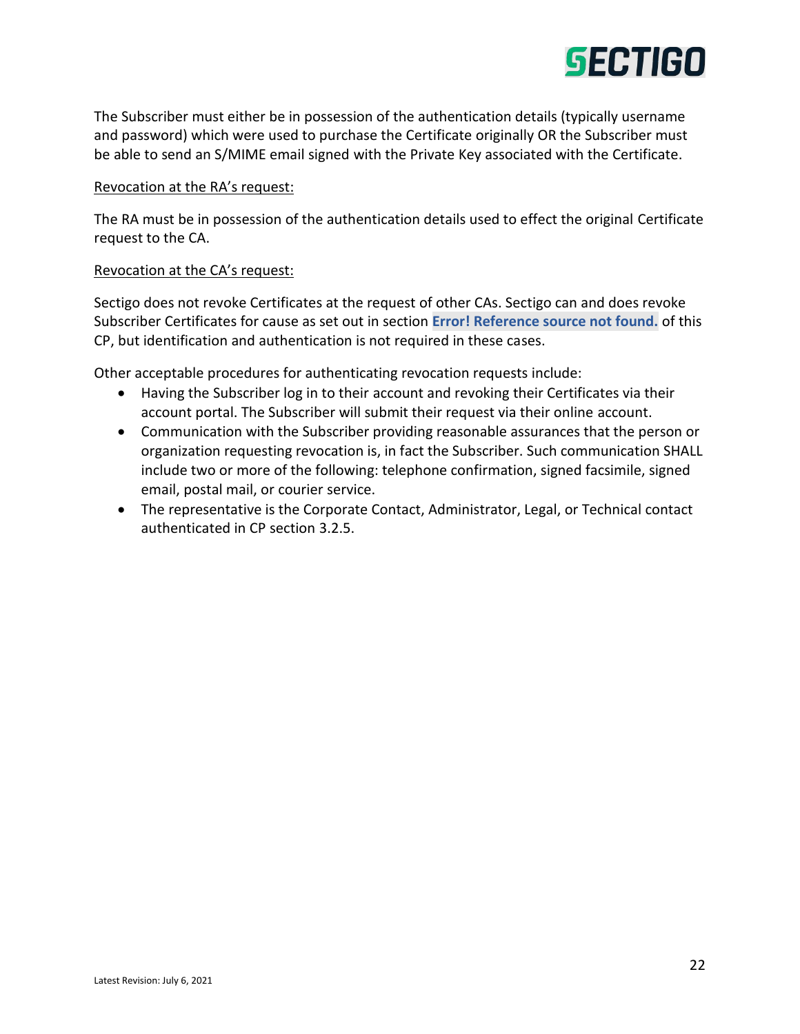The Subscriber must either be in possession of the authentication details (typically username and password) which were used to purchase the Certificate originally OR the Subscriber must be able to send an S/MIME email signed with the Private Key associated with the Certificate.

<u>Revocation at the RA's request:</u>

The RA must be in possession of the authentication details used to effect the original Certificate request to the CA.

<u>Revocation at the CA's request:</u>

Sectigo does not revoke Certificates at the request of other CAs. Sectigo can and does revoke Subscriber Certificates for cause as set out in section **Error! Reference source not found.** of this CP, but identification and authentication is not required in these cases.

Other acceptable procedures for authenticating revocation requests include:

- Having the Subscriber log in to their account and revoking their Certificates via their account portal. The Subscriber will submit their request via their online account.
- Communication with the Subscriber providing reasonable assurances that the person or organization requesting revocation is, in fact the Subscriber. Such communication SHALL include two or more of the following: telephone confirmation, signed facsimile, signed email, postal mail, or courier service.
- The representative is the Corporate Contact, Administrator, Legal, or Technical contact authenticated in CP section 3.2.5.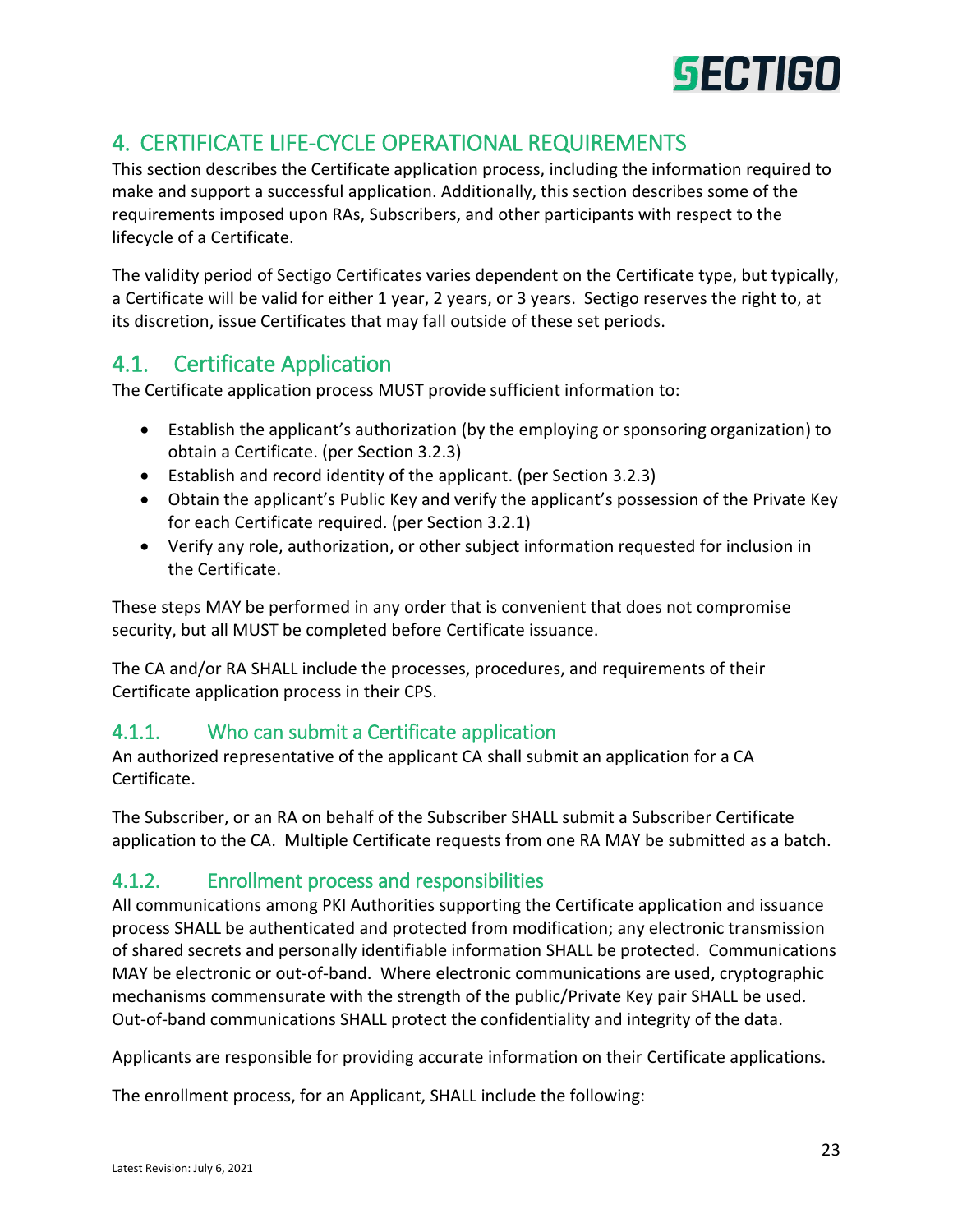# 4. CERTIFICATE LIFE-CYCLE OPERATIONAL REQUIREMENTS

This section describes the Certificate application process, including the information required to make and support a successful application. Additionally, this section describes some of the requirements imposed upon RAs, Subscribers, and other participants with respect to the lifecycle of a Certificate.

The validity period of Sectigo Certificates varies dependent on the Certificate type, but typically, a Certificate will be valid for either 1 year, 2 years, or 3 years. Sectigo reserves the right to, at its discretion, issue Certificates that may fall outside of these set periods.

## 4.1. Certificate Application

The Certificate application process MUST provide sufficient information to:

- Establish the applicant's authorization (by the employing or sponsoring organization) to obtain a Certificate. (per Section 3.2.3)
- Establish and record identity of the applicant. (per Section 3.2.3)
- Obtain the applicant's Public Key and verify the applicant's possession of the Private Key for each Certificate required. (per Section 3.2.1)
- Verify any role, authorization, or other subject information requested for inclusion in the Certificate.

These steps MAY be performed in any order that is convenient that does not compromise security, but all MUST be completed before Certificate issuance.

The CA and/or RA SHALL include the processes, procedures, and requirements of their Certificate application process in their CPS.

### 4.1.1. Who can submit a Certificate application

An authorized representative of the applicant CA shall submit an application for a CA Certificate.

The Subscriber, or an RA on behalf of the Subscriber SHALL submit a Subscriber Certificate application to the CA. Multiple Certificate requests from one RA MAY be submitted as a batch.

### 4.1.2. Enrollment process and responsibilities

All communications among PKI Authorities supporting the Certificate application and issuance process SHALL be authenticated and protected from modification; any electronic transmission of shared secrets and personally identifiable information SHALL be protected. Communications MAY be electronic or out-of-band. Where electronic communications are used, cryptographic mechanisms commensurate with the strength of the public/Private Key pair SHALL be used. Out-of-band communications SHALL protect the confidentiality and integrity of the data.

Applicants are responsible for providing accurate information on their Certificate applications.

The enrollment process, for an Applicant, SHALL include the following: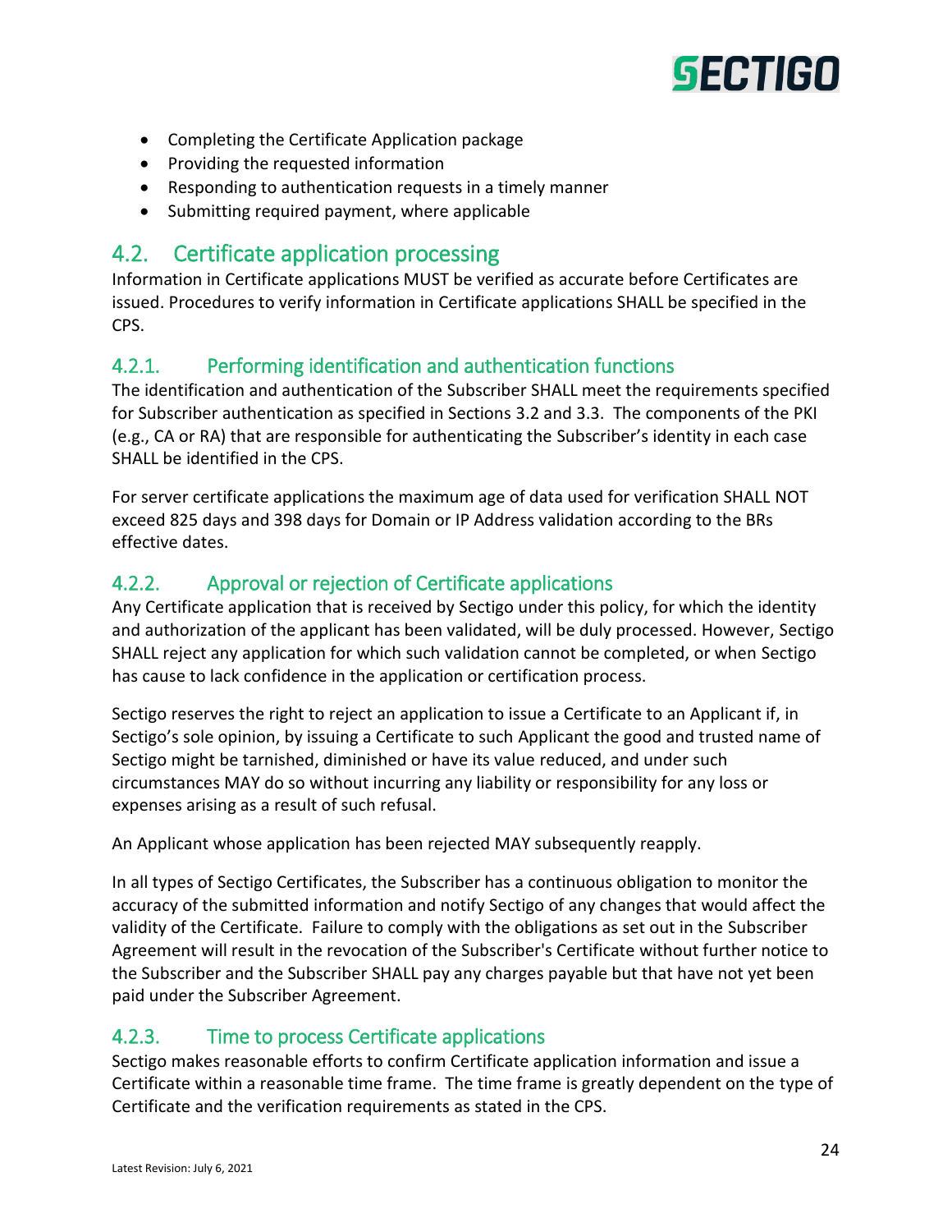- Completing the Certificate Application package
- Providing the requested information
- Responding to authentication requests in a timely manner
- Submitting required payment, where applicable

## 4.2. Certificate application processing

Information in Certificate applications MUST be verified as accurate before Certificates are issued. Procedures to verify information in Certificate applications SHALL be specified in the CPS.

### 4.2.1. Performing identification and authentication functions

The identification and authentication of the Subscriber SHALL meet the requirements specified for Subscriber authentication as specified in Sections 3.2 and 3.3. The components of the PKI (e.g., CA or RA) that are responsible for authenticating the Subscriber's identity in each case SHALL be identified in the CPS.

For server certificate applications the maximum age of data used for verification SHALL NOT exceed 825 days and 398 days for Domain or IP Address validation according to the BRs effective dates.

### 4.2.2. Approval or rejection of Certificate applications

Any Certificate application that is received by Sectigo under this policy, for which the identity and authorization of the applicant has been validated, will be duly processed. However, Sectigo SHALL reject any application for which such validation cannot be completed, or when Sectigo has cause to lack confidence in the application or certification process.

Sectigo reserves the right to reject an application to issue a Certificate to an Applicant if, in Sectigo's sole opinion, by issuing a Certificate to such Applicant the good and trusted name of Sectigo might be tarnished, diminished or have its value reduced, and under such circumstances MAY do so without incurring any liability or responsibility for any loss or expenses arising as a result of such refusal.

An Applicant whose application has been rejected MAY subsequently reapply.

In all types of Sectigo Certificates, the Subscriber has a continuous obligation to monitor the accuracy of the submitted information and notify Sectigo of any changes that would affect the validity of the Certificate. Failure to comply with the obligations as set out in the Subscriber Agreement will result in the revocation of the Subscriber's Certificate without further notice to the Subscriber and the Subscriber SHALL pay any charges payable but that have not yet been paid under the Subscriber Agreement.

### 4.2.3. Time to process Certificate applications

Sectigo makes reasonable efforts to confirm Certificate application information and issue a Certificate within a reasonable time frame. The time frame is greatly dependent on the type of Certificate and the verification requirements as stated in the CPS.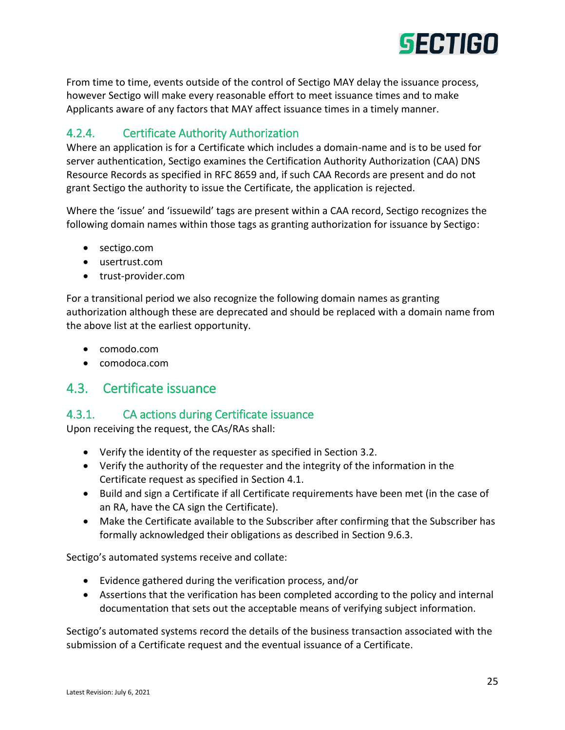From time to time, events outside of the control of Sectigo MAY delay the issuance process, however Sectigo will make every reasonable effort to meet issuance times and to make Applicants aware of any factors that MAY affect issuance times in a timely manner.

### 4.2.4. Certificate Authority Authorization

Where an application is for a Certificate which includes a domain-name and is to be used for server authentication, Sectigo examines the Certification Authority Authorization (CAA) DNS Resource Records as specified in RFC 8659 and, if such CAA Records are present and do not grant Sectigo the authority to issue the Certificate, the application is rejected.

Where the 'issue' and 'issuewild' tags are present within a CAA record, Sectigo recognizes the following domain names within those tags as granting authorization for issuance by Sectigo:

- sectigo.com
- usertrust.com
- trust-provider.com

For a transitional period we also recognize the following domain names as granting authorization although these are deprecated and should be replaced with a domain name from the above list at the earliest opportunity.

- comodo.com
- comodoca.com

## 4.3. Certificate issuance

### 4.3.1. CA actions during Certificate issuance

Upon receiving the request, the CAs/RAs shall:

- Verify the identity of the requester as specified in Section 3.2.
- Verify the authority of the requester and the integrity of the information in the Certificate request as specified in Section 4.1.
- Build and sign a Certificate if all Certificate requirements have been met (in the case of an RA, have the CA sign the Certificate).
- Make the Certificate available to the Subscriber after confirming that the Subscriber has formally acknowledged their obligations as described in Section 9.6.3.

Sectigo's automated systems receive and collate:

- Evidence gathered during the verification process, and/or
- Assertions that the verification has been completed according to the policy and internal documentation that sets out the acceptable means of verifying subject information.

Sectigo's automated systems record the details of the business transaction associated with the submission of a Certificate request and the eventual issuance of a Certificate.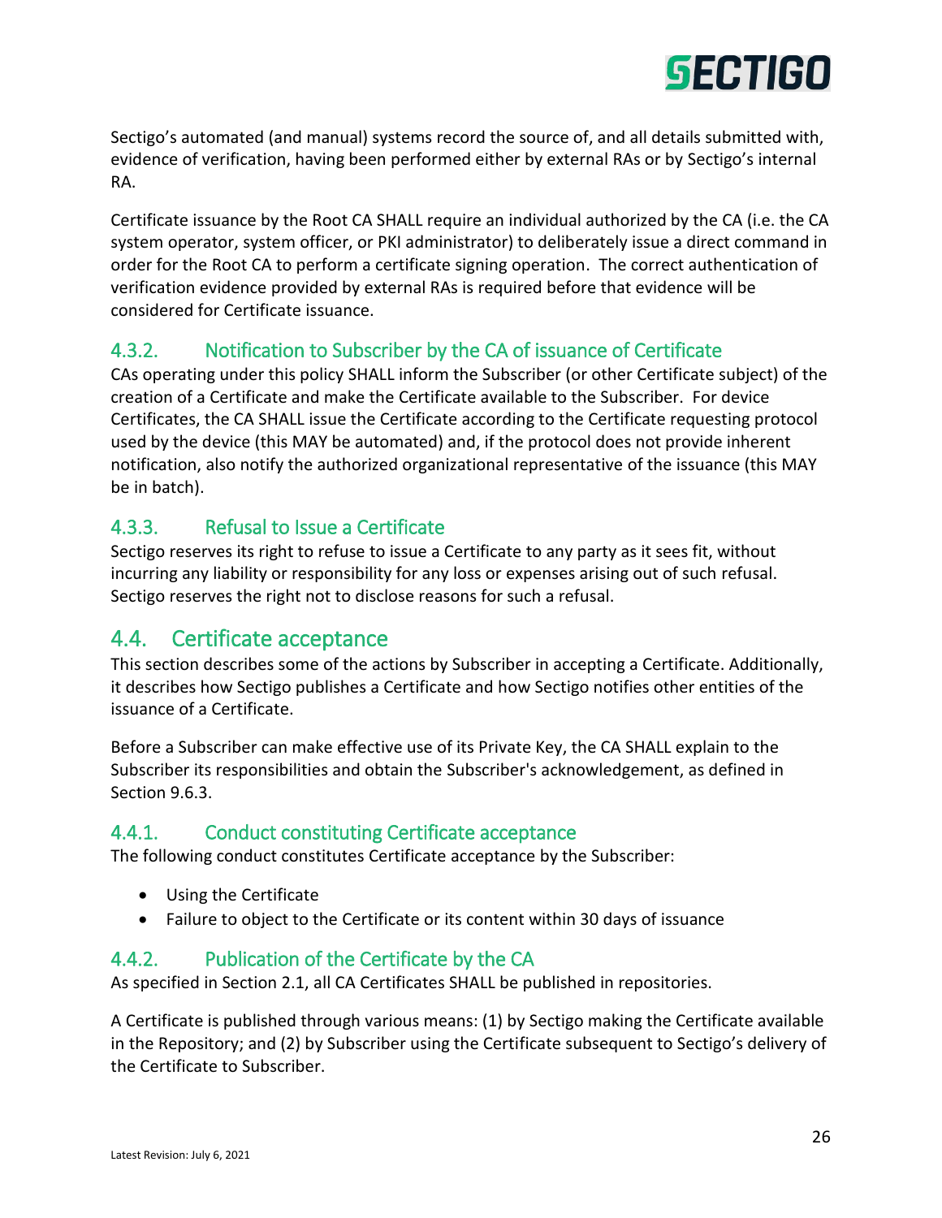Sectigo's automated (and manual) systems record the source of, and all details submitted with, evidence of verification, having been performed either by external RAs or by Sectigo's internal RA.

Certificate issuance by the Root CA SHALL require an individual authorized by the CA (i.e. the CA system operator, system officer, or PKI administrator) to deliberately issue a direct command in order for the Root CA to perform a certificate signing operation. The correct authentication of verification evidence provided by external RAs is required before that evidence will be considered for Certificate issuance.

### 4.3.2. Notification to Subscriber by the CA of issuance of Certificate

CAs operating under this policy SHALL inform the Subscriber (or other Certificate subject) of the creation of a Certificate and make the Certificate available to the Subscriber. For device Certificates, the CA SHALL issue the Certificate according to the Certificate requesting protocol used by the device (this MAY be automated) and, if the protocol does not provide inherent notification, also notify the authorized organizational representative of the issuance (this MAY be in batch).

### 4.3.3. Refusal to Issue a Certificate

Sectigo reserves its right to refuse to issue a Certificate to any party as it sees fit, without incurring any liability or responsibility for any loss or expenses arising out of such refusal. Sectigo reserves the right not to disclose reasons for such a refusal.

## 4.4. Certificate acceptance

This section describes some of the actions by Subscriber in accepting a Certificate. Additionally, it describes how Sectigo publishes a Certificate and how Sectigo notifies other entities of the issuance of a Certificate.

Before a Subscriber can make effective use of its Private Key, the CA SHALL explain to the Subscriber its responsibilities and obtain the Subscriber's acknowledgement, as defined in Section 9.6.3.

### 4.4.1. Conduct constituting Certificate acceptance

The following conduct constitutes Certificate acceptance by the Subscriber:

- Using the Certificate
- Failure to object to the Certificate or its content within 30 days of issuance

### 4.4.2. Publication of the Certificate by the CA

As specified in Section 2.1, all CA Certificates SHALL be published in repositories.

A Certificate is published through various means: (1) by Sectigo making the Certificate available in the Repository; and (2) by Subscriber using the Certificate subsequent to Sectigo's delivery of the Certificate to Subscriber.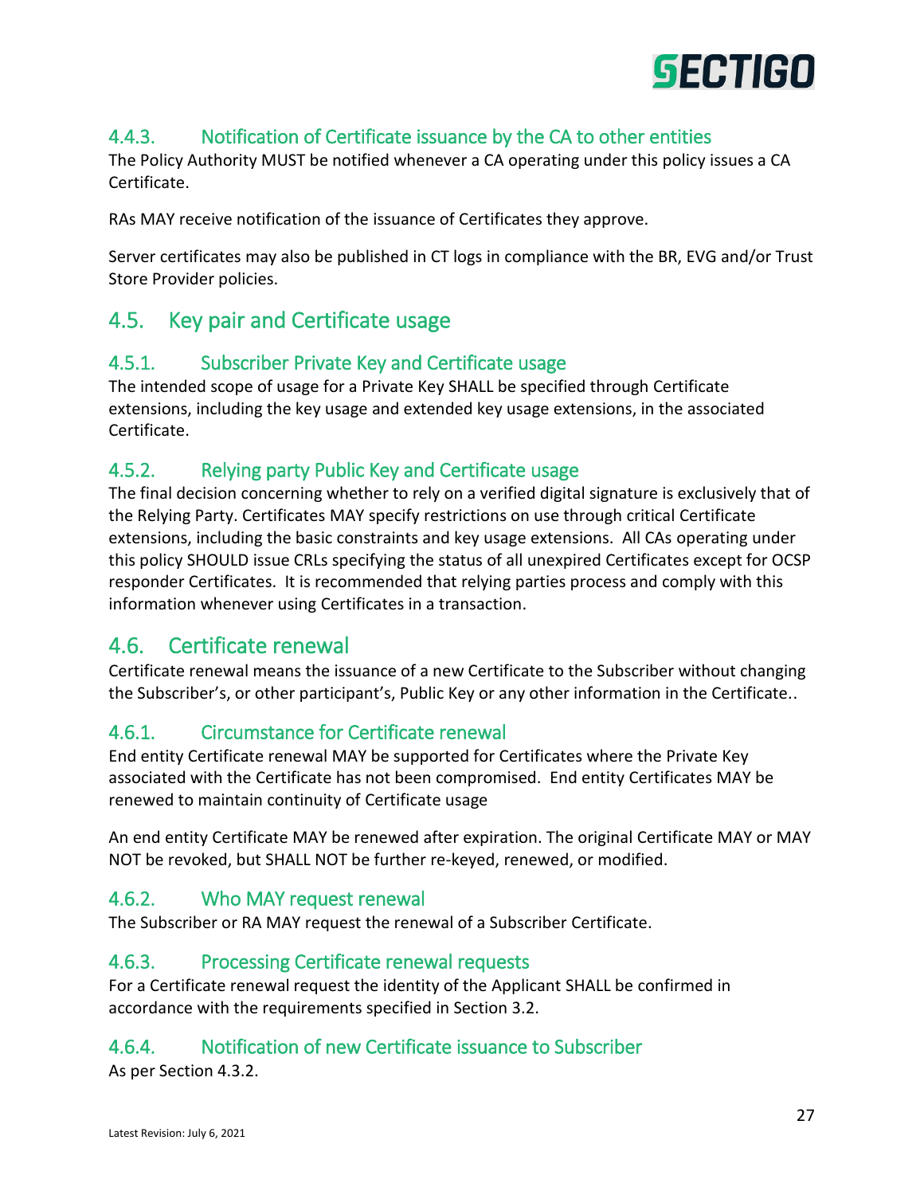### 4.4.3. Notification of Certificate issuance by the CA to other entities

The Policy Authority MUST be notified whenever a CA operating under this policy issues a CA Certificate.

RAs MAY receive notification of the issuance of Certificates they approve.

Server certificates may also be published in CT logs in compliance with the BR, EVG and/or Trust Store Provider policies.

## 4.5. Key pair and Certificate usage

### 4.5.1. Subscriber Private Key and Certificate usage

The intended scope of usage for a Private Key SHALL be specified through Certificate extensions, including the key usage and extended key usage extensions, in the associated Certificate.

### 4.5.2. Relying party Public Key and Certificate usage

The final decision concerning whether to rely on a verified digital signature is exclusively that of the Relying Party. Certificates MAY specify restrictions on use through critical Certificate extensions, including the basic constraints and key usage extensions. All CAs operating under this policy SHOULD issue CRLs specifying the status of all unexpired Certificates except for OCSP responder Certificates. It is recommended that relying parties process and comply with this information whenever using Certificates in a transaction.

## 4.6. Certificate renewal

Certificate renewal means the issuance of a new Certificate to the Subscriber without changing the Subscriber's, or other participant's, Public Key or any other information in the Certificate..

### 4.6.1. Circumstance for Certificate renewal

End entity Certificate renewal MAY be supported for Certificates where the Private Key associated with the Certificate has not been compromised. End entity Certificates MAY be renewed to maintain continuity of Certificate usage

An end entity Certificate MAY be renewed after expiration. The original Certificate MAY or MAY NOT be revoked, but SHALL NOT be further re-keyed, renewed, or modified.

### 4.6.2. Who MAY request renewal

The Subscriber or RA MAY request the renewal of a Subscriber Certificate.

### 4.6.3. Processing Certificate renewal requests

For a Certificate renewal request the identity of the Applicant SHALL be confirmed in accordance with the requirements specified in Section 3.2.

### 4.6.4. Notification of new Certificate issuance to Subscriber

As per Section 4.3.2.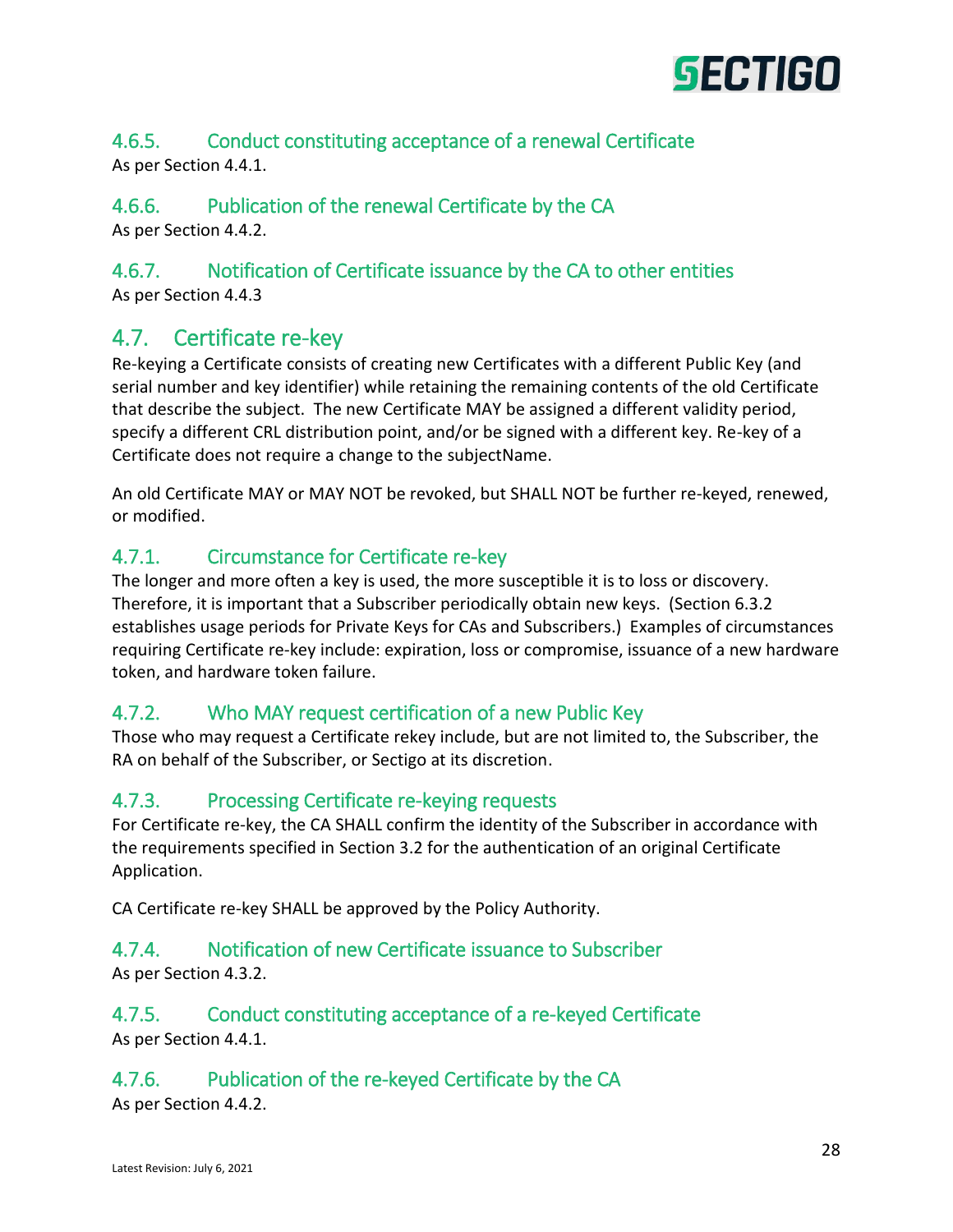### 4.6.5. Conduct constituting acceptance of a renewal Certificate

As per Section 4.4.1.

### 4.6.6. Publication of the renewal Certificate by the CA

As per Section 4.4.2.

### 4.6.7. Notification of Certificate issuance by the CA to other entities

As per Section 4.4.3

## 4.7. Certificate re-key

Re-keying a Certificate consists of creating new Certificates with a different Public Key (and serial number and key identifier) while retaining the remaining contents of the old Certificate that describe the subject. The new Certificate MAY be assigned a different validity period, specify a different CRL distribution point, and/or be signed with a different key. Re-key of a Certificate does not require a change to the subjectName.

An old Certificate MAY or MAY NOT be revoked, but SHALL NOT be further re-keyed, renewed, or modified.

### 4.7.1. Circumstance for Certificate re-key

The longer and more often a key is used, the more susceptible it is to loss or discovery. Therefore, it is important that a Subscriber periodically obtain new keys. (Section 6.3.2 establishes usage periods for Private Keys for CAs and Subscribers.) Examples of circumstances requiring Certificate re-key include: expiration, loss or compromise, issuance of a new hardware token, and hardware token failure.

### 4.7.2. Who MAY request certification of a new Public Key

Those who may request a Certificate rekey include, but are not limited to, the Subscriber, the RA on behalf of the Subscriber, or Sectigo at its discretion.

### 4.7.3. Processing Certificate re-keying requests

For Certificate re-key, the CA SHALL confirm the identity of the Subscriber in accordance with the requirements specified in Section 3.2 for the authentication of an original Certificate Application.

CA Certificate re-key SHALL be approved by the Policy Authority.

### 4.7.4. Notification of new Certificate issuance to Subscriber

As per Section 4.3.2.

### 4.7.5. Conduct constituting acceptance of a re-keyed Certificate

As per Section 4.4.1.

### 4.7.6. Publication of the re-keyed Certificate by the CA

As per Section 4.4.2.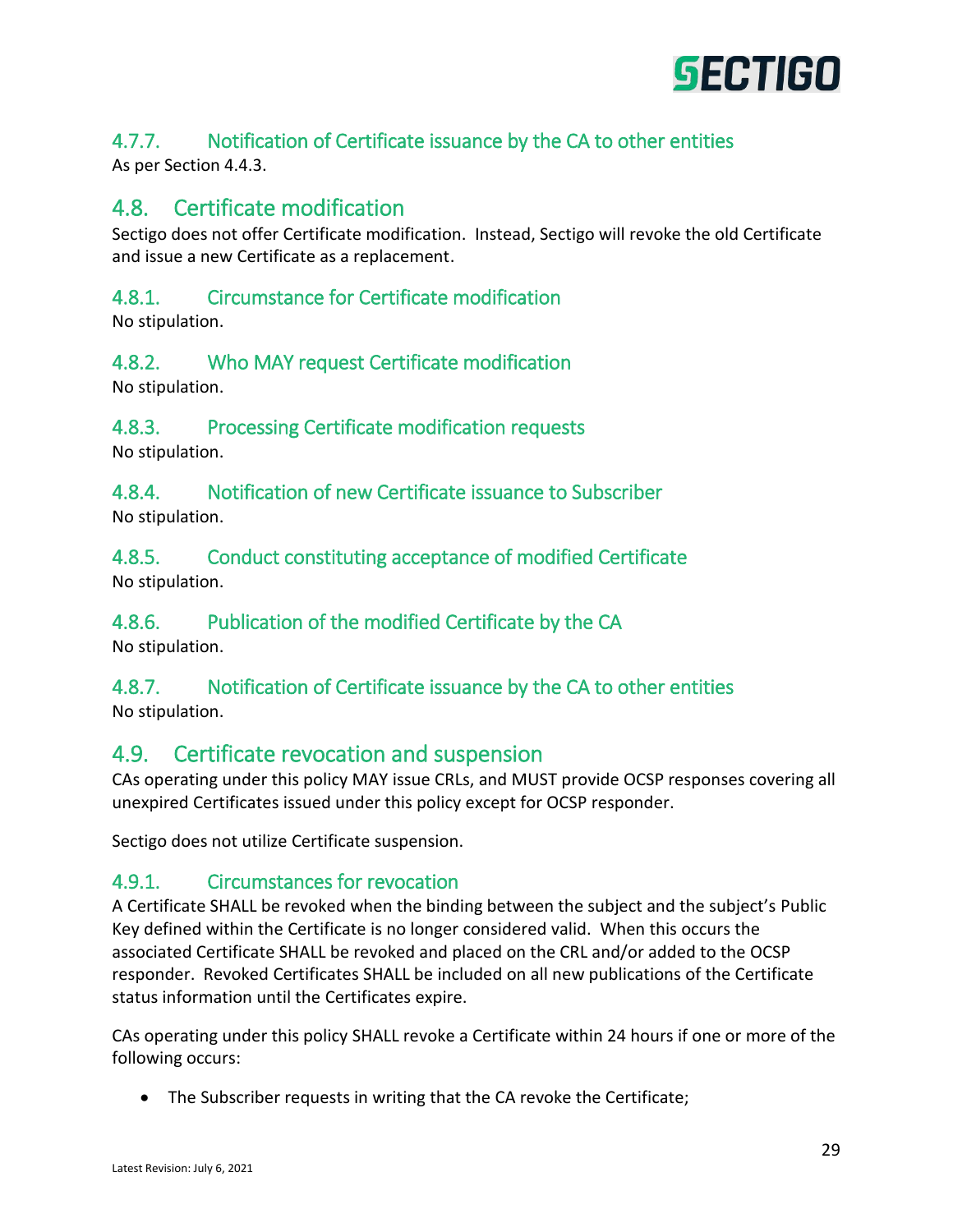### 4.7.7. Notification of Certificate issuance by the CA to other entities

As per Section 4.4.3.

## 4.8. Certificate modification

Sectigo does not offer Certificate modification. Instead, Sectigo will revoke the old Certificate and issue a new Certificate as a replacement.

### 4.8.1. Circumstance for Certificate modification

No stipulation.

### 4.8.2. Who MAY request Certificate modification

No stipulation.

### 4.8.3. Processing Certificate modification requests

No stipulation.

### 4.8.4. Notification of new Certificate issuance to Subscriber

No stipulation.

### 4.8.5. Conduct constituting acceptance of modified Certificate

No stipulation.

### 4.8.6. Publication of the modified Certificate by the CA

No stipulation.

### 4.8.7. Notification of Certificate issuance by the CA to other entities

No stipulation.

## 4.9. Certificate revocation and suspension

CAs operating under this policy MAY issue CRLs, and MUST provide OCSP responses covering all unexpired Certificates issued under this policy except for OCSP responder.

Sectigo does not utilize Certificate suspension.

### 4.9.1. Circumstances for revocation

A Certificate SHALL be revoked when the binding between the subject and the subject's Public Key defined within the Certificate is no longer considered valid. When this occurs the associated Certificate SHALL be revoked and placed on the CRL and/or added to the OCSP responder. Revoked Certificates SHALL be included on all new publications of the Certificate status information until the Certificates expire.

CAs operating under this policy SHALL revoke a Certificate within 24 hours if one or more of the following occurs:

- The Subscriber requests in writing that the CA revoke the Certificate;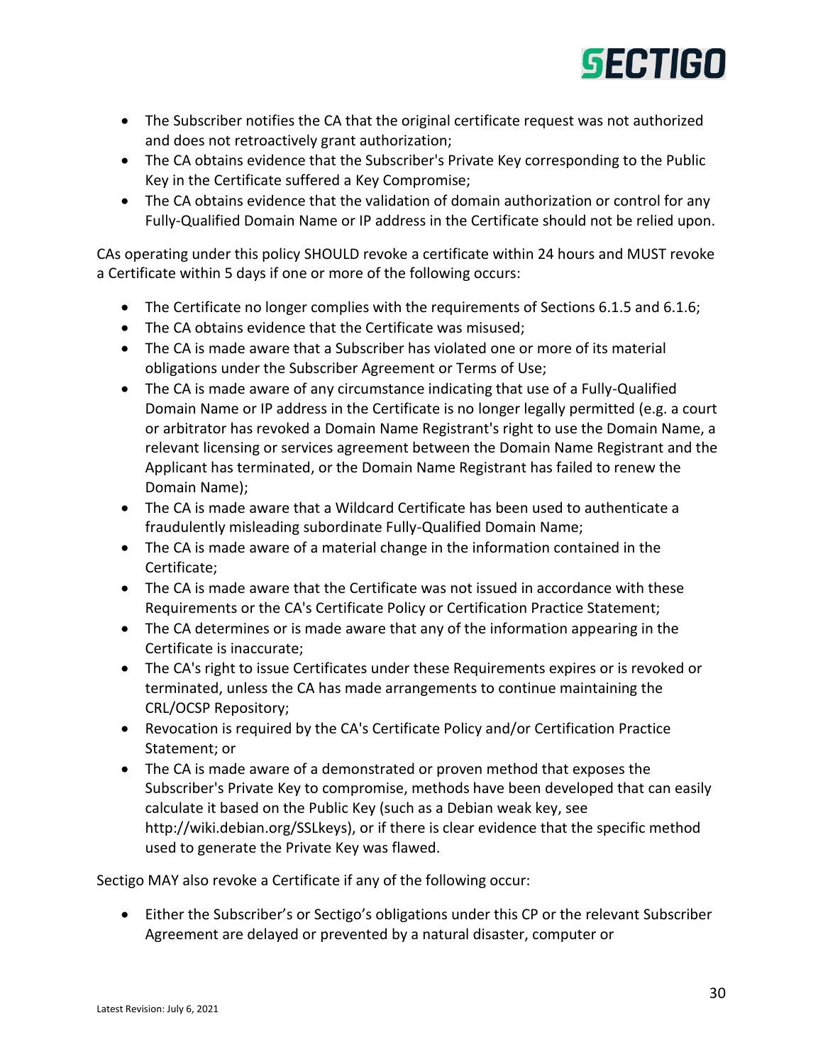- The Subscriber notifies the CA that the original certificate request was not authorized and does not retroactively grant authorization;
- The CA obtains evidence that the Subscriber's Private Key corresponding to the Public Key in the Certificate suffered a Key Compromise;
- The CA obtains evidence that the validation of domain authorization or control for any Fully-Qualified Domain Name or IP address in the Certificate should not be relied upon.

CAs operating under this policy SHOULD revoke a certificate within 24 hours and MUST revoke a Certificate within 5 days if one or more of the following occurs:

- The Certificate no longer complies with the requirements of Sections 6.1.5 and 6.1.6;
- The CA obtains evidence that the Certificate was misused;
- The CA is made aware that a Subscriber has violated one or more of its material obligations under the Subscriber Agreement or Terms of Use;
- The CA is made aware of any circumstance indicating that use of a Fully-Qualified Domain Name or IP address in the Certificate is no longer legally permitted (e.g. a court or arbitrator has revoked a Domain Name Registrant's right to use the Domain Name, a relevant licensing or services agreement between the Domain Name Registrant and the Applicant has terminated, or the Domain Name Registrant has failed to renew the Domain Name);
- The CA is made aware that a Wildcard Certificate has been used to authenticate a fraudulently misleading subordinate Fully-Qualified Domain Name;
- The CA is made aware of a material change in the information contained in the Certificate;
- The CA is made aware that the Certificate was not issued in accordance with these Requirements or the CA's Certificate Policy or Certification Practice Statement;
- The CA determines or is made aware that any of the information appearing in the Certificate is inaccurate;
- The CA's right to issue Certificates under these Requirements expires or is revoked or terminated, unless the CA has made arrangements to continue maintaining the CRL/OCSP Repository;
- Revocation is required by the CA's Certificate Policy and/or Certification Practice Statement; or
- The CA is made aware of a demonstrated or proven method that exposes the Subscriber's Private Key to compromise, methods have been developed that can easily calculate it based on the Public Key (such as a Debian weak key, see http://wiki.debian.org/SSLkeys), or if there is clear evidence that the specific method used to generate the Private Key was flawed.

Sectigo MAY also revoke a Certificate if any of the following occur:

- Either the Subscriber's or Sectigo's obligations under this CP or the relevant Subscriber Agreement are delayed or prevented by a natural disaster, computer or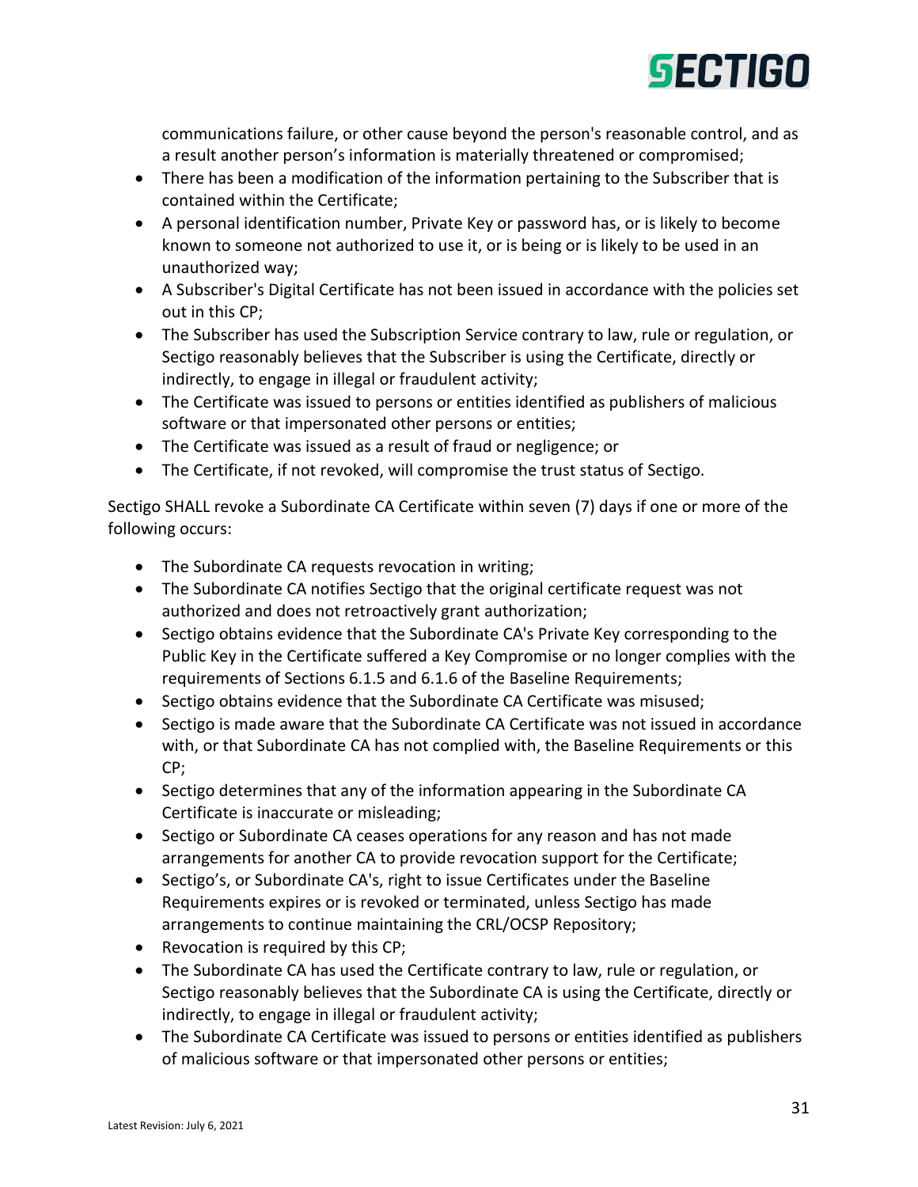communications failure, or other cause beyond the person's reasonable control, and as a result another person's information is materially threatened or compromised;

- There has been a modification of the information pertaining to the Subscriber that is contained within the Certificate;
- A personal identification number, Private Key or password has, or is likely to become known to someone not authorized to use it, or is being or is likely to be used in an unauthorized way;
- A Subscriber's Digital Certificate has not been issued in accordance with the policies set out in this CP;
- The Subscriber has used the Subscription Service contrary to law, rule or regulation, or Sectigo reasonably believes that the Subscriber is using the Certificate, directly or indirectly, to engage in illegal or fraudulent activity;
- The Certificate was issued to persons or entities identified as publishers of malicious software or that impersonated other persons or entities;
- The Certificate was issued as a result of fraud or negligence; or
- The Certificate, if not revoked, will compromise the trust status of Sectigo.

Sectigo SHALL revoke a Subordinate CA Certificate within seven (7) days if one or more of the following occurs:

- The Subordinate CA requests revocation in writing;
- The Subordinate CA notifies Sectigo that the original certificate request was not authorized and does not retroactively grant authorization;
- Sectigo obtains evidence that the Subordinate CA's Private Key corresponding to the Public Key in the Certificate suffered a Key Compromise or no longer complies with the requirements of Sections 6.1.5 and 6.1.6 of the Baseline Requirements;
- Sectigo obtains evidence that the Subordinate CA Certificate was misused;
- Sectigo is made aware that the Subordinate CA Certificate was not issued in accordance with, or that Subordinate CA has not complied with, the Baseline Requirements or this CP;
- Sectigo determines that any of the information appearing in the Subordinate CA Certificate is inaccurate or misleading;
- Sectigo or Subordinate CA ceases operations for any reason and has not made arrangements for another CA to provide revocation support for the Certificate;
- Sectigo's, or Subordinate CA's, right to issue Certificates under the Baseline Requirements expires or is revoked or terminated, unless Sectigo has made arrangements to continue maintaining the CRL/OCSP Repository;
- Revocation is required by this CP;
- The Subordinate CA has used the Certificate contrary to law, rule or regulation, or Sectigo reasonably believes that the Subordinate CA is using the Certificate, directly or indirectly, to engage in illegal or fraudulent activity;
- The Subordinate CA Certificate was issued to persons or entities identified as publishers of malicious software or that impersonated other persons or entities;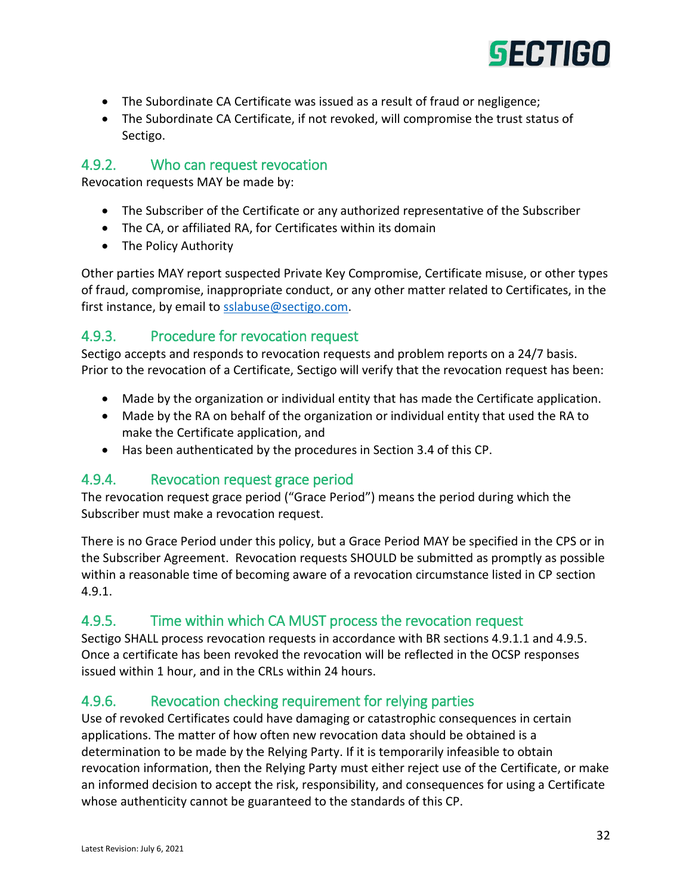- The Subordinate CA Certificate was issued as a result of fraud or negligence;
- The Subordinate CA Certificate, if not revoked, will compromise the trust status of Sectigo.

### 4.9.2. Who can request revocation

Revocation requests MAY be made by:

- The Subscriber of the Certificate or any authorized representative of the Subscriber
- The CA, or affiliated RA, for Certificates within its domain
- The Policy Authority

Other parties MAY report suspected Private Key Compromise, Certificate misuse, or other types of fraud, compromise, inappropriate conduct, or any other matter related to Certificates, in the first instance, by email to sslabuse@sectigo.com.

### 4.9.3. Procedure for revocation request

Sectigo accepts and responds to revocation requests and problem reports on a 24/7 basis. Prior to the revocation of a Certificate, Sectigo will verify that the revocation request has been:

- Made by the organization or individual entity that has made the Certificate application.
- Made by the RA on behalf of the organization or individual entity that used the RA to make the Certificate application, and
- Has been authenticated by the procedures in Section 3.4 of this CP.

### 4.9.4. Revocation request grace period

The revocation request grace period ("Grace Period") means the period during which the Subscriber must make a revocation request.

There is no Grace Period under this policy, but a Grace Period MAY be specified in the CPS or in the Subscriber Agreement. Revocation requests SHOULD be submitted as promptly as possible within a reasonable time of becoming aware of a revocation circumstance listed in CP section 4.9.1.

### 4.9.5. Time within which CA MUST process the revocation request

Sectigo SHALL process revocation requests in accordance with BR sections 4.9.1.1 and 4.9.5. Once a certificate has been revoked the revocation will be reflected in the OCSP responses issued within 1 hour, and in the CRLs within 24 hours.

### 4.9.6. Revocation checking requirement for relying parties

Use of revoked Certificates could have damaging or catastrophic consequences in certain applications. The matter of how often new revocation data should be obtained is a determination to be made by the Relying Party. If it is temporarily infeasible to obtain revocation information, then the Relying Party must either reject use of the Certificate, or make an informed decision to accept the risk, responsibility, and consequences for using a Certificate whose authenticity cannot be guaranteed to the standards of this CP.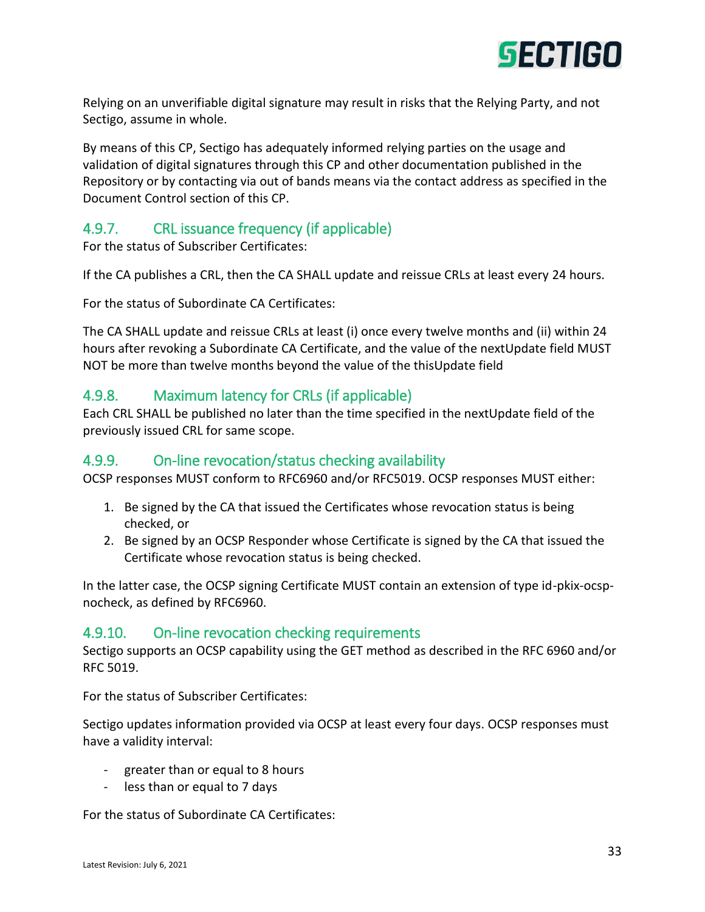Relying on an unverifiable digital signature may result in risks that the Relying Party, and not Sectigo, assume in whole.

By means of this CP, Sectigo has adequately informed relying parties on the usage and validation of digital signatures through this CP and other documentation published in the Repository or by contacting via out of bands means via the contact address as specified in the Document Control section of this CP.

### 4.9.7. CRL issuance frequency (if applicable)

For the status of Subscriber Certificates:

If the CA publishes a CRL, then the CA SHALL update and reissue CRLs at least every 24 hours.

For the status of Subordinate CA Certificates:

The CA SHALL update and reissue CRLs at least (i) once every twelve months and (ii) within 24 hours after revoking a Subordinate CA Certificate, and the value of the nextUpdate field MUST NOT be more than twelve months beyond the value of the thisUpdate field

### 4.9.8. Maximum latency for CRLs (if applicable)

Each CRL SHALL be published no later than the time specified in the nextUpdate field of the previously issued CRL for same scope.

### 4.9.9. On-line revocation/status checking availability

OCSP responses MUST conform to RFC6960 and/or RFC5019. OCSP responses MUST either:

1. Be signed by the CA that issued the Certificates whose revocation status is being checked, or
2. Be signed by an OCSP Responder whose Certificate is signed by the CA that issued the Certificate whose revocation status is being checked.

In the latter case, the OCSP signing Certificate MUST contain an extension of type id-pkix-ocsp-nocheck, as defined by RFC6960.

### 4.9.10. On-line revocation checking requirements

Sectigo supports an OCSP capability using the GET method as described in the RFC 6960 and/or RFC 5019.

For the status of Subscriber Certificates:

Sectigo updates information provided via OCSP at least every four days. OCSP responses must have a validity interval:

- greater than or equal to 8 hours
- less than or equal to 7 days

For the status of Subordinate CA Certificates: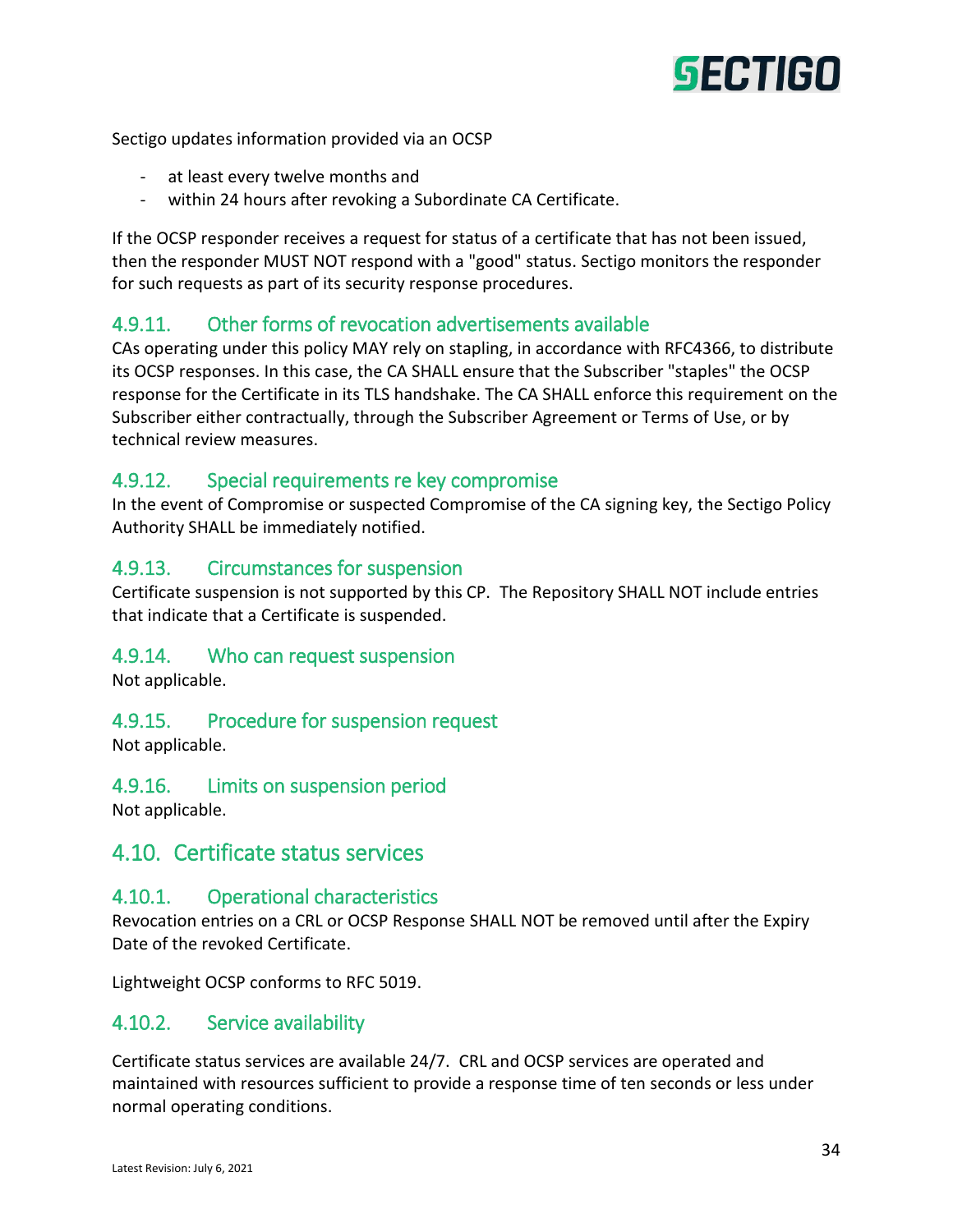Sectigo updates information provided via an OCSP

- at least every twelve months and
- within 24 hours after revoking a Subordinate CA Certificate.

If the OCSP responder receives a request for status of a certificate that has not been issued, then the responder MUST NOT respond with a "good" status. Sectigo monitors the responder for such requests as part of its security response procedures.

### 4.9.11. Other forms of revocation advertisements available

CAs operating under this policy MAY rely on stapling, in accordance with RFC4366, to distribute its OCSP responses. In this case, the CA SHALL ensure that the Subscriber "staples" the OCSP response for the Certificate in its TLS handshake. The CA SHALL enforce this requirement on the Subscriber either contractually, through the Subscriber Agreement or Terms of Use, or by technical review measures.

### 4.9.12. Special requirements re key compromise

In the event of Compromise or suspected Compromise of the CA signing key, the Sectigo Policy Authority SHALL be immediately notified.

### 4.9.13. Circumstances for suspension

Certificate suspension is not supported by this CP. The Repository SHALL NOT include entries that indicate that a Certificate is suspended.

### 4.9.14. Who can request suspension

Not applicable.

### 4.9.15. Procedure for suspension request

Not applicable.

### 4.9.16. Limits on suspension period

Not applicable.

## 4.10. Certificate status services

### 4.10.1. Operational characteristics

Revocation entries on a CRL or OCSP Response SHALL NOT be removed until after the Expiry Date of the revoked Certificate.

Lightweight OCSP conforms to RFC 5019.

### 4.10.2. Service availability

Certificate status services are available 24/7. CRL and OCSP services are operated and maintained with resources sufficient to provide a response time of ten seconds or less under normal operating conditions.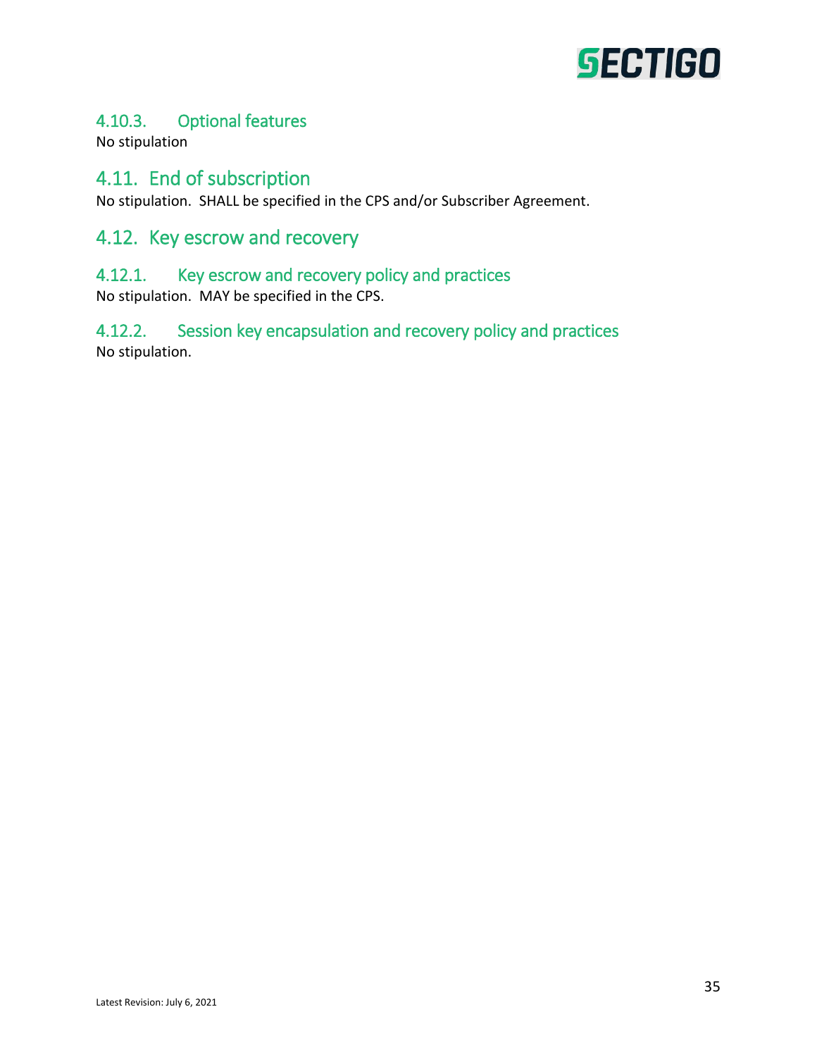### 4.10.3. Optional features

No stipulation

## 4.11. End of subscription

No stipulation. SHALL be specified in the CPS and/or Subscriber Agreement.

## 4.12. Key escrow and recovery

### 4.12.1. Key escrow and recovery policy and practices

No stipulation. MAY be specified in the CPS.

### 4.12.2. Session key encapsulation and recovery policy and practices

No stipulation.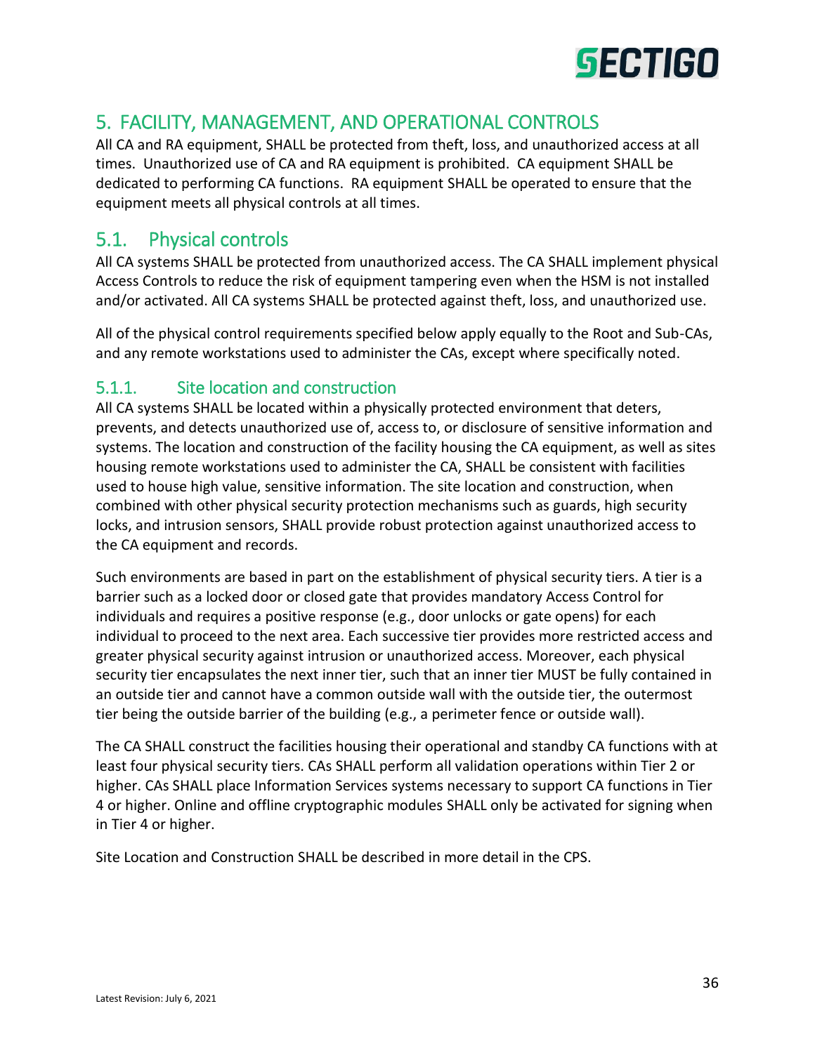# 5. FACILITY, MANAGEMENT, AND OPERATIONAL CONTROLS

All CA and RA equipment, SHALL be protected from theft, loss, and unauthorized access at all times. Unauthorized use of CA and RA equipment is prohibited. CA equipment SHALL be dedicated to performing CA functions. RA equipment SHALL be operated to ensure that the equipment meets all physical controls at all times.

## 5.1. Physical controls

All CA systems SHALL be protected from unauthorized access. The CA SHALL implement physical Access Controls to reduce the risk of equipment tampering even when the HSM is not installed and/or activated. All CA systems SHALL be protected against theft, loss, and unauthorized use.

All of the physical control requirements specified below apply equally to the Root and Sub-CAs, and any remote workstations used to administer the CAs, except where specifically noted.

### 5.1.1. Site location and construction

All CA systems SHALL be located within a physically protected environment that deters, prevents, and detects unauthorized use of, access to, or disclosure of sensitive information and systems. The location and construction of the facility housing the CA equipment, as well as sites housing remote workstations used to administer the CA, SHALL be consistent with facilities used to house high value, sensitive information. The site location and construction, when combined with other physical security protection mechanisms such as guards, high security locks, and intrusion sensors, SHALL provide robust protection against unauthorized access to the CA equipment and records.

Such environments are based in part on the establishment of physical security tiers. A tier is a barrier such as a locked door or closed gate that provides mandatory Access Control for individuals and requires a positive response (e.g., door unlocks or gate opens) for each individual to proceed to the next area. Each successive tier provides more restricted access and greater physical security against intrusion or unauthorized access. Moreover, each physical security tier encapsulates the next inner tier, such that an inner tier MUST be fully contained in an outside tier and cannot have a common outside wall with the outside tier, the outermost tier being the outside barrier of the building (e.g., a perimeter fence or outside wall).

The CA SHALL construct the facilities housing their operational and standby CA functions with at least four physical security tiers. CAs SHALL perform all validation operations within Tier 2 or higher. CAs SHALL place Information Services systems necessary to support CA functions in Tier 4 or higher. Online and offline cryptographic modules SHALL only be activated for signing when in Tier 4 or higher.

Site Location and Construction SHALL be described in more detail in the CPS.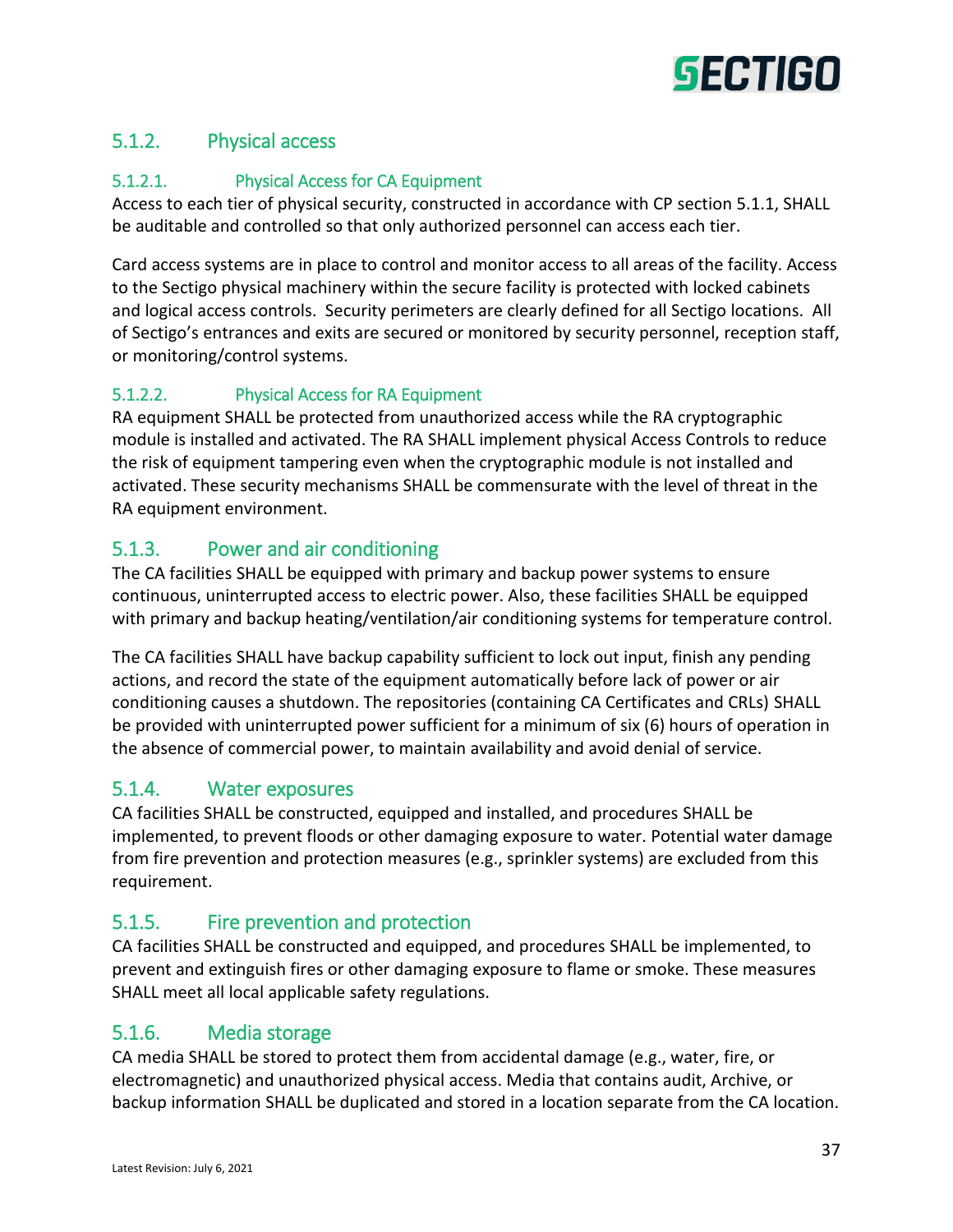### 5.1.2. Physical access

#### 5.1.2.1. Physical Access for CA Equipment

Access to each tier of physical security, constructed in accordance with CP section 5.1.1, SHALL be auditable and controlled so that only authorized personnel can access each tier.

Card access systems are in place to control and monitor access to all areas of the facility. Access to the Sectigo physical machinery within the secure facility is protected with locked cabinets and logical access controls. Security perimeters are clearly defined for all Sectigo locations. All of Sectigo's entrances and exits are secured or monitored by security personnel, reception staff, or monitoring/control systems.

#### 5.1.2.2. Physical Access for RA Equipment

RA equipment SHALL be protected from unauthorized access while the RA cryptographic module is installed and activated. The RA SHALL implement physical Access Controls to reduce the risk of equipment tampering even when the cryptographic module is not installed and activated. These security mechanisms SHALL be commensurate with the level of threat in the RA equipment environment.

### 5.1.3. Power and air conditioning

The CA facilities SHALL be equipped with primary and backup power systems to ensure continuous, uninterrupted access to electric power. Also, these facilities SHALL be equipped with primary and backup heating/ventilation/air conditioning systems for temperature control.

The CA facilities SHALL have backup capability sufficient to lock out input, finish any pending actions, and record the state of the equipment automatically before lack of power or air conditioning causes a shutdown. The repositories (containing CA Certificates and CRLs) SHALL be provided with uninterrupted power sufficient for a minimum of six (6) hours of operation in the absence of commercial power, to maintain availability and avoid denial of service.

### 5.1.4. Water exposures

CA facilities SHALL be constructed, equipped and installed, and procedures SHALL be implemented, to prevent floods or other damaging exposure to water. Potential water damage from fire prevention and protection measures (e.g., sprinkler systems) are excluded from this requirement.

### 5.1.5. Fire prevention and protection

CA facilities SHALL be constructed and equipped, and procedures SHALL be implemented, to prevent and extinguish fires or other damaging exposure to flame or smoke. These measures SHALL meet all local applicable safety regulations.

### 5.1.6. Media storage

CA media SHALL be stored to protect them from accidental damage (e.g., water, fire, or electromagnetic) and unauthorized physical access. Media that contains audit, Archive, or backup information SHALL be duplicated and stored in a location separate from the CA location.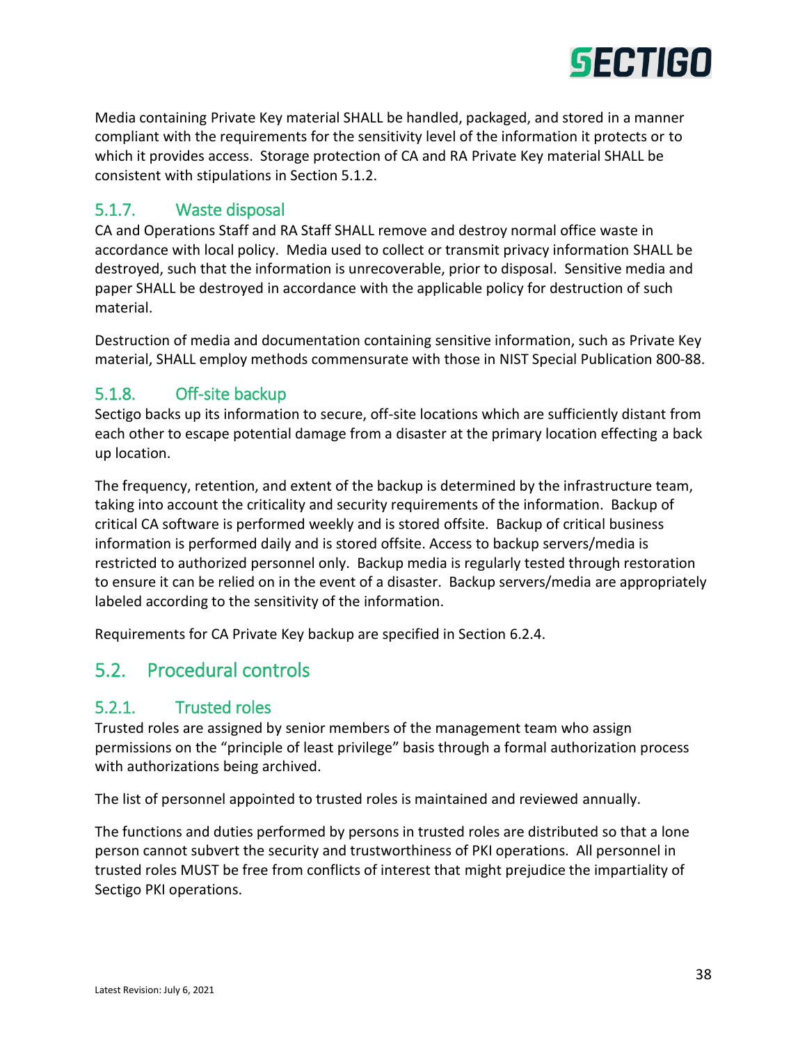Media containing Private Key material SHALL be handled, packaged, and stored in a manner compliant with the requirements for the sensitivity level of the information it protects or to which it provides access. Storage protection of CA and RA Private Key material SHALL be consistent with stipulations in Section 5.1.2.

### 5.1.7. Waste disposal

CA and Operations Staff and RA Staff SHALL remove and destroy normal office waste in accordance with local policy. Media used to collect or transmit privacy information SHALL be destroyed, such that the information is unrecoverable, prior to disposal. Sensitive media and paper SHALL be destroyed in accordance with the applicable policy for destruction of such material.

Destruction of media and documentation containing sensitive information, such as Private Key material, SHALL employ methods commensurate with those in NIST Special Publication 800-88.

### 5.1.8. Off-site backup

Sectigo backs up its information to secure, off-site locations which are sufficiently distant from each other to escape potential damage from a disaster at the primary location effecting a back up location.

The frequency, retention, and extent of the backup is determined by the infrastructure team, taking into account the criticality and security requirements of the information. Backup of critical CA software is performed weekly and is stored offsite. Backup of critical business information is performed daily and is stored offsite. Access to backup servers/media is restricted to authorized personnel only. Backup media is regularly tested through restoration to ensure it can be relied on in the event of a disaster. Backup servers/media are appropriately labeled according to the sensitivity of the information.

Requirements for CA Private Key backup are specified in Section 6.2.4.

## 5.2. Procedural controls

### 5.2.1. Trusted roles

Trusted roles are assigned by senior members of the management team who assign permissions on the "principle of least privilege" basis through a formal authorization process with authorizations being archived.

The list of personnel appointed to trusted roles is maintained and reviewed annually.

The functions and duties performed by persons in trusted roles are distributed so that a lone person cannot subvert the security and trustworthiness of PKI operations. All personnel in trusted roles MUST be free from conflicts of interest that might prejudice the impartiality of Sectigo PKI operations.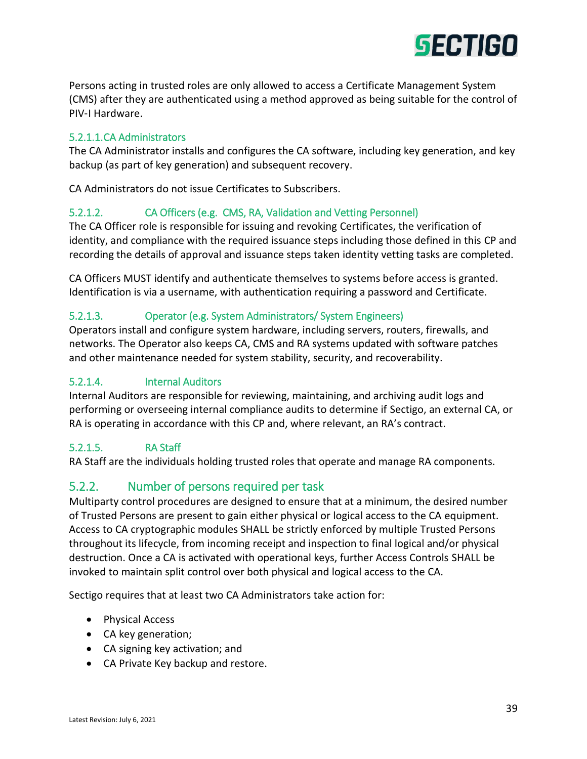Persons acting in trusted roles are only allowed to access a Certificate Management System (CMS) after they are authenticated using a method approved as being suitable for the control of PIV-I Hardware.

#### 5.2.1.1. CA Administrators

The CA Administrator installs and configures the CA software, including key generation, and key backup (as part of key generation) and subsequent recovery.

CA Administrators do not issue Certificates to Subscribers.

#### 5.2.1.2. CA Officers (e.g. CMS, RA, Validation and Vetting Personnel)

The CA Officer role is responsible for issuing and revoking Certificates, the verification of identity, and compliance with the required issuance steps including those defined in this CP and recording the details of approval and issuance steps taken identity vetting tasks are completed.

CA Officers MUST identify and authenticate themselves to systems before access is granted. Identification is via a username, with authentication requiring a password and Certificate.

#### 5.2.1.3. Operator (e.g. System Administrators/ System Engineers)

Operators install and configure system hardware, including servers, routers, firewalls, and networks. The Operator also keeps CA, CMS and RA systems updated with software patches and other maintenance needed for system stability, security, and recoverability.

#### 5.2.1.4. Internal Auditors

Internal Auditors are responsible for reviewing, maintaining, and archiving audit logs and performing or overseeing internal compliance audits to determine if Sectigo, an external CA, or RA is operating in accordance with this CP and, where relevant, an RA's contract.

#### 5.2.1.5. RA Staff

RA Staff are the individuals holding trusted roles that operate and manage RA components.

### 5.2.2. Number of persons required per task

Multiparty control procedures are designed to ensure that at a minimum, the desired number of Trusted Persons are present to gain either physical or logical access to the CA equipment. Access to CA cryptographic modules SHALL be strictly enforced by multiple Trusted Persons throughout its lifecycle, from incoming receipt and inspection to final logical and/or physical destruction. Once a CA is activated with operational keys, further Access Controls SHALL be invoked to maintain split control over both physical and logical access to the CA.

Sectigo requires that at least two CA Administrators take action for:

- Physical Access
- CA key generation;
- CA signing key activation; and
- CA Private Key backup and restore.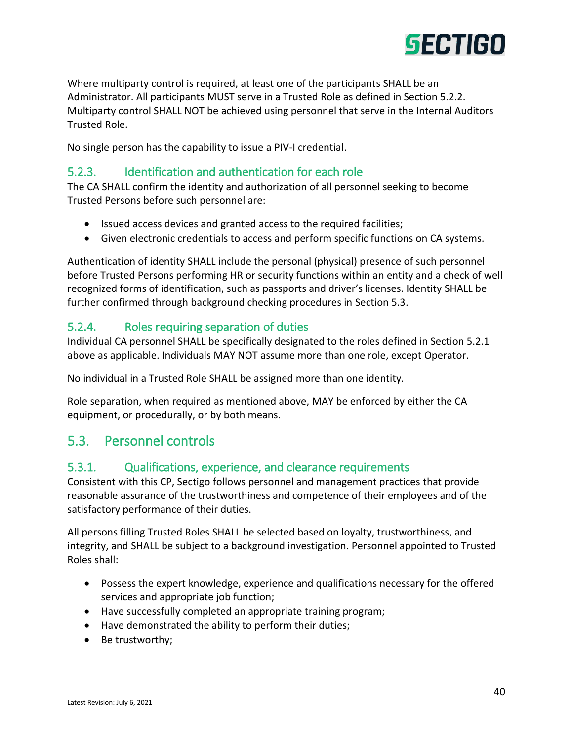Where multiparty control is required, at least one of the participants SHALL be an Administrator. All participants MUST serve in a Trusted Role as defined in Section 5.2.2. Multiparty control SHALL NOT be achieved using personnel that serve in the Internal Auditors Trusted Role.

No single person has the capability to issue a PIV-I credential.

### 5.2.3. Identification and authentication for each role

The CA SHALL confirm the identity and authorization of all personnel seeking to become Trusted Persons before such personnel are:

- Issued access devices and granted access to the required facilities;
- Given electronic credentials to access and perform specific functions on CA systems.

Authentication of identity SHALL include the personal (physical) presence of such personnel before Trusted Persons performing HR or security functions within an entity and a check of well recognized forms of identification, such as passports and driver's licenses. Identity SHALL be further confirmed through background checking procedures in Section 5.3.

### 5.2.4. Roles requiring separation of duties

Individual CA personnel SHALL be specifically designated to the roles defined in Section 5.2.1 above as applicable. Individuals MAY NOT assume more than one role, except Operator.

No individual in a Trusted Role SHALL be assigned more than one identity.

Role separation, when required as mentioned above, MAY be enforced by either the CA equipment, or procedurally, or by both means.

## 5.3. Personnel controls

### 5.3.1. Qualifications, experience, and clearance requirements

Consistent with this CP, Sectigo follows personnel and management practices that provide reasonable assurance of the trustworthiness and competence of their employees and of the satisfactory performance of their duties.

All persons filling Trusted Roles SHALL be selected based on loyalty, trustworthiness, and integrity, and SHALL be subject to a background investigation. Personnel appointed to Trusted Roles shall:

- Possess the expert knowledge, experience and qualifications necessary for the offered services and appropriate job function;
- Have successfully completed an appropriate training program;
- Have demonstrated the ability to perform their duties;
- Be trustworthy;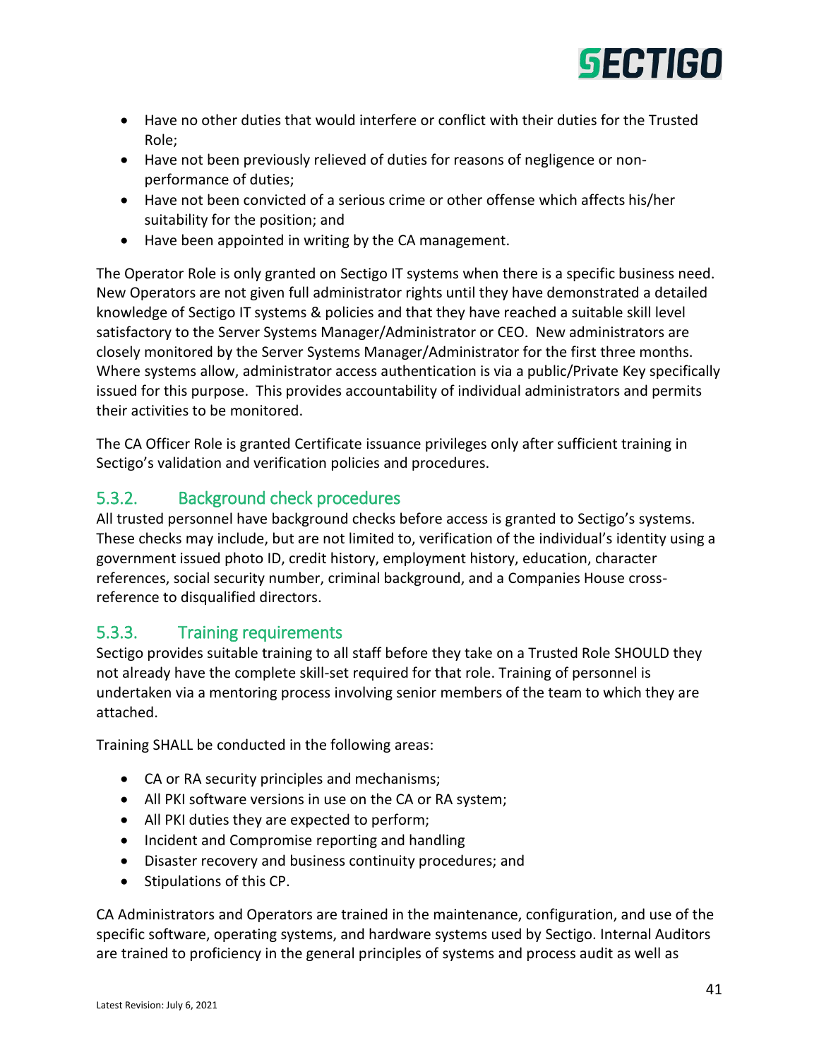- Have no other duties that would interfere or conflict with their duties for the Trusted Role;
- Have not been previously relieved of duties for reasons of negligence or non-performance of duties;
- Have not been convicted of a serious crime or other offense which affects his/her suitability for the position; and
- Have been appointed in writing by the CA management.

The Operator Role is only granted on Sectigo IT systems when there is a specific business need. New Operators are not given full administrator rights until they have demonstrated a detailed knowledge of Sectigo IT systems & policies and that they have reached a suitable skill level satisfactory to the Server Systems Manager/Administrator or CEO. New administrators are closely monitored by the Server Systems Manager/Administrator for the first three months. Where systems allow, administrator access authentication is via a public/Private Key specifically issued for this purpose. This provides accountability of individual administrators and permits their activities to be monitored.

The CA Officer Role is granted Certificate issuance privileges only after sufficient training in Sectigo's validation and verification policies and procedures.

### 5.3.2. Background check procedures

All trusted personnel have background checks before access is granted to Sectigo's systems. These checks may include, but are not limited to, verification of the individual's identity using a government issued photo ID, credit history, employment history, education, character references, social security number, criminal background, and a Companies House cross-reference to disqualified directors.

### 5.3.3. Training requirements

Sectigo provides suitable training to all staff before they take on a Trusted Role SHOULD they not already have the complete skill-set required for that role. Training of personnel is undertaken via a mentoring process involving senior members of the team to which they are attached.

Training SHALL be conducted in the following areas:

- CA or RA security principles and mechanisms;
- All PKI software versions in use on the CA or RA system;
- All PKI duties they are expected to perform;
- Incident and Compromise reporting and handling
- Disaster recovery and business continuity procedures; and
- Stipulations of this CP.

CA Administrators and Operators are trained in the maintenance, configuration, and use of the specific software, operating systems, and hardware systems used by Sectigo. Internal Auditors are trained to proficiency in the general principles of systems and process audit as well as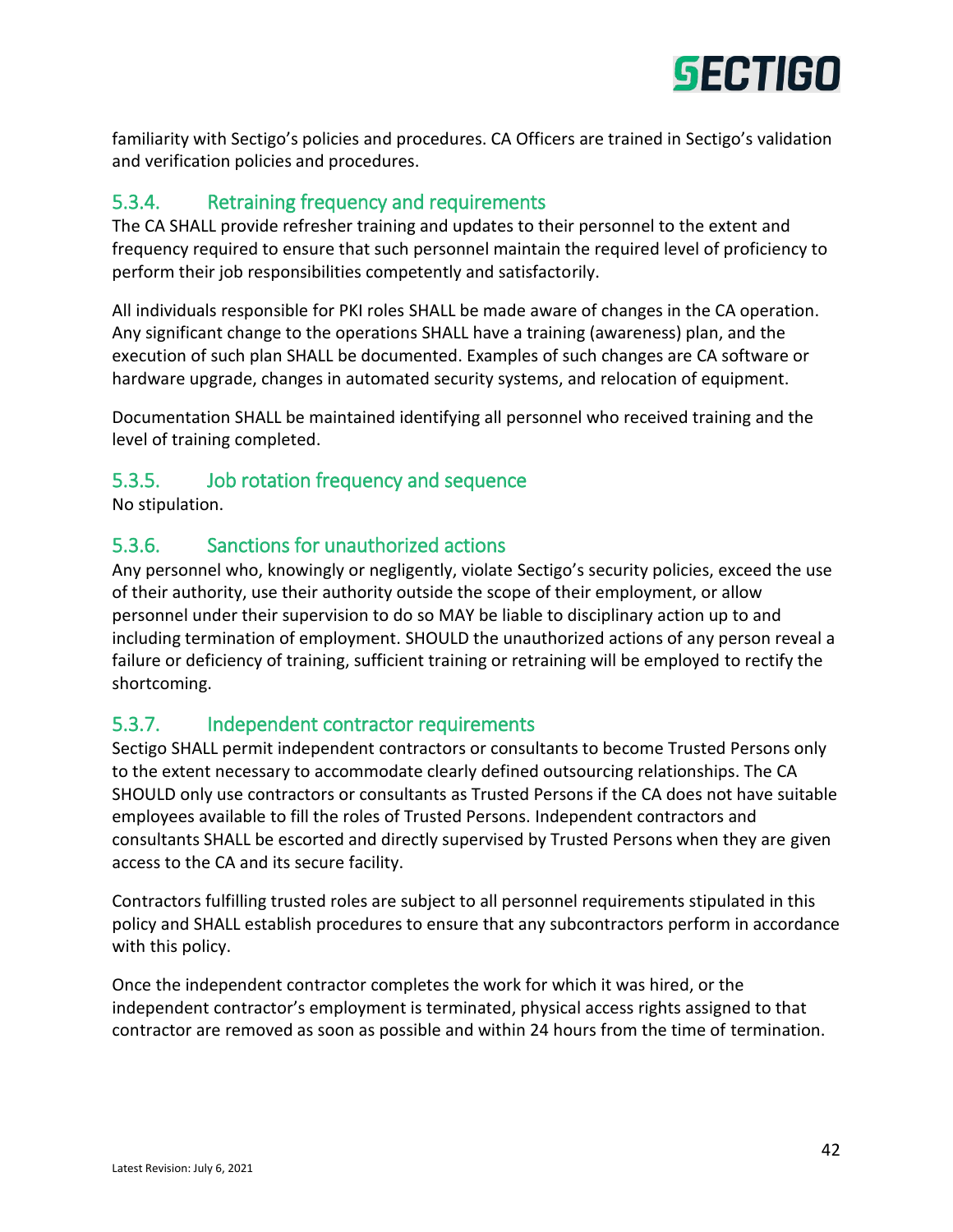familiarity with Sectigo's policies and procedures. CA Officers are trained in Sectigo's validation and verification policies and procedures.

### 5.3.4. Retraining frequency and requirements

The CA SHALL provide refresher training and updates to their personnel to the extent and frequency required to ensure that such personnel maintain the required level of proficiency to perform their job responsibilities competently and satisfactorily.

All individuals responsible for PKI roles SHALL be made aware of changes in the CA operation. Any significant change to the operations SHALL have a training (awareness) plan, and the execution of such plan SHALL be documented. Examples of such changes are CA software or hardware upgrade, changes in automated security systems, and relocation of equipment.

Documentation SHALL be maintained identifying all personnel who received training and the level of training completed.

### 5.3.5. Job rotation frequency and sequence

No stipulation.

### 5.3.6. Sanctions for unauthorized actions

Any personnel who, knowingly or negligently, violate Sectigo's security policies, exceed the use of their authority, use their authority outside the scope of their employment, or allow personnel under their supervision to do so MAY be liable to disciplinary action up to and including termination of employment. SHOULD the unauthorized actions of any person reveal a failure or deficiency of training, sufficient training or retraining will be employed to rectify the shortcoming.

### 5.3.7. Independent contractor requirements

Sectigo SHALL permit independent contractors or consultants to become Trusted Persons only to the extent necessary to accommodate clearly defined outsourcing relationships. The CA SHOULD only use contractors or consultants as Trusted Persons if the CA does not have suitable employees available to fill the roles of Trusted Persons. Independent contractors and consultants SHALL be escorted and directly supervised by Trusted Persons when they are given access to the CA and its secure facility.

Contractors fulfilling trusted roles are subject to all personnel requirements stipulated in this policy and SHALL establish procedures to ensure that any subcontractors perform in accordance with this policy.

Once the independent contractor completes the work for which it was hired, or the independent contractor's employment is terminated, physical access rights assigned to that contractor are removed as soon as possible and within 24 hours from the time of termination.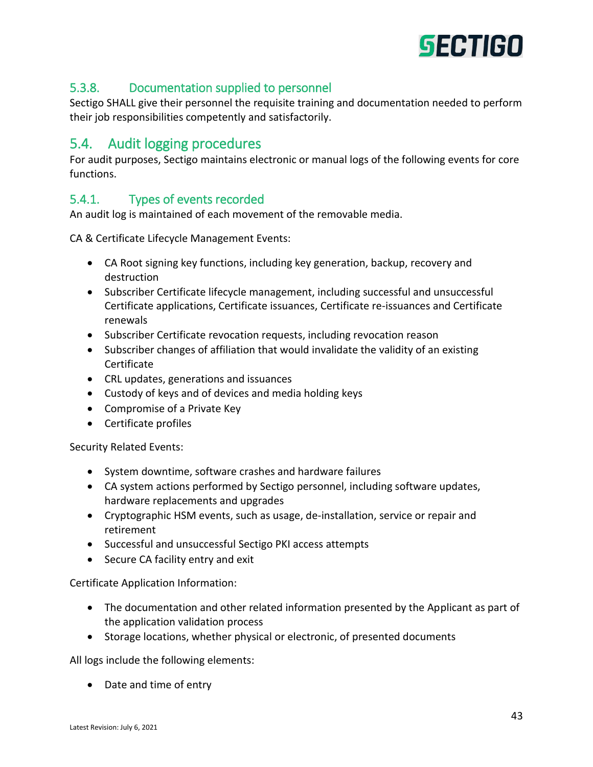### 5.3.8. Documentation supplied to personnel

Sectigo SHALL give their personnel the requisite training and documentation needed to perform their job responsibilities competently and satisfactorily.

## 5.4. Audit logging procedures

For audit purposes, Sectigo maintains electronic or manual logs of the following events for core functions.

### 5.4.1. Types of events recorded

An audit log is maintained of each movement of the removable media.

CA & Certificate Lifecycle Management Events:

- CA Root signing key functions, including key generation, backup, recovery and destruction
- Subscriber Certificate lifecycle management, including successful and unsuccessful Certificate applications, Certificate issuances, Certificate re-issuances and Certificate renewals
- Subscriber Certificate revocation requests, including revocation reason
- Subscriber changes of affiliation that would invalidate the validity of an existing Certificate
- CRL updates, generations and issuances
- Custody of keys and of devices and media holding keys
- Compromise of a Private Key
- Certificate profiles

Security Related Events:

- System downtime, software crashes and hardware failures
- CA system actions performed by Sectigo personnel, including software updates, hardware replacements and upgrades
- Cryptographic HSM events, such as usage, de-installation, service or repair and retirement
- Successful and unsuccessful Sectigo PKI access attempts
- Secure CA facility entry and exit

Certificate Application Information:

- The documentation and other related information presented by the Applicant as part of the application validation process
- Storage locations, whether physical or electronic, of presented documents

All logs include the following elements:

- Date and time of entry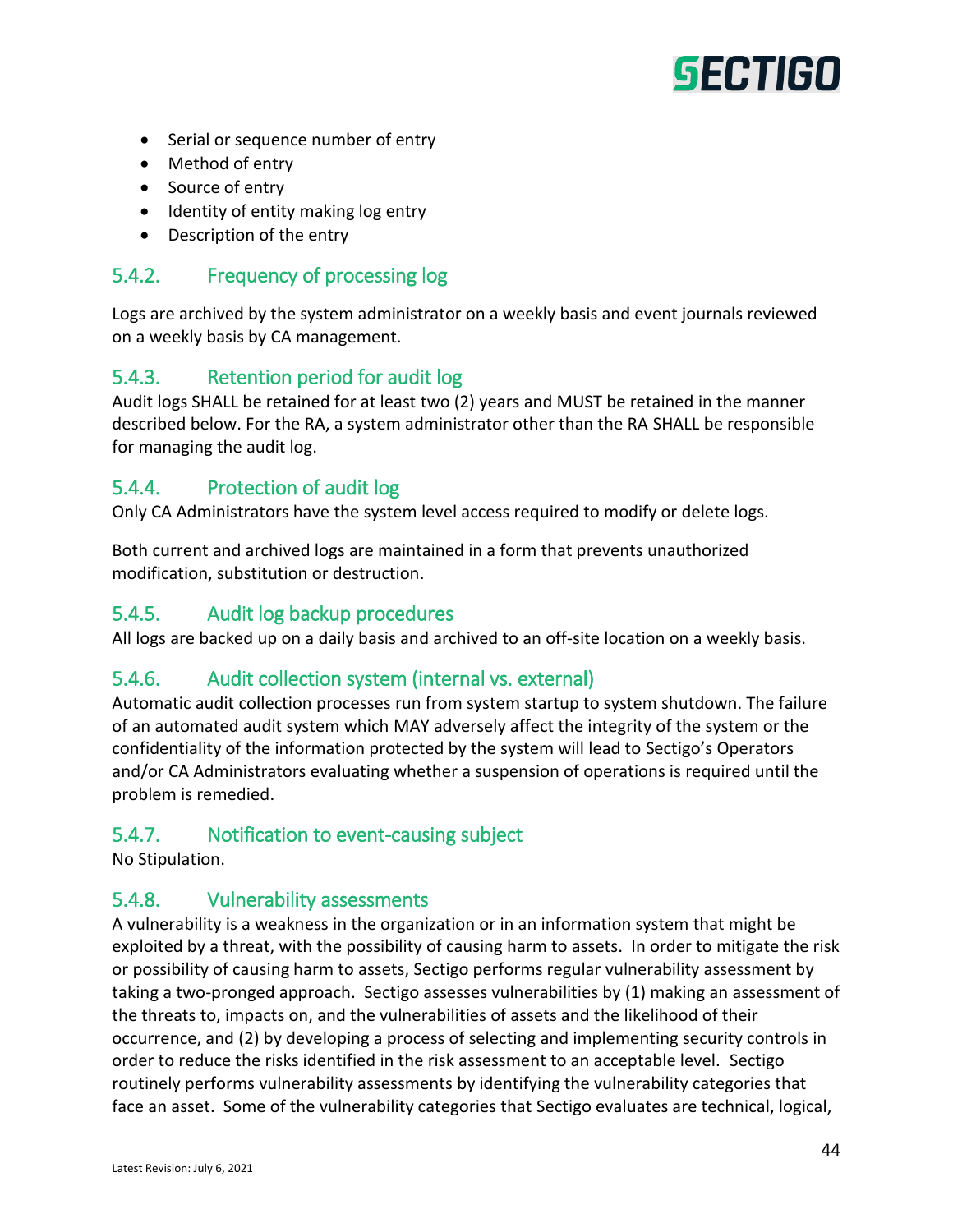- Serial or sequence number of entry
- Method of entry
- Source of entry
- Identity of entity making log entry
- Description of the entry

### 5.4.2. Frequency of processing log

Logs are archived by the system administrator on a weekly basis and event journals reviewed on a weekly basis by CA management.

### 5.4.3. Retention period for audit log

Audit logs SHALL be retained for at least two (2) years and MUST be retained in the manner described below. For the RA, a system administrator other than the RA SHALL be responsible for managing the audit log.

### 5.4.4. Protection of audit log

Only CA Administrators have the system level access required to modify or delete logs.

Both current and archived logs are maintained in a form that prevents unauthorized modification, substitution or destruction.

### 5.4.5. Audit log backup procedures

All logs are backed up on a daily basis and archived to an off-site location on a weekly basis.

### 5.4.6. Audit collection system (internal vs. external)

Automatic audit collection processes run from system startup to system shutdown. The failure of an automated audit system which MAY adversely affect the integrity of the system or the confidentiality of the information protected by the system will lead to Sectigo's Operators and/or CA Administrators evaluating whether a suspension of operations is required until the problem is remedied.

### 5.4.7. Notification to event-causing subject

No Stipulation.

### 5.4.8. Vulnerability assessments

A vulnerability is a weakness in the organization or in an information system that might be exploited by a threat, with the possibility of causing harm to assets. In order to mitigate the risk or possibility of causing harm to assets, Sectigo performs regular vulnerability assessment by taking a two-pronged approach. Sectigo assesses vulnerabilities by (1) making an assessment of the threats to, impacts on, and the vulnerabilities of assets and the likelihood of their occurrence, and (2) by developing a process of selecting and implementing security controls in order to reduce the risks identified in the risk assessment to an acceptable level. Sectigo routinely performs vulnerability assessments by identifying the vulnerability categories that face an asset. Some of the vulnerability categories that Sectigo evaluates are technical, logical,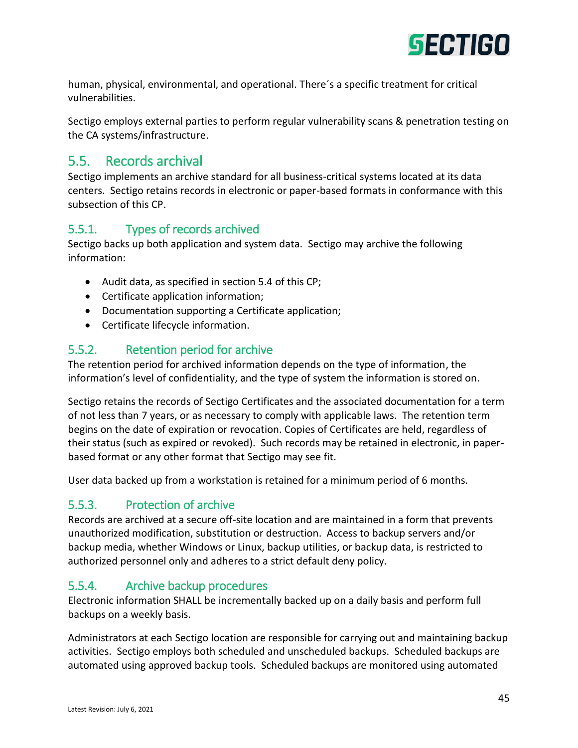human, physical, environmental, and operational. There´s a specific treatment for critical vulnerabilities.

Sectigo employs external parties to perform regular vulnerability scans & penetration testing on the CA systems/infrastructure.

## 5.5. Records archival

Sectigo implements an archive standard for all business-critical systems located at its data centers. Sectigo retains records in electronic or paper-based formats in conformance with this subsection of this CP.

### 5.5.1. Types of records archived

Sectigo backs up both application and system data. Sectigo may archive the following information:

- Audit data, as specified in section 5.4 of this CP;
- Certificate application information;
- Documentation supporting a Certificate application;
- Certificate lifecycle information.

### 5.5.2. Retention period for archive

The retention period for archived information depends on the type of information, the information's level of confidentiality, and the type of system the information is stored on.

Sectigo retains the records of Sectigo Certificates and the associated documentation for a term of not less than 7 years, or as necessary to comply with applicable laws. The retention term begins on the date of expiration or revocation. Copies of Certificates are held, regardless of their status (such as expired or revoked). Such records may be retained in electronic, in paper-based format or any other format that Sectigo may see fit.

User data backed up from a workstation is retained for a minimum period of 6 months.

### 5.5.3. Protection of archive

Records are archived at a secure off-site location and are maintained in a form that prevents unauthorized modification, substitution or destruction. Access to backup servers and/or backup media, whether Windows or Linux, backup utilities, or backup data, is restricted to authorized personnel only and adheres to a strict default deny policy.

### 5.5.4. Archive backup procedures

Electronic information SHALL be incrementally backed up on a daily basis and perform full backups on a weekly basis.

Administrators at each Sectigo location are responsible for carrying out and maintaining backup activities. Sectigo employs both scheduled and unscheduled backups. Scheduled backups are automated using approved backup tools. Scheduled backups are monitored using automated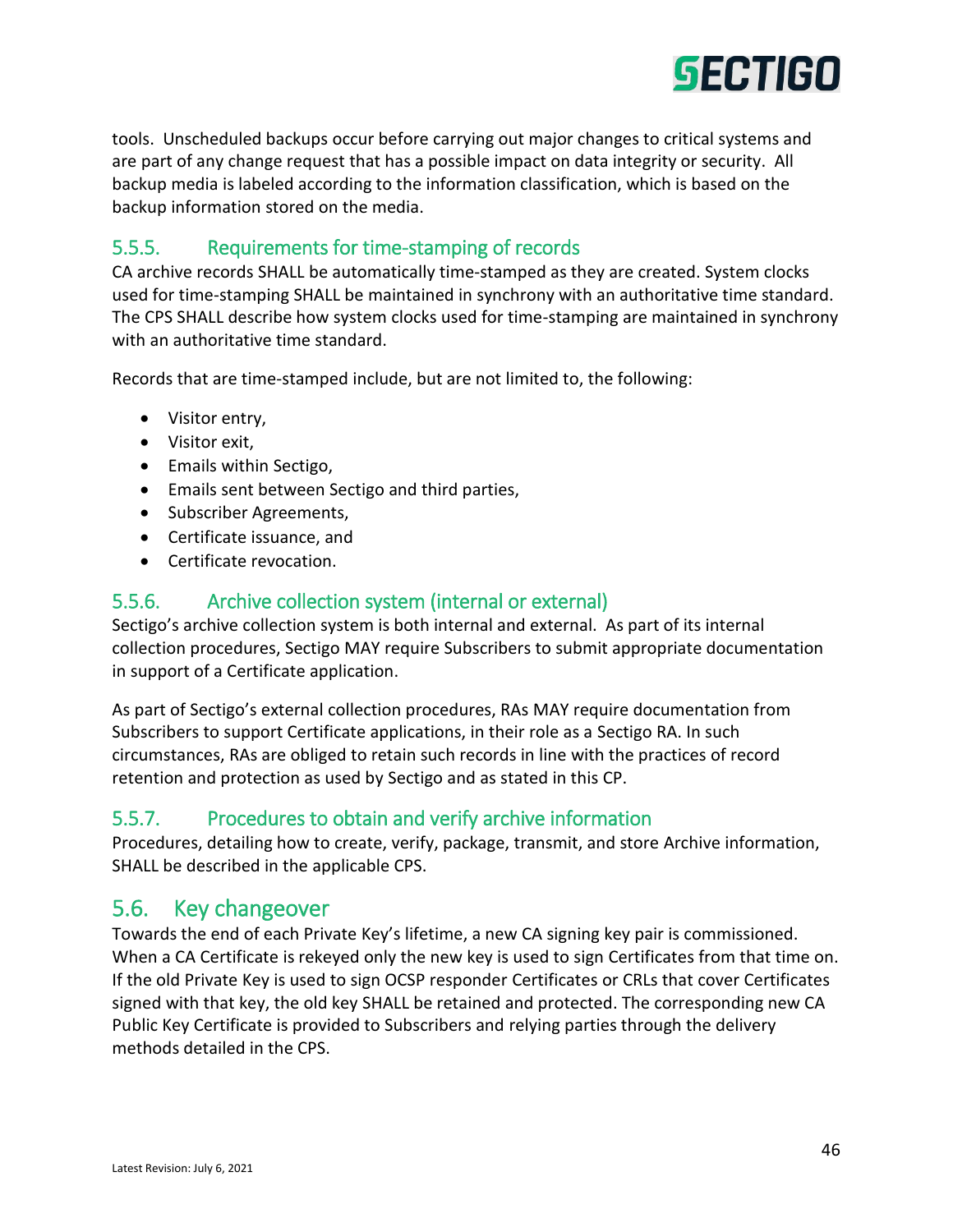tools. Unscheduled backups occur before carrying out major changes to critical systems and are part of any change request that has a possible impact on data integrity or security. All backup media is labeled according to the information classification, which is based on the backup information stored on the media.

### 5.5.5. Requirements for time-stamping of records

CA archive records SHALL be automatically time-stamped as they are created. System clocks used for time-stamping SHALL be maintained in synchrony with an authoritative time standard. The CPS SHALL describe how system clocks used for time-stamping are maintained in synchrony with an authoritative time standard.

Records that are time-stamped include, but are not limited to, the following:

- Visitor entry,
- Visitor exit,
- Emails within Sectigo,
- Emails sent between Sectigo and third parties,
- Subscriber Agreements,
- Certificate issuance, and
- Certificate revocation.

### 5.5.6. Archive collection system (internal or external)

Sectigo's archive collection system is both internal and external. As part of its internal collection procedures, Sectigo MAY require Subscribers to submit appropriate documentation in support of a Certificate application.

As part of Sectigo's external collection procedures, RAs MAY require documentation from Subscribers to support Certificate applications, in their role as a Sectigo RA. In such circumstances, RAs are obliged to retain such records in line with the practices of record retention and protection as used by Sectigo and as stated in this CP.

### 5.5.7. Procedures to obtain and verify archive information

Procedures, detailing how to create, verify, package, transmit, and store Archive information, SHALL be described in the applicable CPS.

## 5.6. Key changeover

Towards the end of each Private Key's lifetime, a new CA signing key pair is commissioned. When a CA Certificate is rekeyed only the new key is used to sign Certificates from that time on. If the old Private Key is used to sign OCSP responder Certificates or CRLs that cover Certificates signed with that key, the old key SHALL be retained and protected. The corresponding new CA Public Key Certificate is provided to Subscribers and relying parties through the delivery methods detailed in the CPS.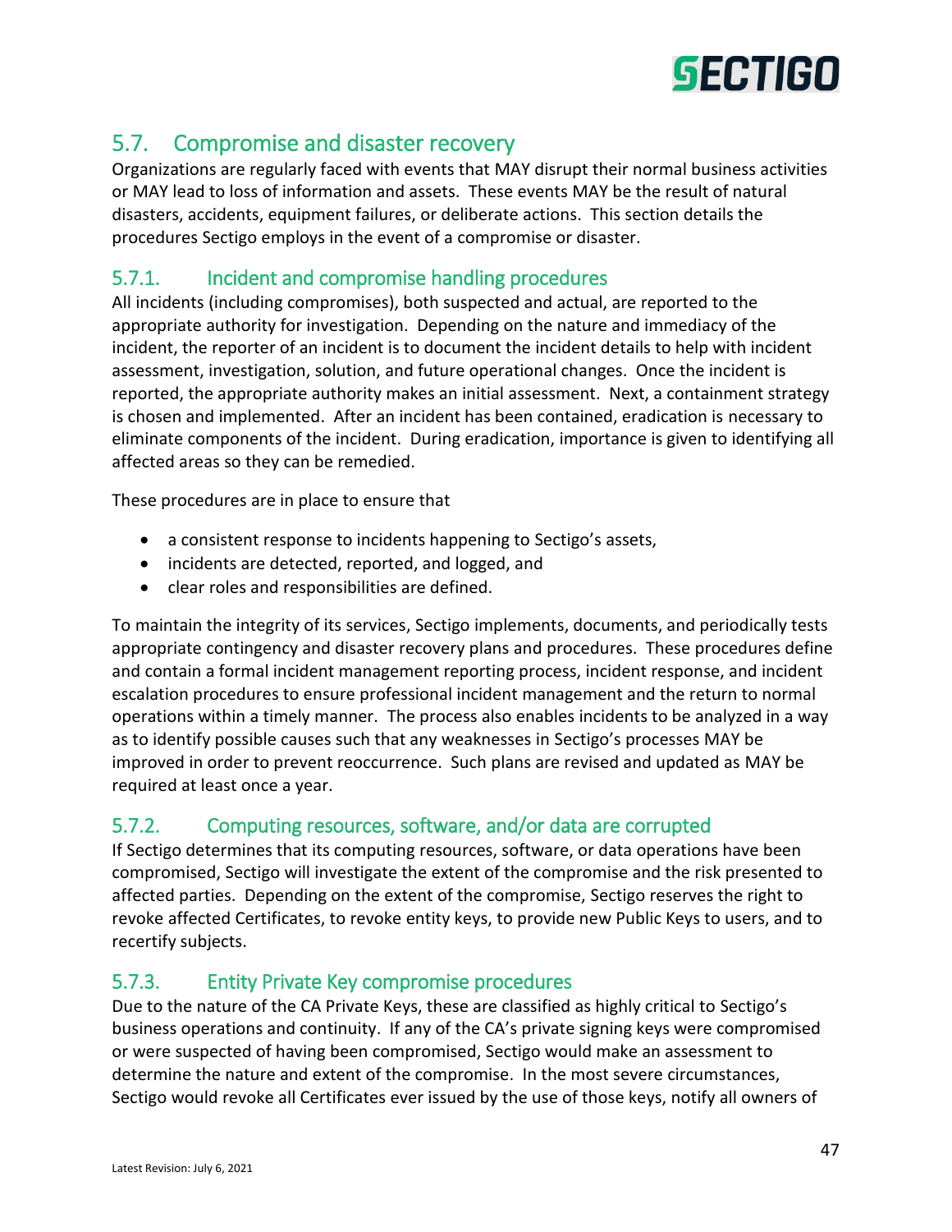## 5.7. Compromise and disaster recovery

Organizations are regularly faced with events that MAY disrupt their normal business activities or MAY lead to loss of information and assets. These events MAY be the result of natural disasters, accidents, equipment failures, or deliberate actions. This section details the procedures Sectigo employs in the event of a compromise or disaster.

### 5.7.1. Incident and compromise handling procedures

All incidents (including compromises), both suspected and actual, are reported to the appropriate authority for investigation. Depending on the nature and immediacy of the incident, the reporter of an incident is to document the incident details to help with incident assessment, investigation, solution, and future operational changes. Once the incident is reported, the appropriate authority makes an initial assessment. Next, a containment strategy is chosen and implemented. After an incident has been contained, eradication is necessary to eliminate components of the incident. During eradication, importance is given to identifying all affected areas so they can be remedied.

These procedures are in place to ensure that

- a consistent response to incidents happening to Sectigo's assets,
- incidents are detected, reported, and logged, and
- clear roles and responsibilities are defined.

To maintain the integrity of its services, Sectigo implements, documents, and periodically tests appropriate contingency and disaster recovery plans and procedures. These procedures define and contain a formal incident management reporting process, incident response, and incident escalation procedures to ensure professional incident management and the return to normal operations within a timely manner. The process also enables incidents to be analyzed in a way as to identify possible causes such that any weaknesses in Sectigo's processes MAY be improved in order to prevent reoccurrence. Such plans are revised and updated as MAY be required at least once a year.

### 5.7.2. Computing resources, software, and/or data are corrupted

If Sectigo determines that its computing resources, software, or data operations have been compromised, Sectigo will investigate the extent of the compromise and the risk presented to affected parties. Depending on the extent of the compromise, Sectigo reserves the right to revoke affected Certificates, to revoke entity keys, to provide new Public Keys to users, and to recertify subjects.

### 5.7.3. Entity Private Key compromise procedures

Due to the nature of the CA Private Keys, these are classified as highly critical to Sectigo's business operations and continuity. If any of the CA's private signing keys were compromised or were suspected of having been compromised, Sectigo would make an assessment to determine the nature and extent of the compromise. In the most severe circumstances, Sectigo would revoke all Certificates ever issued by the use of those keys, notify all owners of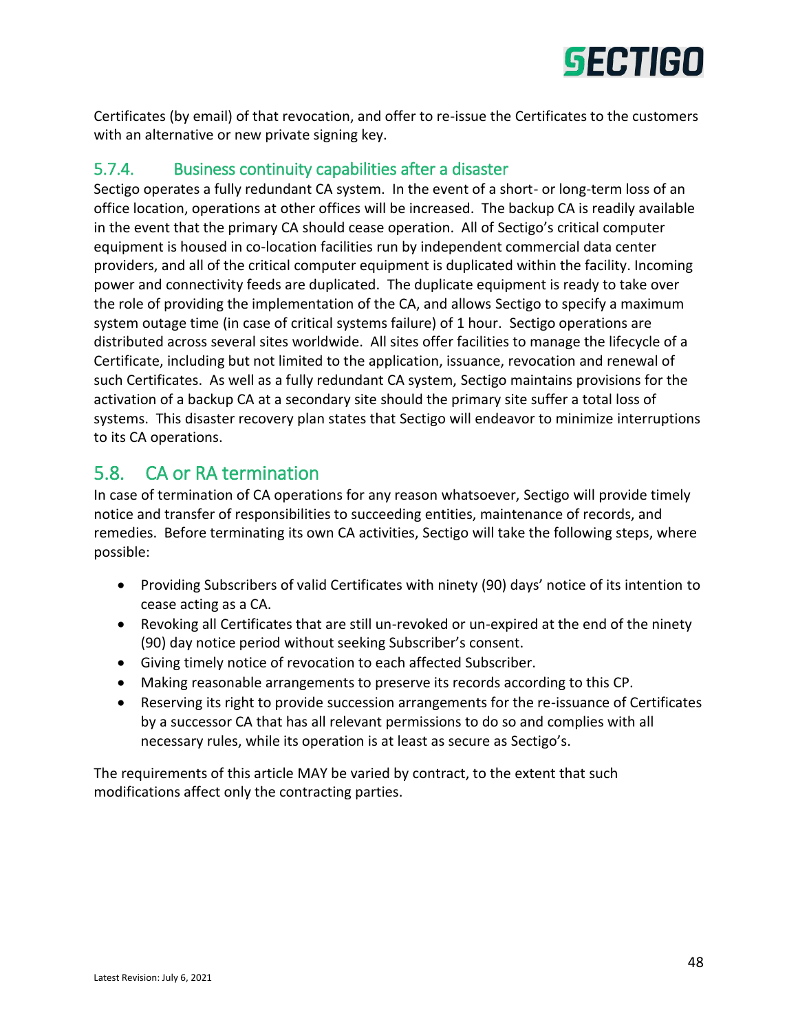Certificates (by email) of that revocation, and offer to re-issue the Certificates to the customers with an alternative or new private signing key.

### 5.7.4. Business continuity capabilities after a disaster

Sectigo operates a fully redundant CA system. In the event of a short- or long-term loss of an office location, operations at other offices will be increased. The backup CA is readily available in the event that the primary CA should cease operation. All of Sectigo's critical computer equipment is housed in co-location facilities run by independent commercial data center providers, and all of the critical computer equipment is duplicated within the facility. Incoming power and connectivity feeds are duplicated. The duplicate equipment is ready to take over the role of providing the implementation of the CA, and allows Sectigo to specify a maximum system outage time (in case of critical systems failure) of 1 hour. Sectigo operations are distributed across several sites worldwide. All sites offer facilities to manage the lifecycle of a Certificate, including but not limited to the application, issuance, revocation and renewal of such Certificates. As well as a fully redundant CA system, Sectigo maintains provisions for the activation of a backup CA at a secondary site should the primary site suffer a total loss of systems. This disaster recovery plan states that Sectigo will endeavor to minimize interruptions to its CA operations.

## 5.8. CA or RA termination

In case of termination of CA operations for any reason whatsoever, Sectigo will provide timely notice and transfer of responsibilities to succeeding entities, maintenance of records, and remedies. Before terminating its own CA activities, Sectigo will take the following steps, where possible:

- Providing Subscribers of valid Certificates with ninety (90) days' notice of its intention to cease acting as a CA.
- Revoking all Certificates that are still un-revoked or un-expired at the end of the ninety (90) day notice period without seeking Subscriber's consent.
- Giving timely notice of revocation to each affected Subscriber.
- Making reasonable arrangements to preserve its records according to this CP.
- Reserving its right to provide succession arrangements for the re-issuance of Certificates by a successor CA that has all relevant permissions to do so and complies with all necessary rules, while its operation is at least as secure as Sectigo's.

The requirements of this article MAY be varied by contract, to the extent that such modifications affect only the contracting parties.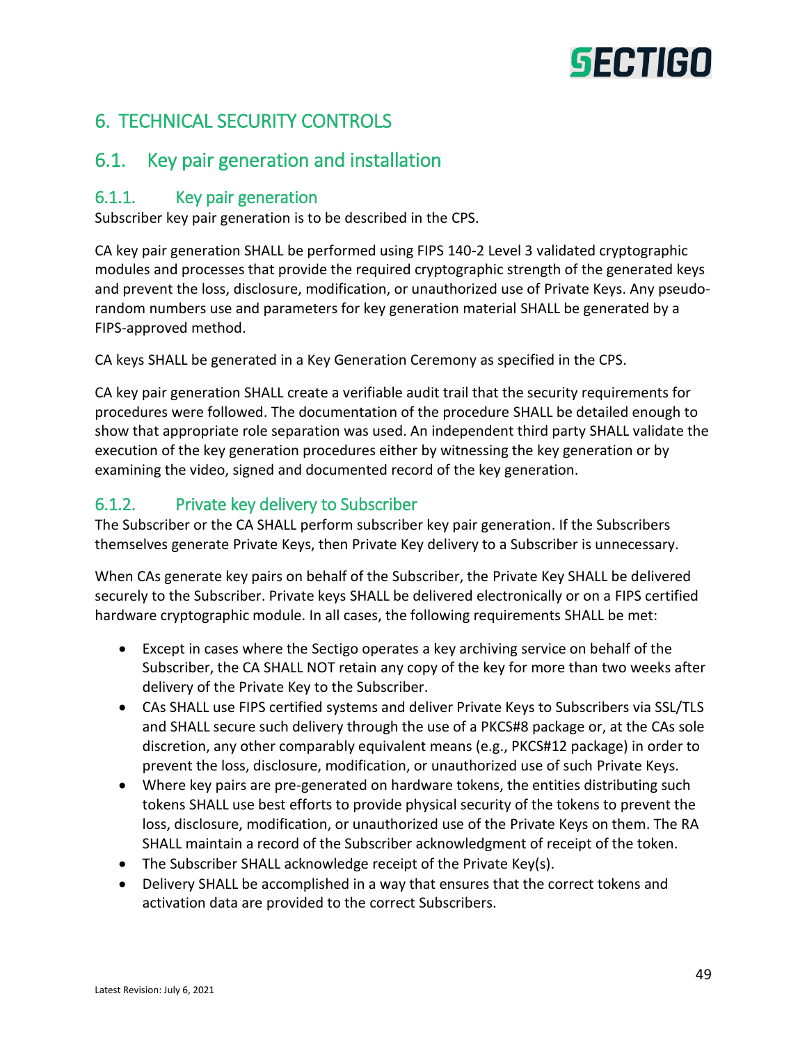# 6. TECHNICAL SECURITY CONTROLS

## 6.1. Key pair generation and installation

### 6.1.1. Key pair generation

Subscriber key pair generation is to be described in the CPS.

CA key pair generation SHALL be performed using FIPS 140-2 Level 3 validated cryptographic modules and processes that provide the required cryptographic strength of the generated keys and prevent the loss, disclosure, modification, or unauthorized use of Private Keys. Any pseudo-random numbers use and parameters for key generation material SHALL be generated by a FIPS-approved method.

CA keys SHALL be generated in a Key Generation Ceremony as specified in the CPS.

CA key pair generation SHALL create a verifiable audit trail that the security requirements for procedures were followed. The documentation of the procedure SHALL be detailed enough to show that appropriate role separation was used. An independent third party SHALL validate the execution of the key generation procedures either by witnessing the key generation or by examining the video, signed and documented record of the key generation.

### 6.1.2. Private key delivery to Subscriber

The Subscriber or the CA SHALL perform subscriber key pair generation. If the Subscribers themselves generate Private Keys, then Private Key delivery to a Subscriber is unnecessary.

When CAs generate key pairs on behalf of the Subscriber, the Private Key SHALL be delivered securely to the Subscriber. Private keys SHALL be delivered electronically or on a FIPS certified hardware cryptographic module. In all cases, the following requirements SHALL be met:

- Except in cases where the Sectigo operates a key archiving service on behalf of the Subscriber, the CA SHALL NOT retain any copy of the key for more than two weeks after delivery of the Private Key to the Subscriber.
- CAs SHALL use FIPS certified systems and deliver Private Keys to Subscribers via SSL/TLS and SHALL secure such delivery through the use of a PKCS#8 package or, at the CAs sole discretion, any other comparably equivalent means (e.g., PKCS#12 package) in order to prevent the loss, disclosure, modification, or unauthorized use of such Private Keys.
- Where key pairs are pre-generated on hardware tokens, the entities distributing such tokens SHALL use best efforts to provide physical security of the tokens to prevent the loss, disclosure, modification, or unauthorized use of the Private Keys on them. The RA SHALL maintain a record of the Subscriber acknowledgment of receipt of the token.
- The Subscriber SHALL acknowledge receipt of the Private Key(s).
- Delivery SHALL be accomplished in a way that ensures that the correct tokens and activation data are provided to the correct Subscribers.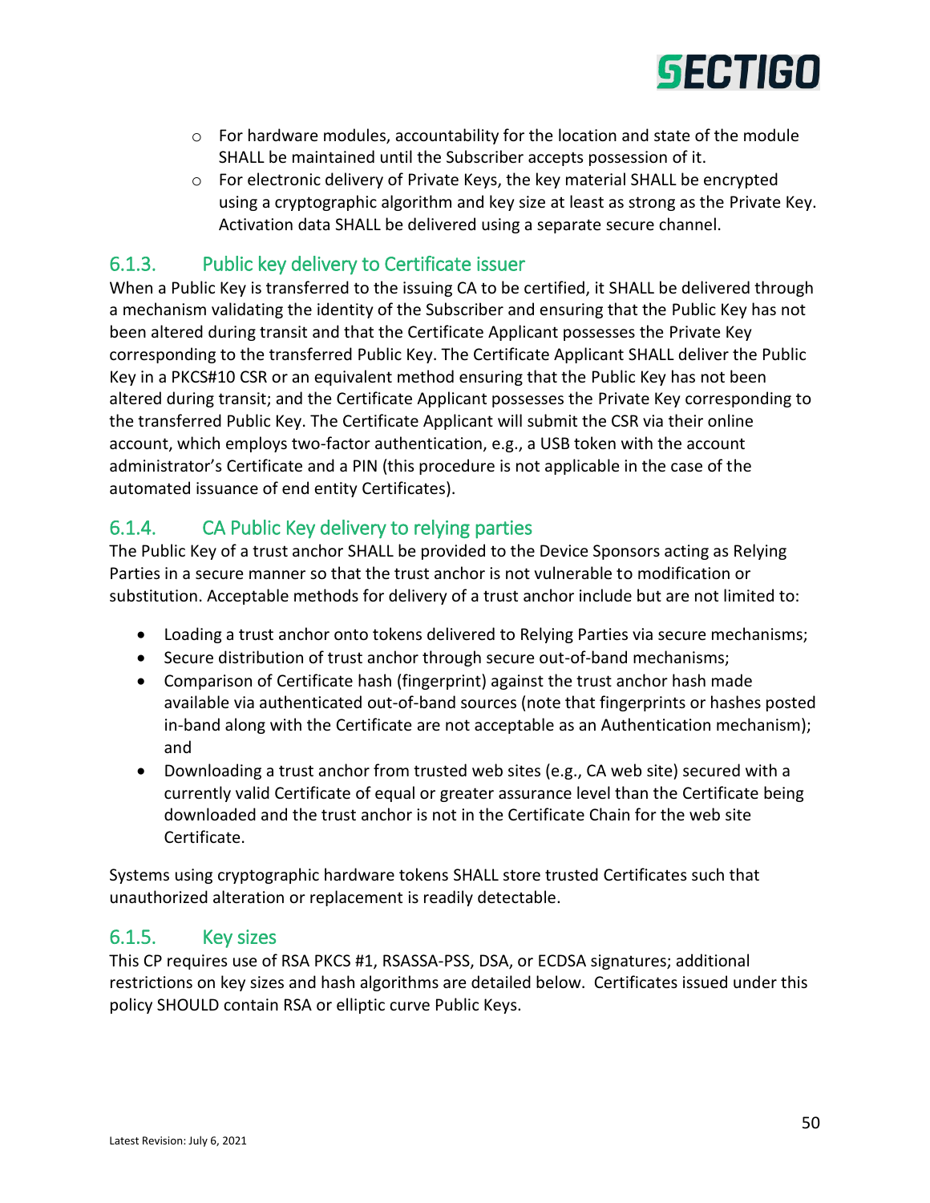- For hardware modules, accountability for the location and state of the module SHALL be maintained until the Subscriber accepts possession of it.
- For electronic delivery of Private Keys, the key material SHALL be encrypted using a cryptographic algorithm and key size at least as strong as the Private Key. Activation data SHALL be delivered using a separate secure channel.

### 6.1.3. Public key delivery to Certificate issuer

When a Public Key is transferred to the issuing CA to be certified, it SHALL be delivered through a mechanism validating the identity of the Subscriber and ensuring that the Public Key has not been altered during transit and that the Certificate Applicant possesses the Private Key corresponding to the transferred Public Key. The Certificate Applicant SHALL deliver the Public Key in a PKCS#10 CSR or an equivalent method ensuring that the Public Key has not been altered during transit; and the Certificate Applicant possesses the Private Key corresponding to the transferred Public Key. The Certificate Applicant will submit the CSR via their online account, which employs two-factor authentication, e.g., a USB token with the account administrator's Certificate and a PIN (this procedure is not applicable in the case of the automated issuance of end entity Certificates).

### 6.1.4. CA Public Key delivery to relying parties

The Public Key of a trust anchor SHALL be provided to the Device Sponsors acting as Relying Parties in a secure manner so that the trust anchor is not vulnerable to modification or substitution. Acceptable methods for delivery of a trust anchor include but are not limited to:

- Loading a trust anchor onto tokens delivered to Relying Parties via secure mechanisms;
- Secure distribution of trust anchor through secure out-of-band mechanisms;
- Comparison of Certificate hash (fingerprint) against the trust anchor hash made available via authenticated out-of-band sources (note that fingerprints or hashes posted in-band along with the Certificate are not acceptable as an Authentication mechanism); and
- Downloading a trust anchor from trusted web sites (e.g., CA web site) secured with a currently valid Certificate of equal or greater assurance level than the Certificate being downloaded and the trust anchor is not in the Certificate Chain for the web site Certificate.

Systems using cryptographic hardware tokens SHALL store trusted Certificates such that unauthorized alteration or replacement is readily detectable.

### 6.1.5. Key sizes

This CP requires use of RSA PKCS #1, RSASSA-PSS, DSA, or ECDSA signatures; additional restrictions on key sizes and hash algorithms are detailed below. Certificates issued under this policy SHOULD contain RSA or elliptic curve Public Keys.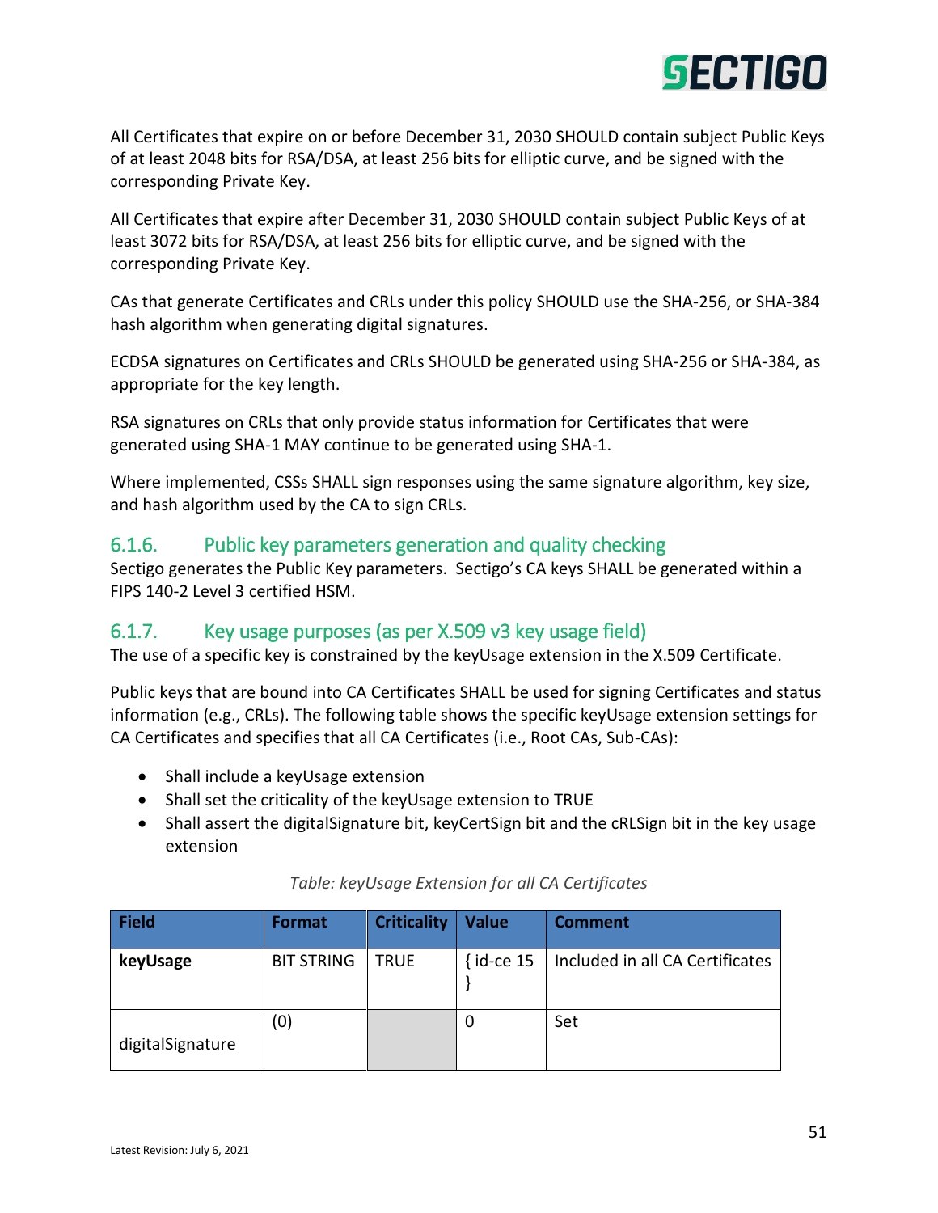All Certificates that expire on or before December 31, 2030 SHOULD contain subject Public Keys of at least 2048 bits for RSA/DSA, at least 256 bits for elliptic curve, and be signed with the corresponding Private Key.

All Certificates that expire after December 31, 2030 SHOULD contain subject Public Keys of at least 3072 bits for RSA/DSA, at least 256 bits for elliptic curve, and be signed with the corresponding Private Key.

CAs that generate Certificates and CRLs under this policy SHOULD use the SHA-256, or SHA-384 hash algorithm when generating digital signatures.

ECDSA signatures on Certificates and CRLs SHOULD be generated using SHA-256 or SHA-384, as appropriate for the key length.

RSA signatures on CRLs that only provide status information for Certificates that were generated using SHA-1 MAY continue to be generated using SHA-1.

Where implemented, CSSs SHALL sign responses using the same signature algorithm, key size, and hash algorithm used by the CA to sign CRLs.

### 6.1.6. Public key parameters generation and quality checking

Sectigo generates the Public Key parameters. Sectigo's CA keys SHALL be generated within a FIPS 140-2 Level 3 certified HSM.

### 6.1.7. Key usage purposes (as per X.509 v3 key usage field)

The use of a specific key is constrained by the keyUsage extension in the X.509 Certificate.

Public keys that are bound into CA Certificates SHALL be used for signing Certificates and status information (e.g., CRLs). The following table shows the specific keyUsage extension settings for CA Certificates and specifies that all CA Certificates (i.e., Root CAs, Sub-CAs):

- Shall include a keyUsage extension
- Shall set the criticality of the keyUsage extension to TRUE
- Shall assert the digitalSignature bit, keyCertSign bit and the cRLSign bit in the key usage extension

*Table: keyUsage Extension for all CA Certificates*

| Field | Format | Criticality | Value | Comment |
| --- | --- | --- | --- | --- |
| **keyUsage** | BIT STRING | TRUE | { id-ce 15 } | Included in all CA Certificates |
| digitalSignature | (0) | | 0 | Set |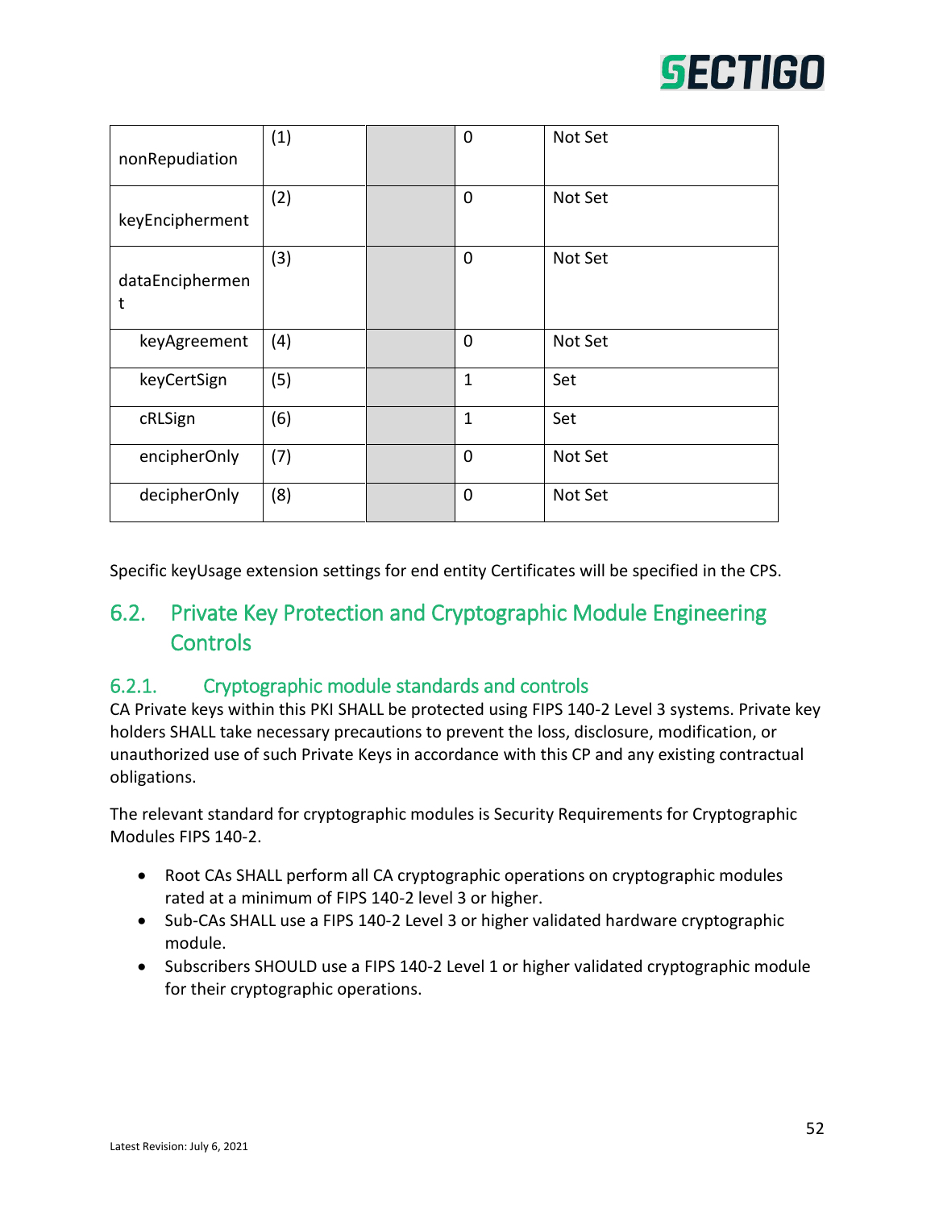| | | | | |
|---|---|---|---|---|
| nonRepudiation | (1) | | 0 | Not Set |
| keyEncipherment | (2) | | 0 | Not Set |
| dataEncipherment | (3) | | 0 | Not Set |
| keyAgreement | (4) | | 0 | Not Set |
| keyCertSign | (5) | | 1 | Set |
| cRLSign | (6) | | 1 | Set |
| encipherOnly | (7) | | 0 | Not Set |
| decipherOnly | (8) | | 0 | Not Set |

Specific keyUsage extension settings for end entity Certificates will be specified in the CPS.

## 6.2. Private Key Protection and Cryptographic Module Engineering Controls

### 6.2.1. Cryptographic module standards and controls

CA Private keys within this PKI SHALL be protected using FIPS 140-2 Level 3 systems. Private key holders SHALL take necessary precautions to prevent the loss, disclosure, modification, or unauthorized use of such Private Keys in accordance with this CP and any existing contractual obligations.

The relevant standard for cryptographic modules is Security Requirements for Cryptographic Modules FIPS 140-2.

- Root CAs SHALL perform all CA cryptographic operations on cryptographic modules rated at a minimum of FIPS 140-2 level 3 or higher.
- Sub-CAs SHALL use a FIPS 140-2 Level 3 or higher validated hardware cryptographic module.
- Subscribers SHOULD use a FIPS 140-2 Level 1 or higher validated cryptographic module for their cryptographic operations.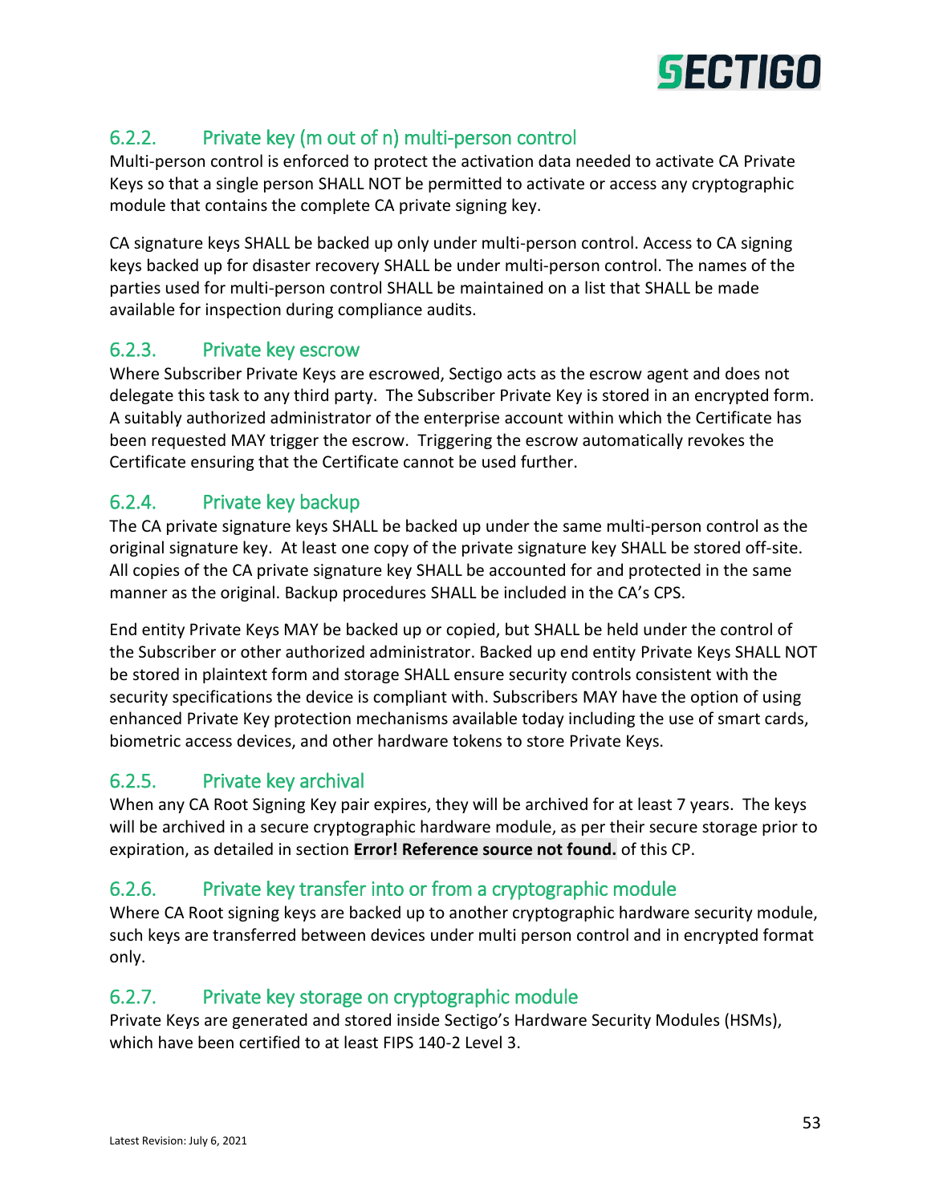### 6.2.2. Private key (m out of n) multi-person control

Multi-person control is enforced to protect the activation data needed to activate CA Private Keys so that a single person SHALL NOT be permitted to activate or access any cryptographic module that contains the complete CA private signing key.

CA signature keys SHALL be backed up only under multi-person control. Access to CA signing keys backed up for disaster recovery SHALL be under multi-person control. The names of the parties used for multi-person control SHALL be maintained on a list that SHALL be made available for inspection during compliance audits.

### 6.2.3. Private key escrow

Where Subscriber Private Keys are escrowed, Sectigo acts as the escrow agent and does not delegate this task to any third party. The Subscriber Private Key is stored in an encrypted form. A suitably authorized administrator of the enterprise account within which the Certificate has been requested MAY trigger the escrow. Triggering the escrow automatically revokes the Certificate ensuring that the Certificate cannot be used further.

### 6.2.4. Private key backup

The CA private signature keys SHALL be backed up under the same multi-person control as the original signature key. At least one copy of the private signature key SHALL be stored off-site. All copies of the CA private signature key SHALL be accounted for and protected in the same manner as the original. Backup procedures SHALL be included in the CA's CPS.

End entity Private Keys MAY be backed up or copied, but SHALL be held under the control of the Subscriber or other authorized administrator. Backed up end entity Private Keys SHALL NOT be stored in plaintext form and storage SHALL ensure security controls consistent with the security specifications the device is compliant with. Subscribers MAY have the option of using enhanced Private Key protection mechanisms available today including the use of smart cards, biometric access devices, and other hardware tokens to store Private Keys.

### 6.2.5. Private key archival

When any CA Root Signing Key pair expires, they will be archived for at least 7 years. The keys will be archived in a secure cryptographic hardware module, as per their secure storage prior to expiration, as detailed in section **Error! Reference source not found.** of this CP.

### 6.2.6. Private key transfer into or from a cryptographic module

Where CA Root signing keys are backed up to another cryptographic hardware security module, such keys are transferred between devices under multi person control and in encrypted format only.

### 6.2.7. Private key storage on cryptographic module

Private Keys are generated and stored inside Sectigo's Hardware Security Modules (HSMs), which have been certified to at least FIPS 140-2 Level 3.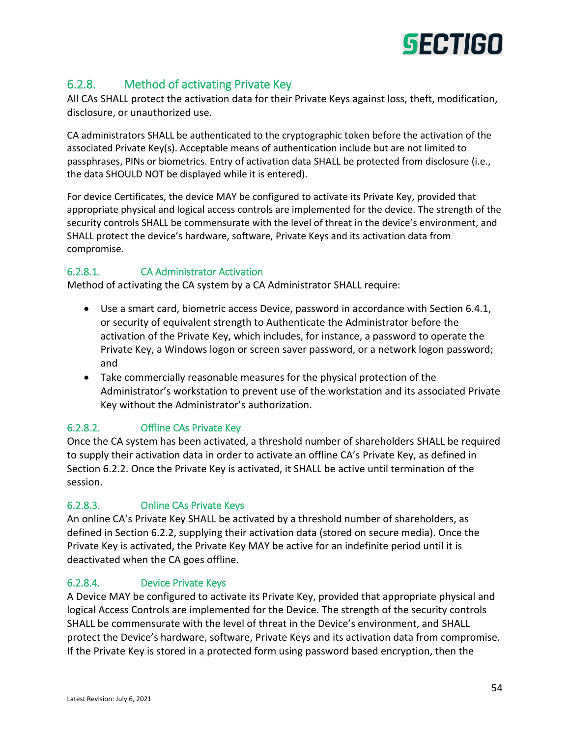### 6.2.8. Method of activating Private Key

All CAs SHALL protect the activation data for their Private Keys against loss, theft, modification, disclosure, or unauthorized use.

CA administrators SHALL be authenticated to the cryptographic token before the activation of the associated Private Key(s). Acceptable means of authentication include but are not limited to passphrases, PINs or biometrics. Entry of activation data SHALL be protected from disclosure (i.e., the data SHOULD NOT be displayed while it is entered).

For device Certificates, the device MAY be configured to activate its Private Key, provided that appropriate physical and logical access controls are implemented for the device. The strength of the security controls SHALL be commensurate with the level of threat in the device's environment, and SHALL protect the device's hardware, software, Private Keys and its activation data from compromise.

#### 6.2.8.1. CA Administrator Activation

Method of activating the CA system by a CA Administrator SHALL require:

- Use a smart card, biometric access Device, password in accordance with Section 6.4.1, or security of equivalent strength to Authenticate the Administrator before the activation of the Private Key, which includes, for instance, a password to operate the Private Key, a Windows logon or screen saver password, or a network logon password; and
- Take commercially reasonable measures for the physical protection of the Administrator's workstation to prevent use of the workstation and its associated Private Key without the Administrator's authorization.

#### 6.2.8.2. Offline CAs Private Key

Once the CA system has been activated, a threshold number of shareholders SHALL be required to supply their activation data in order to activate an offline CA's Private Key, as defined in Section 6.2.2. Once the Private Key is activated, it SHALL be active until termination of the session.

#### 6.2.8.3. Online CAs Private Keys

An online CA's Private Key SHALL be activated by a threshold number of shareholders, as defined in Section 6.2.2, supplying their activation data (stored on secure media). Once the Private Key is activated, the Private Key MAY be active for an indefinite period until it is deactivated when the CA goes offline.

#### 6.2.8.4. Device Private Keys

A Device MAY be configured to activate its Private Key, provided that appropriate physical and logical Access Controls are implemented for the Device. The strength of the security controls SHALL be commensurate with the level of threat in the Device's environment, and SHALL protect the Device's hardware, software, Private Keys and its activation data from compromise. If the Private Key is stored in a protected form using password based encryption, then the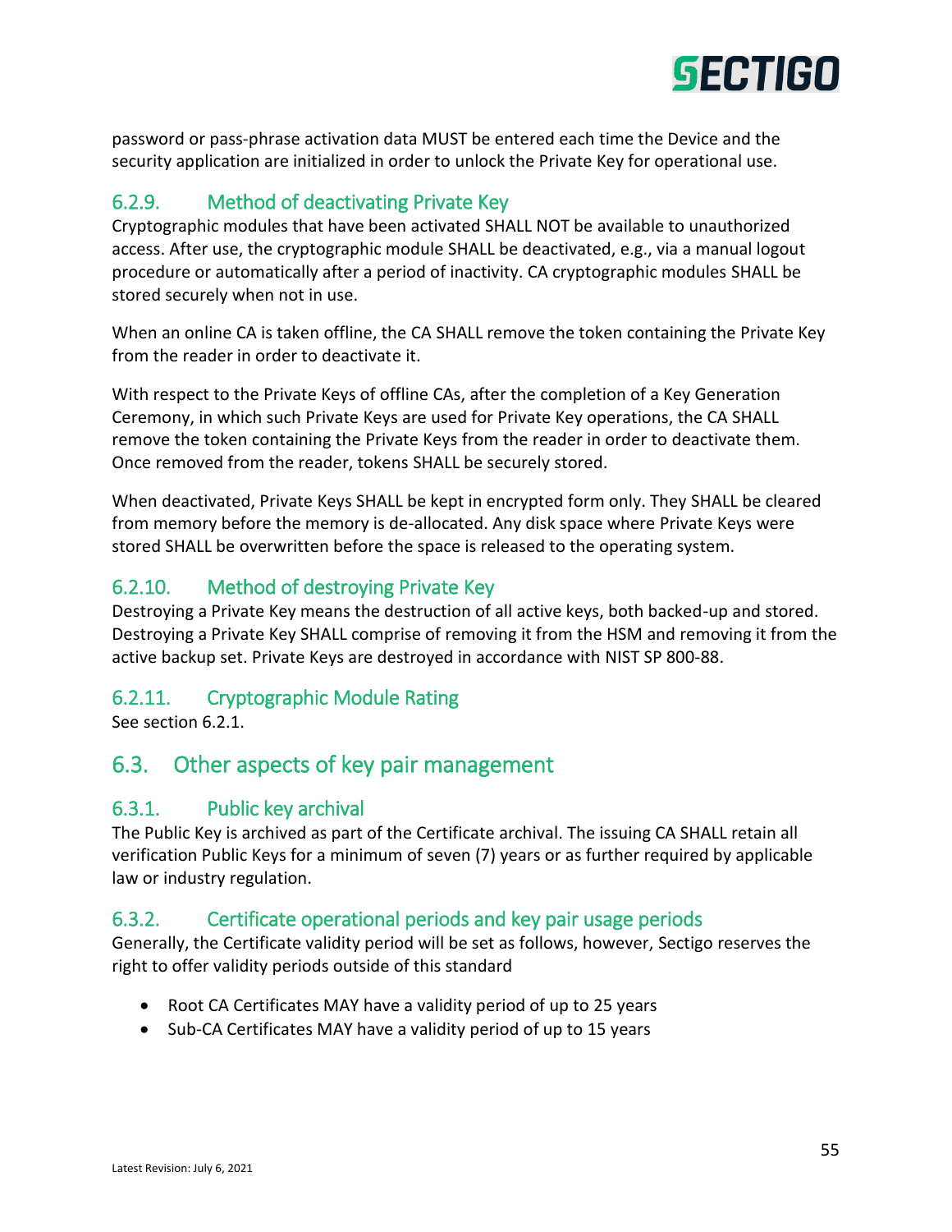password or pass-phrase activation data MUST be entered each time the Device and the security application are initialized in order to unlock the Private Key for operational use.

### 6.2.9. Method of deactivating Private Key

Cryptographic modules that have been activated SHALL NOT be available to unauthorized access. After use, the cryptographic module SHALL be deactivated, e.g., via a manual logout procedure or automatically after a period of inactivity. CA cryptographic modules SHALL be stored securely when not in use.

When an online CA is taken offline, the CA SHALL remove the token containing the Private Key from the reader in order to deactivate it.

With respect to the Private Keys of offline CAs, after the completion of a Key Generation Ceremony, in which such Private Keys are used for Private Key operations, the CA SHALL remove the token containing the Private Keys from the reader in order to deactivate them. Once removed from the reader, tokens SHALL be securely stored.

When deactivated, Private Keys SHALL be kept in encrypted form only. They SHALL be cleared from memory before the memory is de-allocated. Any disk space where Private Keys were stored SHALL be overwritten before the space is released to the operating system.

### 6.2.10. Method of destroying Private Key

Destroying a Private Key means the destruction of all active keys, both backed-up and stored. Destroying a Private Key SHALL comprise of removing it from the HSM and removing it from the active backup set. Private Keys are destroyed in accordance with NIST SP 800-88.

### 6.2.11. Cryptographic Module Rating

See section 6.2.1.

## 6.3. Other aspects of key pair management

### 6.3.1. Public key archival

The Public Key is archived as part of the Certificate archival. The issuing CA SHALL retain all verification Public Keys for a minimum of seven (7) years or as further required by applicable law or industry regulation.

### 6.3.2. Certificate operational periods and key pair usage periods

Generally, the Certificate validity period will be set as follows, however, Sectigo reserves the right to offer validity periods outside of this standard

- Root CA Certificates MAY have a validity period of up to 25 years
- Sub-CA Certificates MAY have a validity period of up to 15 years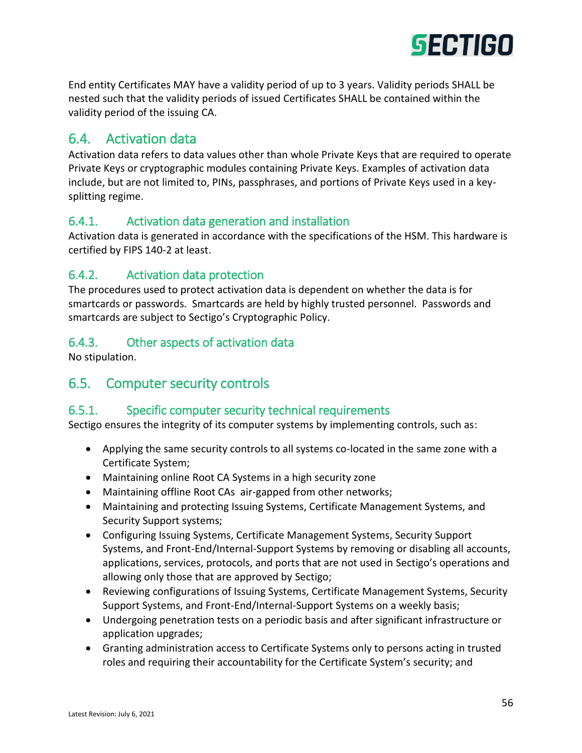End entity Certificates MAY have a validity period of up to 3 years. Validity periods SHALL be nested such that the validity periods of issued Certificates SHALL be contained within the validity period of the issuing CA.

## 6.4. Activation data

Activation data refers to data values other than whole Private Keys that are required to operate Private Keys or cryptographic modules containing Private Keys. Examples of activation data include, but are not limited to, PINs, passphrases, and portions of Private Keys used in a key-splitting regime.

### 6.4.1. Activation data generation and installation

Activation data is generated in accordance with the specifications of the HSM. This hardware is certified by FIPS 140-2 at least.

### 6.4.2. Activation data protection

The procedures used to protect activation data is dependent on whether the data is for smartcards or passwords. Smartcards are held by highly trusted personnel. Passwords and smartcards are subject to Sectigo's Cryptographic Policy.

### 6.4.3. Other aspects of activation data

No stipulation.

## 6.5. Computer security controls

### 6.5.1. Specific computer security technical requirements

Sectigo ensures the integrity of its computer systems by implementing controls, such as:

- Applying the same security controls to all systems co-located in the same zone with a Certificate System;
- Maintaining online Root CA Systems in a high security zone
- Maintaining offline Root CAs air-gapped from other networks;
- Maintaining and protecting Issuing Systems, Certificate Management Systems, and Security Support systems;
- Configuring Issuing Systems, Certificate Management Systems, Security Support Systems, and Front-End/Internal-Support Systems by removing or disabling all accounts, applications, services, protocols, and ports that are not used in Sectigo's operations and allowing only those that are approved by Sectigo;
- Reviewing configurations of Issuing Systems, Certificate Management Systems, Security Support Systems, and Front-End/Internal-Support Systems on a weekly basis;
- Undergoing penetration tests on a periodic basis and after significant infrastructure or application upgrades;
- Granting administration access to Certificate Systems only to persons acting in trusted roles and requiring their accountability for the Certificate System's security; and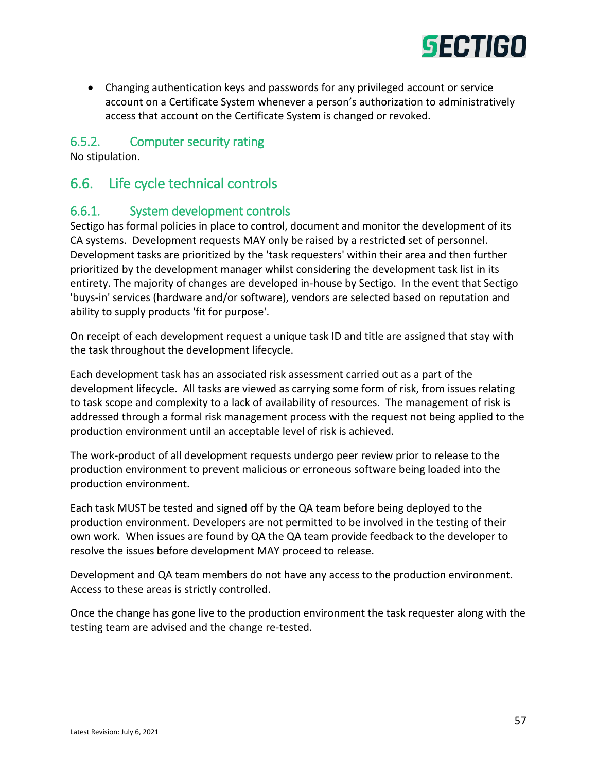- Changing authentication keys and passwords for any privileged account or service account on a Certificate System whenever a person's authorization to administratively access that account on the Certificate System is changed or revoked.

### 6.5.2. Computer security rating

No stipulation.

## 6.6. Life cycle technical controls

### 6.6.1. System development controls

Sectigo has formal policies in place to control, document and monitor the development of its CA systems. Development requests MAY only be raised by a restricted set of personnel. Development tasks are prioritized by the 'task requesters' within their area and then further prioritized by the development manager whilst considering the development task list in its entirety. The majority of changes are developed in-house by Sectigo. In the event that Sectigo 'buys-in' services (hardware and/or software), vendors are selected based on reputation and ability to supply products 'fit for purpose'.

On receipt of each development request a unique task ID and title are assigned that stay with the task throughout the development lifecycle.

Each development task has an associated risk assessment carried out as a part of the development lifecycle. All tasks are viewed as carrying some form of risk, from issues relating to task scope and complexity to a lack of availability of resources. The management of risk is addressed through a formal risk management process with the request not being applied to the production environment until an acceptable level of risk is achieved.

The work-product of all development requests undergo peer review prior to release to the production environment to prevent malicious or erroneous software being loaded into the production environment.

Each task MUST be tested and signed off by the QA team before being deployed to the production environment. Developers are not permitted to be involved in the testing of their own work. When issues are found by QA the QA team provide feedback to the developer to resolve the issues before development MAY proceed to release.

Development and QA team members do not have any access to the production environment. Access to these areas is strictly controlled.

Once the change has gone live to the production environment the task requester along with the testing team are advised and the change re-tested.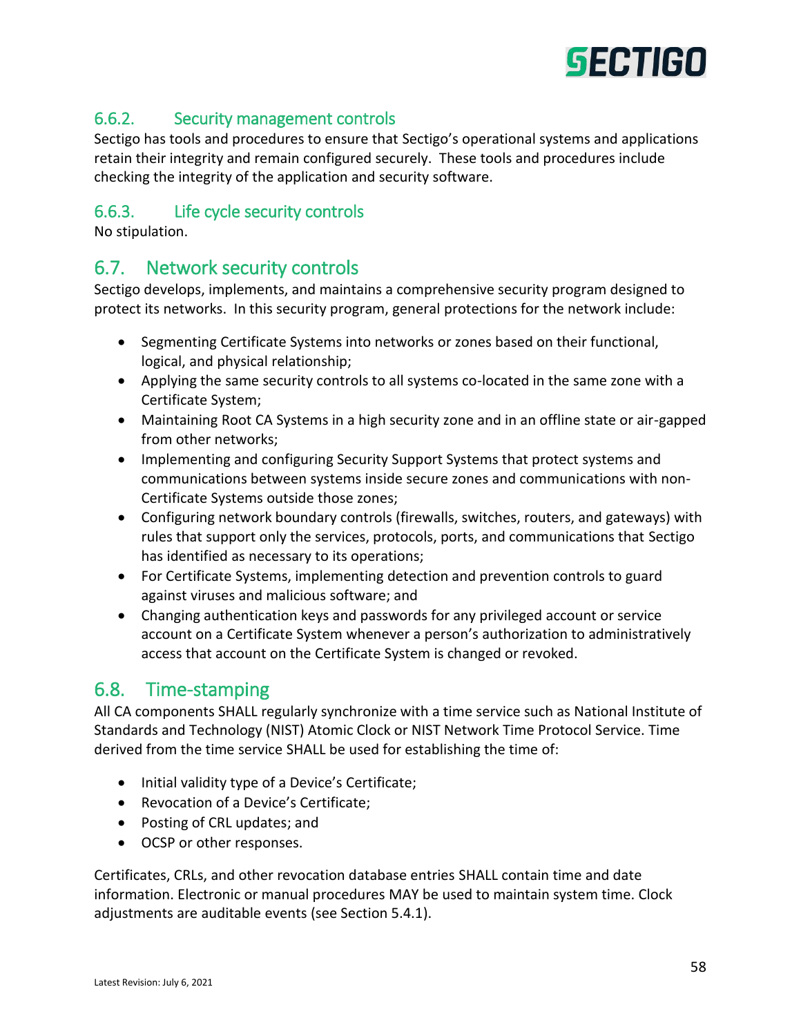### 6.6.2. Security management controls

Sectigo has tools and procedures to ensure that Sectigo's operational systems and applications retain their integrity and remain configured securely. These tools and procedures include checking the integrity of the application and security software.

### 6.6.3. Life cycle security controls

No stipulation.

## 6.7. Network security controls

Sectigo develops, implements, and maintains a comprehensive security program designed to protect its networks. In this security program, general protections for the network include:

- Segmenting Certificate Systems into networks or zones based on their functional, logical, and physical relationship;
- Applying the same security controls to all systems co-located in the same zone with a Certificate System;
- Maintaining Root CA Systems in a high security zone and in an offline state or air-gapped from other networks;
- Implementing and configuring Security Support Systems that protect systems and communications between systems inside secure zones and communications with non-Certificate Systems outside those zones;
- Configuring network boundary controls (firewalls, switches, routers, and gateways) with rules that support only the services, protocols, ports, and communications that Sectigo has identified as necessary to its operations;
- For Certificate Systems, implementing detection and prevention controls to guard against viruses and malicious software; and
- Changing authentication keys and passwords for any privileged account or service account on a Certificate System whenever a person's authorization to administratively access that account on the Certificate System is changed or revoked.

## 6.8. Time-stamping

All CA components SHALL regularly synchronize with a time service such as National Institute of Standards and Technology (NIST) Atomic Clock or NIST Network Time Protocol Service. Time derived from the time service SHALL be used for establishing the time of:

- Initial validity type of a Device's Certificate;
- Revocation of a Device's Certificate;
- Posting of CRL updates; and
- OCSP or other responses.

Certificates, CRLs, and other revocation database entries SHALL contain time and date information. Electronic or manual procedures MAY be used to maintain system time. Clock adjustments are auditable events (see Section 5.4.1).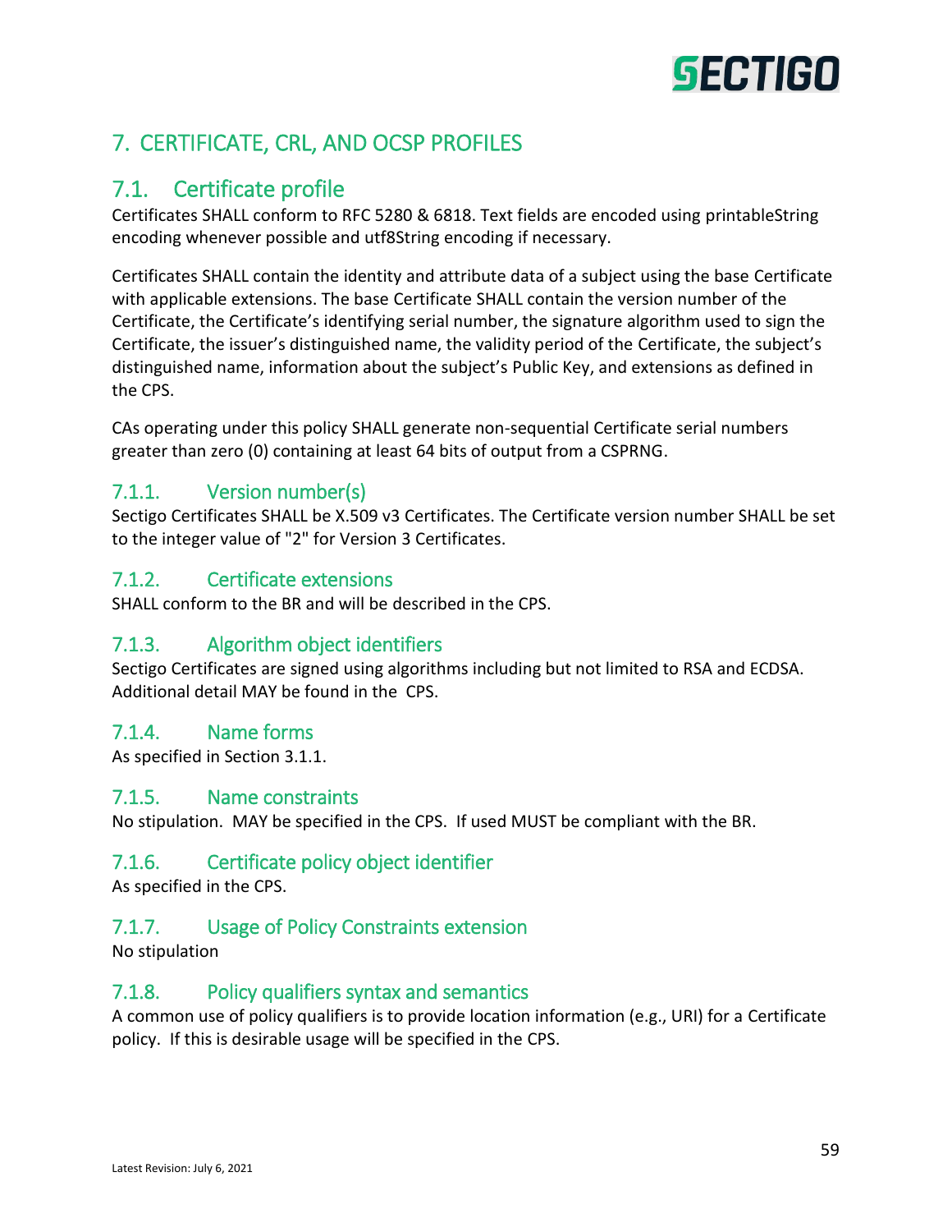# 7. CERTIFICATE, CRL, AND OCSP PROFILES

## 7.1. Certificate profile

Certificates SHALL conform to RFC 5280 & 6818. Text fields are encoded using printableString encoding whenever possible and utf8String encoding if necessary.

Certificates SHALL contain the identity and attribute data of a subject using the base Certificate with applicable extensions. The base Certificate SHALL contain the version number of the Certificate, the Certificate's identifying serial number, the signature algorithm used to sign the Certificate, the issuer's distinguished name, the validity period of the Certificate, the subject's distinguished name, information about the subject's Public Key, and extensions as defined in the CPS.

CAs operating under this policy SHALL generate non-sequential Certificate serial numbers greater than zero (0) containing at least 64 bits of output from a CSPRNG.

### 7.1.1. Version number(s)

Sectigo Certificates SHALL be X.509 v3 Certificates. The Certificate version number SHALL be set to the integer value of "2" for Version 3 Certificates.

### 7.1.2. Certificate extensions

SHALL conform to the BR and will be described in the CPS.

### 7.1.3. Algorithm object identifiers

Sectigo Certificates are signed using algorithms including but not limited to RSA and ECDSA. Additional detail MAY be found in the CPS.

### 7.1.4. Name forms

As specified in Section 3.1.1.

### 7.1.5. Name constraints

No stipulation. MAY be specified in the CPS. If used MUST be compliant with the BR.

### 7.1.6. Certificate policy object identifier

As specified in the CPS.

### 7.1.7. Usage of Policy Constraints extension

No stipulation

### 7.1.8. Policy qualifiers syntax and semantics

A common use of policy qualifiers is to provide location information (e.g., URI) for a Certificate policy. If this is desirable usage will be specified in the CPS.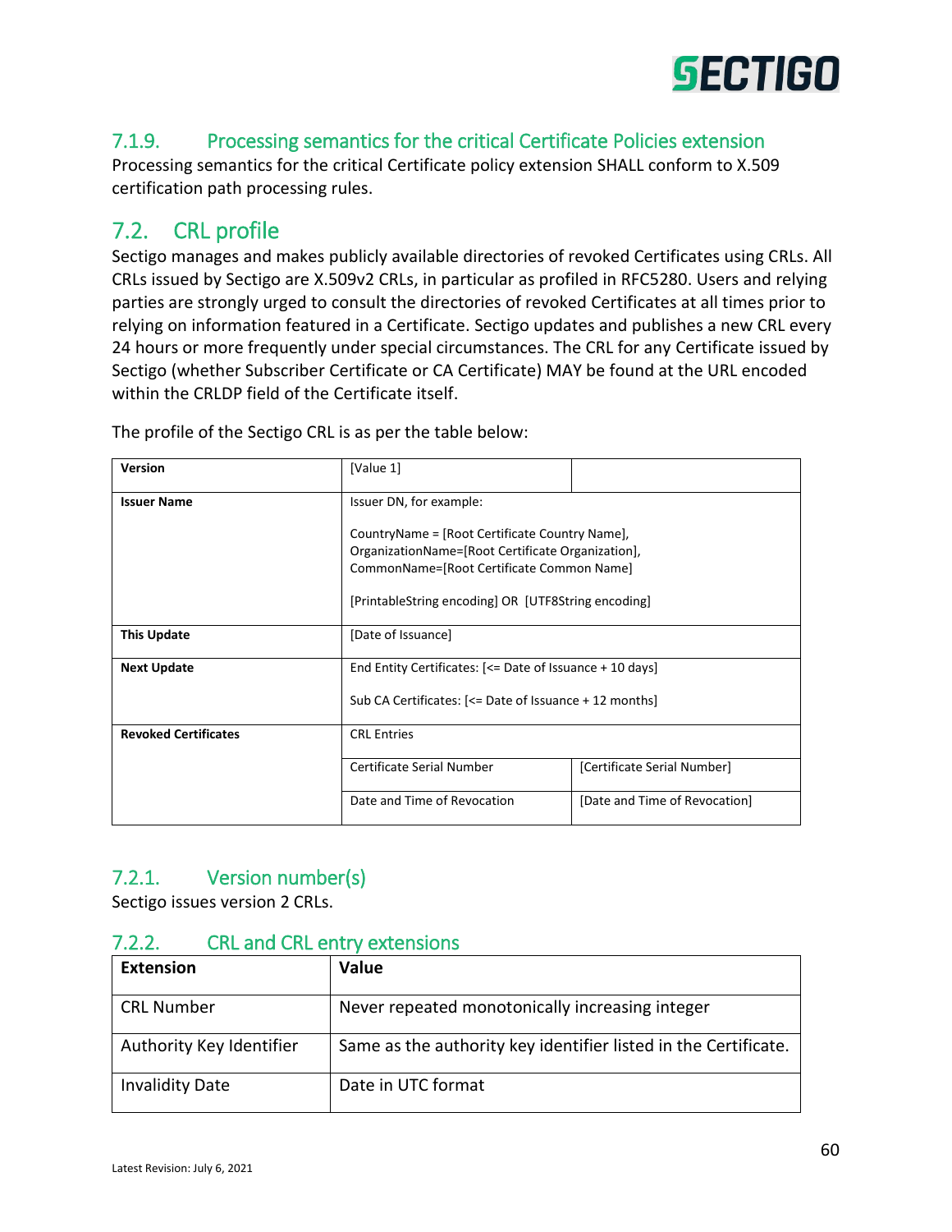### 7.1.9. Processing semantics for the critical Certificate Policies extension

Processing semantics for the critical Certificate policy extension SHALL conform to X.509 certification path processing rules.

## 7.2. CRL profile

Sectigo manages and makes publicly available directories of revoked Certificates using CRLs. All CRLs issued by Sectigo are X.509v2 CRLs, in particular as profiled in RFC5280. Users and relying parties are strongly urged to consult the directories of revoked Certificates at all times prior to relying on information featured in a Certificate. Sectigo updates and publishes a new CRL every 24 hours or more frequently under special circumstances. The CRL for any Certificate issued by Sectigo (whether Subscriber Certificate or CA Certificate) MAY be found at the URL encoded within the CRLDP field of the Certificate itself.

The profile of the Sectigo CRL is as per the table below:

| | | |
|---|---|---|
| **Version** | [Value 1] | |
| **Issuer Name** | Issuer DN, for example:<br><br>CountryName = [Root Certificate Country Name], OrganizationName=[Root Certificate Organization], CommonName=[Root Certificate Common Name]<br><br>[PrintableString encoding] OR [UTF8String encoding] | |
| **This Update** | [Date of Issuance] | |
| **Next Update** | End Entity Certificates: [<= Date of Issuance + 10 days]<br><br>Sub CA Certificates: [<= Date of Issuance + 12 months] | |
| **Revoked Certificates** | CRL Entries | |
| | Certificate Serial Number | [Certificate Serial Number] |
| | Date and Time of Revocation | [Date and Time of Revocation] |

### 7.2.1. Version number(s)

Sectigo issues version 2 CRLs.

### 7.2.2. CRL and CRL entry extensions

| Extension | Value |
|---|---|
| CRL Number | Never repeated monotonically increasing integer |
| Authority Key Identifier | Same as the authority key identifier listed in the Certificate. |
| Invalidity Date | Date in UTC format |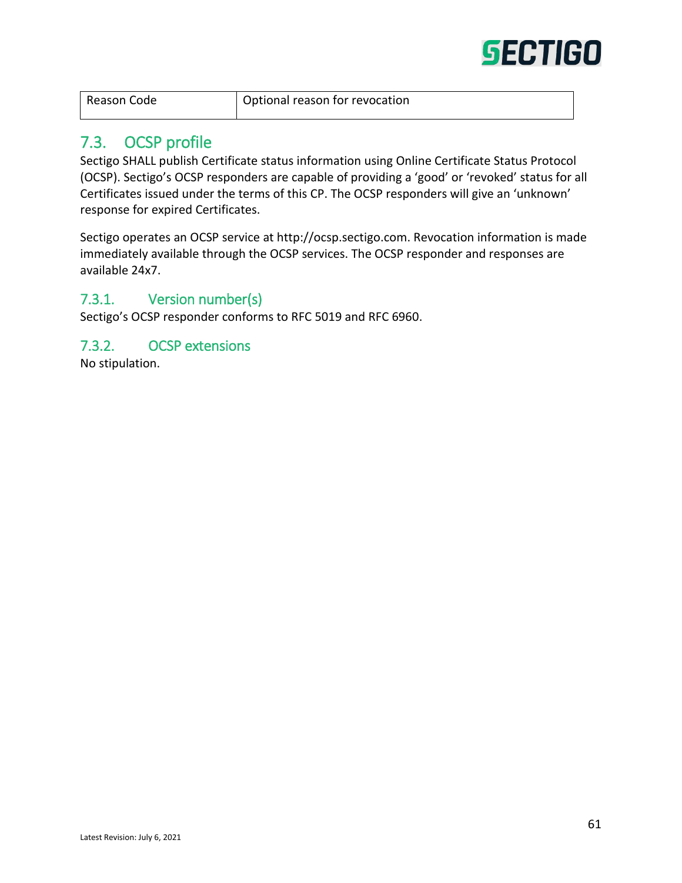| Reason Code | Optional reason for revocation |
|---|---|

## 7.3. OCSP profile

Sectigo SHALL publish Certificate status information using Online Certificate Status Protocol (OCSP). Sectigo's OCSP responders are capable of providing a 'good' or 'revoked' status for all Certificates issued under the terms of this CP. The OCSP responders will give an 'unknown' response for expired Certificates.

Sectigo operates an OCSP service at http://ocsp.sectigo.com. Revocation information is made immediately available through the OCSP services. The OCSP responder and responses are available 24x7.

### 7.3.1. Version number(s)

Sectigo's OCSP responder conforms to RFC 5019 and RFC 6960.

### 7.3.2. OCSP extensions

No stipulation.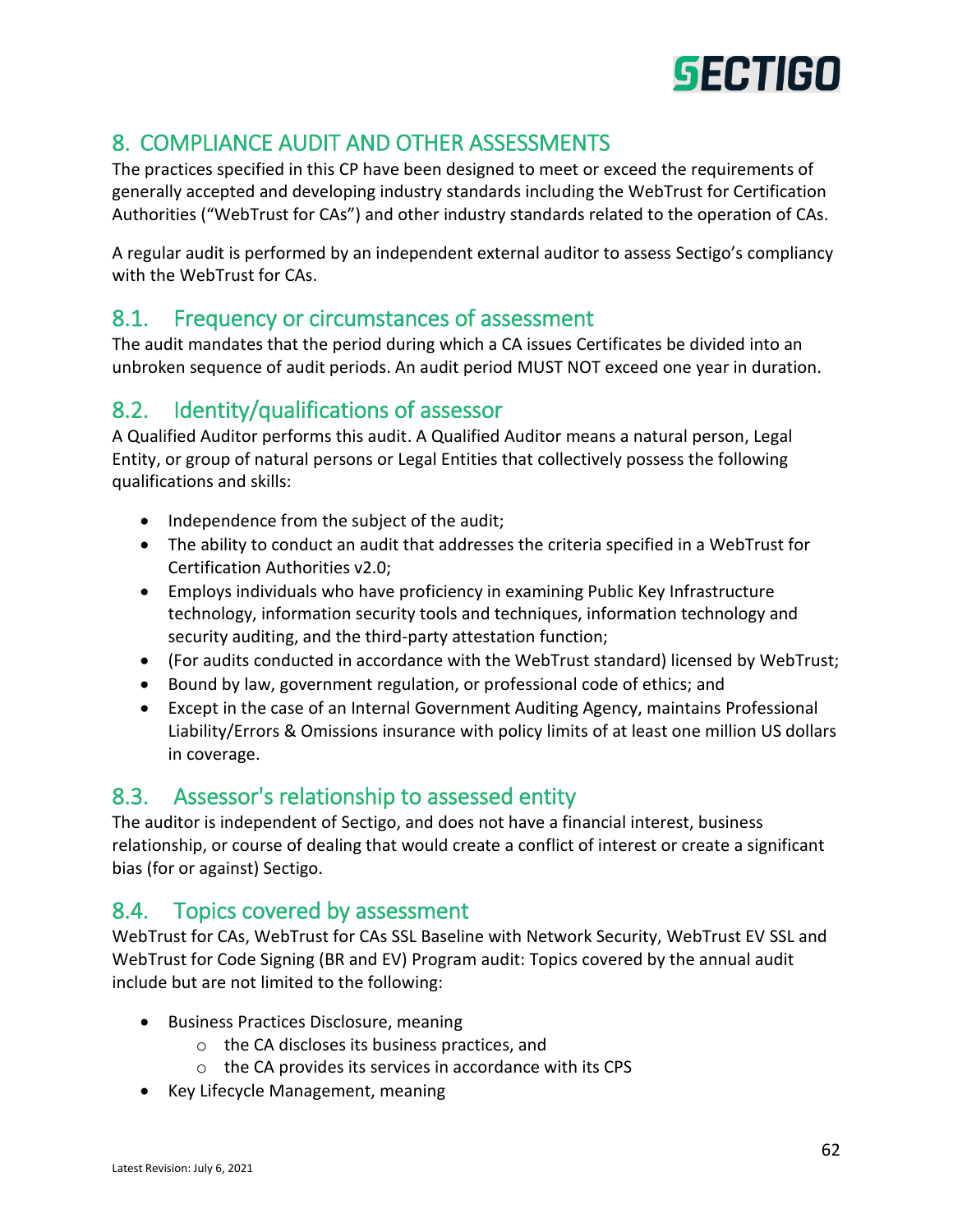# 8. COMPLIANCE AUDIT AND OTHER ASSESSMENTS

The practices specified in this CP have been designed to meet or exceed the requirements of generally accepted and developing industry standards including the WebTrust for Certification Authorities ("WebTrust for CAs") and other industry standards related to the operation of CAs.

A regular audit is performed by an independent external auditor to assess Sectigo's compliancy with the WebTrust for CAs.

## 8.1. Frequency or circumstances of assessment

The audit mandates that the period during which a CA issues Certificates be divided into an unbroken sequence of audit periods. An audit period MUST NOT exceed one year in duration.

## 8.2. Identity/qualifications of assessor

A Qualified Auditor performs this audit. A Qualified Auditor means a natural person, Legal Entity, or group of natural persons or Legal Entities that collectively possess the following qualifications and skills:

- Independence from the subject of the audit;
- The ability to conduct an audit that addresses the criteria specified in a WebTrust for Certification Authorities v2.0;
- Employs individuals who have proficiency in examining Public Key Infrastructure technology, information security tools and techniques, information technology and security auditing, and the third-party attestation function;
- (For audits conducted in accordance with the WebTrust standard) licensed by WebTrust;
- Bound by law, government regulation, or professional code of ethics; and
- Except in the case of an Internal Government Auditing Agency, maintains Professional Liability/Errors & Omissions insurance with policy limits of at least one million US dollars in coverage.

## 8.3. Assessor's relationship to assessed entity

The auditor is independent of Sectigo, and does not have a financial interest, business relationship, or course of dealing that would create a conflict of interest or create a significant bias (for or against) Sectigo.

## 8.4. Topics covered by assessment

WebTrust for CAs, WebTrust for CAs SSL Baseline with Network Security, WebTrust EV SSL and WebTrust for Code Signing (BR and EV) Program audit: Topics covered by the annual audit include but are not limited to the following:

- Business Practices Disclosure, meaning
  - the CA discloses its business practices, and
  - the CA provides its services in accordance with its CPS
- Key Lifecycle Management, meaning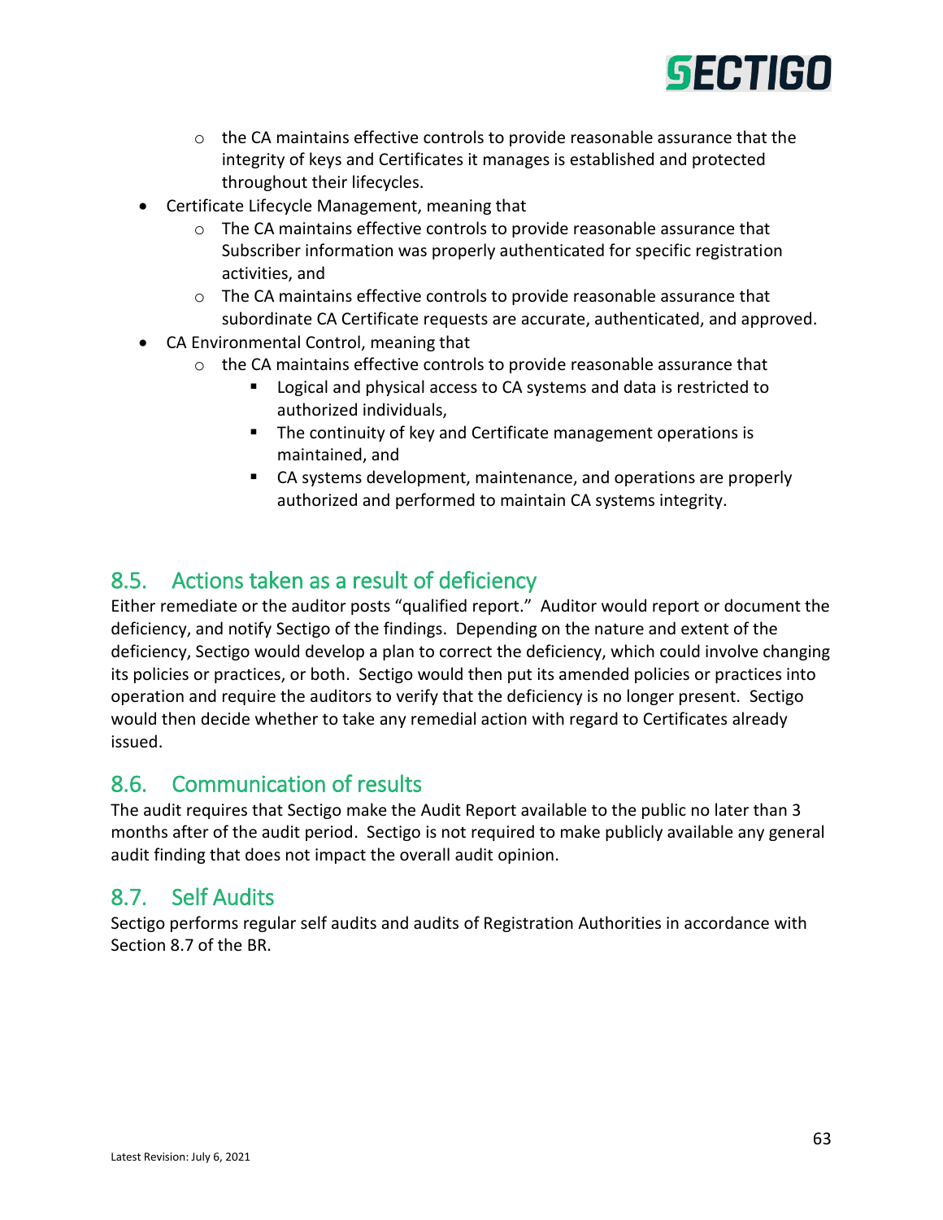- the CA maintains effective controls to provide reasonable assurance that the integrity of keys and Certificates it manages is established and protected throughout their lifecycles.
- Certificate Lifecycle Management, meaning that
    - The CA maintains effective controls to provide reasonable assurance that Subscriber information was properly authenticated for specific registration activities, and
    - The CA maintains effective controls to provide reasonable assurance that subordinate CA Certificate requests are accurate, authenticated, and approved.
- CA Environmental Control, meaning that
    - the CA maintains effective controls to provide reasonable assurance that
        - Logical and physical access to CA systems and data is restricted to authorized individuals,
        - The continuity of key and Certificate management operations is maintained, and
        - CA systems development, maintenance, and operations are properly authorized and performed to maintain CA systems integrity.

## 8.5. Actions taken as a result of deficiency

Either remediate or the auditor posts "qualified report." Auditor would report or document the deficiency, and notify Sectigo of the findings. Depending on the nature and extent of the deficiency, Sectigo would develop a plan to correct the deficiency, which could involve changing its policies or practices, or both. Sectigo would then put its amended policies or practices into operation and require the auditors to verify that the deficiency is no longer present. Sectigo would then decide whether to take any remedial action with regard to Certificates already issued.

## 8.6. Communication of results

The audit requires that Sectigo make the Audit Report available to the public no later than 3 months after of the audit period. Sectigo is not required to make publicly available any general audit finding that does not impact the overall audit opinion.

## 8.7. Self Audits

Sectigo performs regular self audits and audits of Registration Authorities in accordance with Section 8.7 of the BR.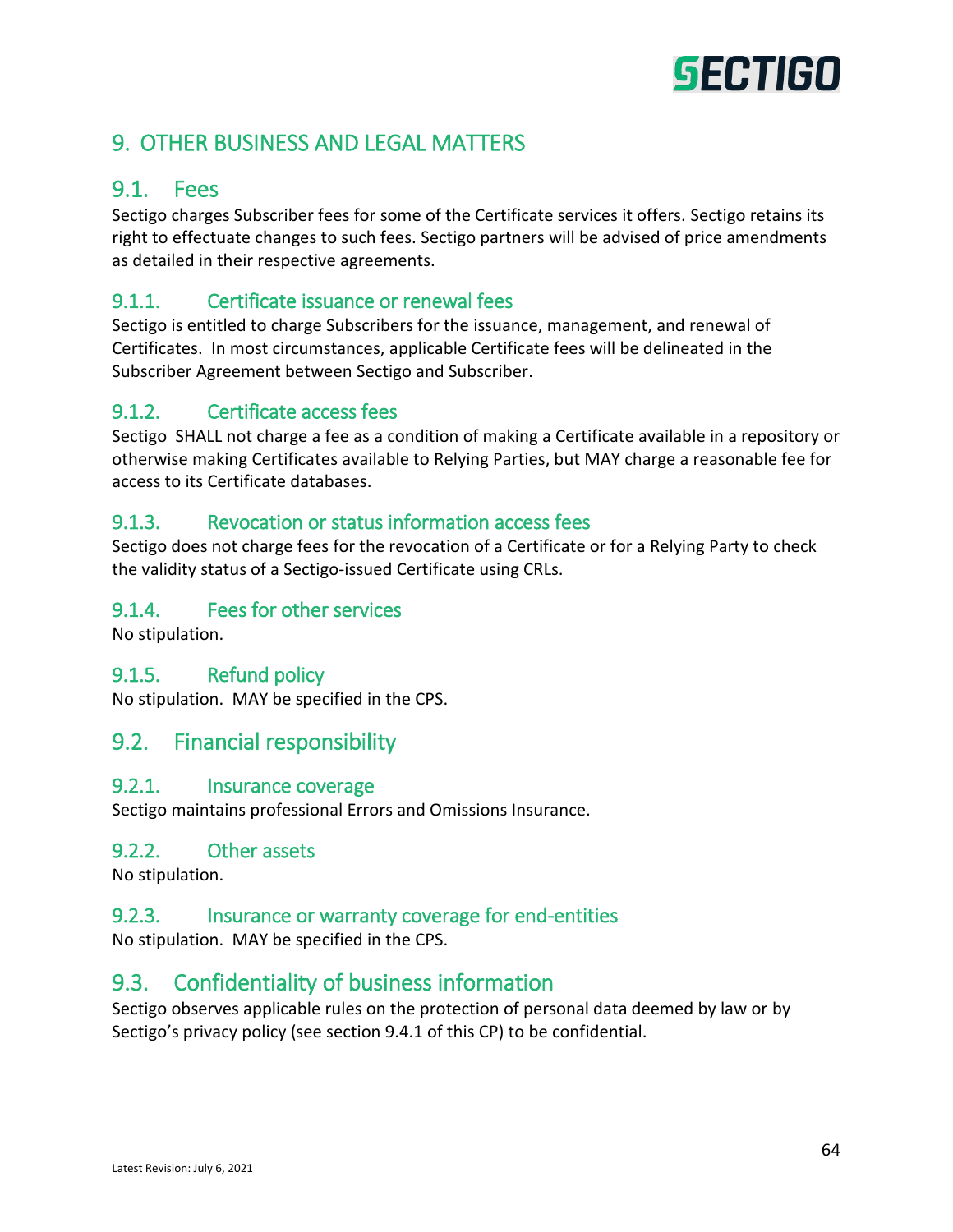# 9. OTHER BUSINESS AND LEGAL MATTERS

## 9.1. Fees

Sectigo charges Subscriber fees for some of the Certificate services it offers. Sectigo retains its right to effectuate changes to such fees. Sectigo partners will be advised of price amendments as detailed in their respective agreements.

### 9.1.1. Certificate issuance or renewal fees

Sectigo is entitled to charge Subscribers for the issuance, management, and renewal of Certificates. In most circumstances, applicable Certificate fees will be delineated in the Subscriber Agreement between Sectigo and Subscriber.

### 9.1.2. Certificate access fees

Sectigo SHALL not charge a fee as a condition of making a Certificate available in a repository or otherwise making Certificates available to Relying Parties, but MAY charge a reasonable fee for access to its Certificate databases.

### 9.1.3. Revocation or status information access fees

Sectigo does not charge fees for the revocation of a Certificate or for a Relying Party to check the validity status of a Sectigo-issued Certificate using CRLs.

### 9.1.4. Fees for other services

No stipulation.

### 9.1.5. Refund policy

No stipulation. MAY be specified in the CPS.

## 9.2. Financial responsibility

### 9.2.1. Insurance coverage

Sectigo maintains professional Errors and Omissions Insurance.

### 9.2.2. Other assets

No stipulation.

### 9.2.3. Insurance or warranty coverage for end-entities

No stipulation. MAY be specified in the CPS.

## 9.3. Confidentiality of business information

Sectigo observes applicable rules on the protection of personal data deemed by law or by Sectigo's privacy policy (see section 9.4.1 of this CP) to be confidential.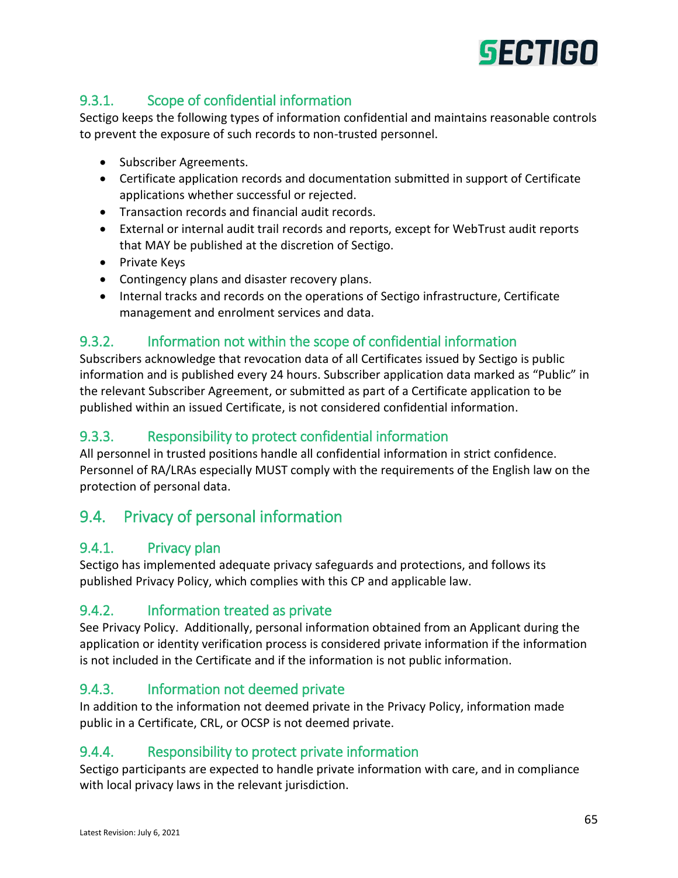### 9.3.1. Scope of confidential information

Sectigo keeps the following types of information confidential and maintains reasonable controls to prevent the exposure of such records to non-trusted personnel.

- Subscriber Agreements.
- Certificate application records and documentation submitted in support of Certificate applications whether successful or rejected.
- Transaction records and financial audit records.
- External or internal audit trail records and reports, except for WebTrust audit reports that MAY be published at the discretion of Sectigo.
- Private Keys
- Contingency plans and disaster recovery plans.
- Internal tracks and records on the operations of Sectigo infrastructure, Certificate management and enrolment services and data.

### 9.3.2. Information not within the scope of confidential information

Subscribers acknowledge that revocation data of all Certificates issued by Sectigo is public information and is published every 24 hours. Subscriber application data marked as "Public" in the relevant Subscriber Agreement, or submitted as part of a Certificate application to be published within an issued Certificate, is not considered confidential information.

### 9.3.3. Responsibility to protect confidential information

All personnel in trusted positions handle all confidential information in strict confidence. Personnel of RA/LRAs especially MUST comply with the requirements of the English law on the protection of personal data.

## 9.4. Privacy of personal information

### 9.4.1. Privacy plan

Sectigo has implemented adequate privacy safeguards and protections, and follows its published Privacy Policy, which complies with this CP and applicable law.

### 9.4.2. Information treated as private

See Privacy Policy. Additionally, personal information obtained from an Applicant during the application or identity verification process is considered private information if the information is not included in the Certificate and if the information is not public information.

### 9.4.3. Information not deemed private

In addition to the information not deemed private in the Privacy Policy, information made public in a Certificate, CRL, or OCSP is not deemed private.

### 9.4.4. Responsibility to protect private information

Sectigo participants are expected to handle private information with care, and in compliance with local privacy laws in the relevant jurisdiction.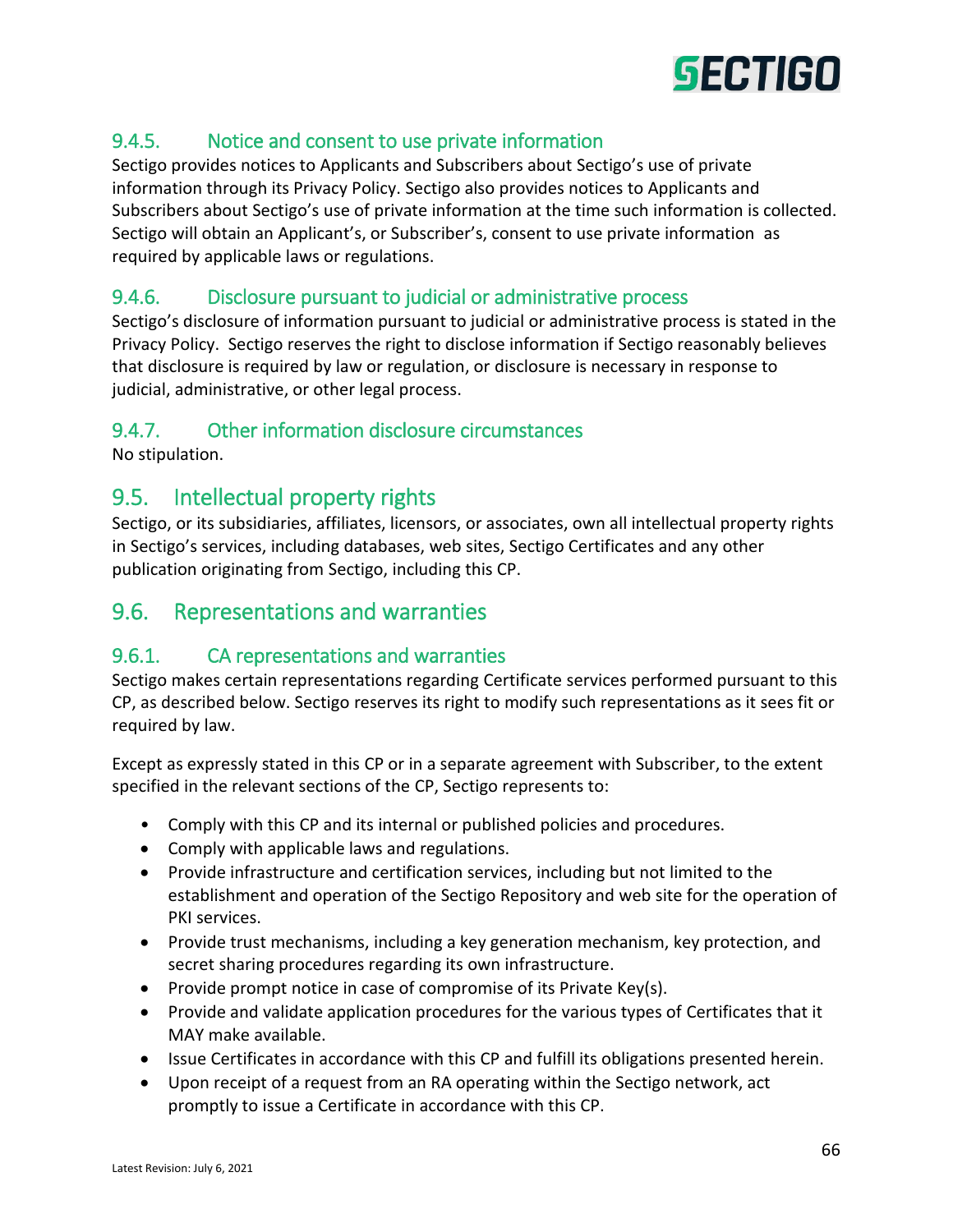### 9.4.5. Notice and consent to use private information

Sectigo provides notices to Applicants and Subscribers about Sectigo's use of private information through its Privacy Policy. Sectigo also provides notices to Applicants and Subscribers about Sectigo's use of private information at the time such information is collected. Sectigo will obtain an Applicant's, or Subscriber's, consent to use private information as required by applicable laws or regulations.

### 9.4.6. Disclosure pursuant to judicial or administrative process

Sectigo's disclosure of information pursuant to judicial or administrative process is stated in the Privacy Policy. Sectigo reserves the right to disclose information if Sectigo reasonably believes that disclosure is required by law or regulation, or disclosure is necessary in response to judicial, administrative, or other legal process.

### 9.4.7. Other information disclosure circumstances

No stipulation.

## 9.5. Intellectual property rights

Sectigo, or its subsidiaries, affiliates, licensors, or associates, own all intellectual property rights in Sectigo's services, including databases, web sites, Sectigo Certificates and any other publication originating from Sectigo, including this CP.

## 9.6. Representations and warranties

### 9.6.1. CA representations and warranties

Sectigo makes certain representations regarding Certificate services performed pursuant to this CP, as described below. Sectigo reserves its right to modify such representations as it sees fit or required by law.

Except as expressly stated in this CP or in a separate agreement with Subscriber, to the extent specified in the relevant sections of the CP, Sectigo represents to:

- Comply with this CP and its internal or published policies and procedures.
- Comply with applicable laws and regulations.
- Provide infrastructure and certification services, including but not limited to the establishment and operation of the Sectigo Repository and web site for the operation of PKI services.
- Provide trust mechanisms, including a key generation mechanism, key protection, and secret sharing procedures regarding its own infrastructure.
- Provide prompt notice in case of compromise of its Private Key(s).
- Provide and validate application procedures for the various types of Certificates that it MAY make available.
- Issue Certificates in accordance with this CP and fulfill its obligations presented herein.
- Upon receipt of a request from an RA operating within the Sectigo network, act promptly to issue a Certificate in accordance with this CP.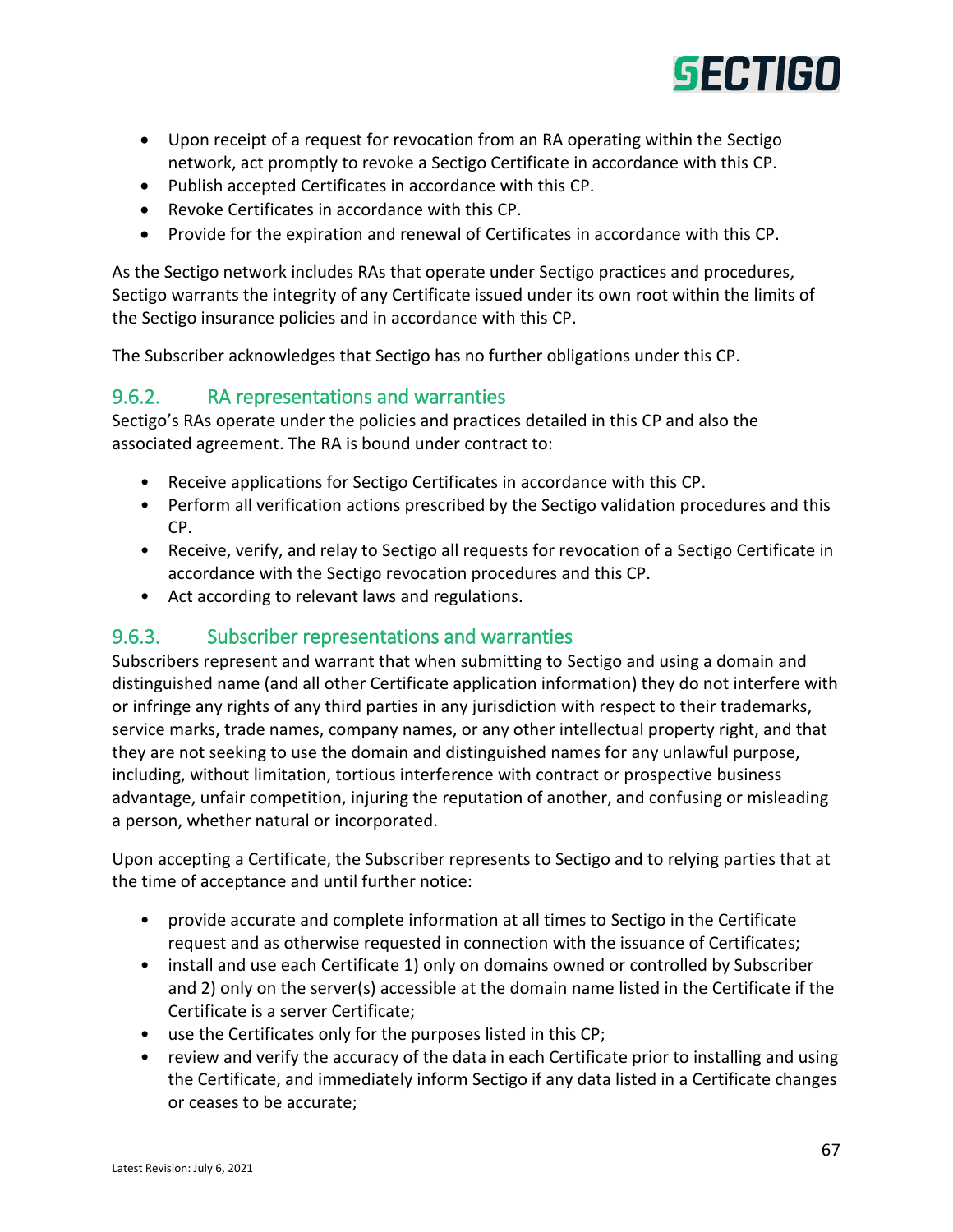- Upon receipt of a request for revocation from an RA operating within the Sectigo network, act promptly to revoke a Sectigo Certificate in accordance with this CP.
- Publish accepted Certificates in accordance with this CP.
- Revoke Certificates in accordance with this CP.
- Provide for the expiration and renewal of Certificates in accordance with this CP.

As the Sectigo network includes RAs that operate under Sectigo practices and procedures, Sectigo warrants the integrity of any Certificate issued under its own root within the limits of the Sectigo insurance policies and in accordance with this CP.

The Subscriber acknowledges that Sectigo has no further obligations under this CP.

### 9.6.2. RA representations and warranties

Sectigo's RAs operate under the policies and practices detailed in this CP and also the associated agreement. The RA is bound under contract to:

- Receive applications for Sectigo Certificates in accordance with this CP.
- Perform all verification actions prescribed by the Sectigo validation procedures and this CP.
- Receive, verify, and relay to Sectigo all requests for revocation of a Sectigo Certificate in accordance with the Sectigo revocation procedures and this CP.
- Act according to relevant laws and regulations.

### 9.6.3. Subscriber representations and warranties

Subscribers represent and warrant that when submitting to Sectigo and using a domain and distinguished name (and all other Certificate application information) they do not interfere with or infringe any rights of any third parties in any jurisdiction with respect to their trademarks, service marks, trade names, company names, or any other intellectual property right, and that they are not seeking to use the domain and distinguished names for any unlawful purpose, including, without limitation, tortious interference with contract or prospective business advantage, unfair competition, injuring the reputation of another, and confusing or misleading a person, whether natural or incorporated.

Upon accepting a Certificate, the Subscriber represents to Sectigo and to relying parties that at the time of acceptance and until further notice:

- provide accurate and complete information at all times to Sectigo in the Certificate request and as otherwise requested in connection with the issuance of Certificates;
- install and use each Certificate 1) only on domains owned or controlled by Subscriber and 2) only on the server(s) accessible at the domain name listed in the Certificate if the Certificate is a server Certificate;
- use the Certificates only for the purposes listed in this CP;
- review and verify the accuracy of the data in each Certificate prior to installing and using the Certificate, and immediately inform Sectigo if any data listed in a Certificate changes or ceases to be accurate;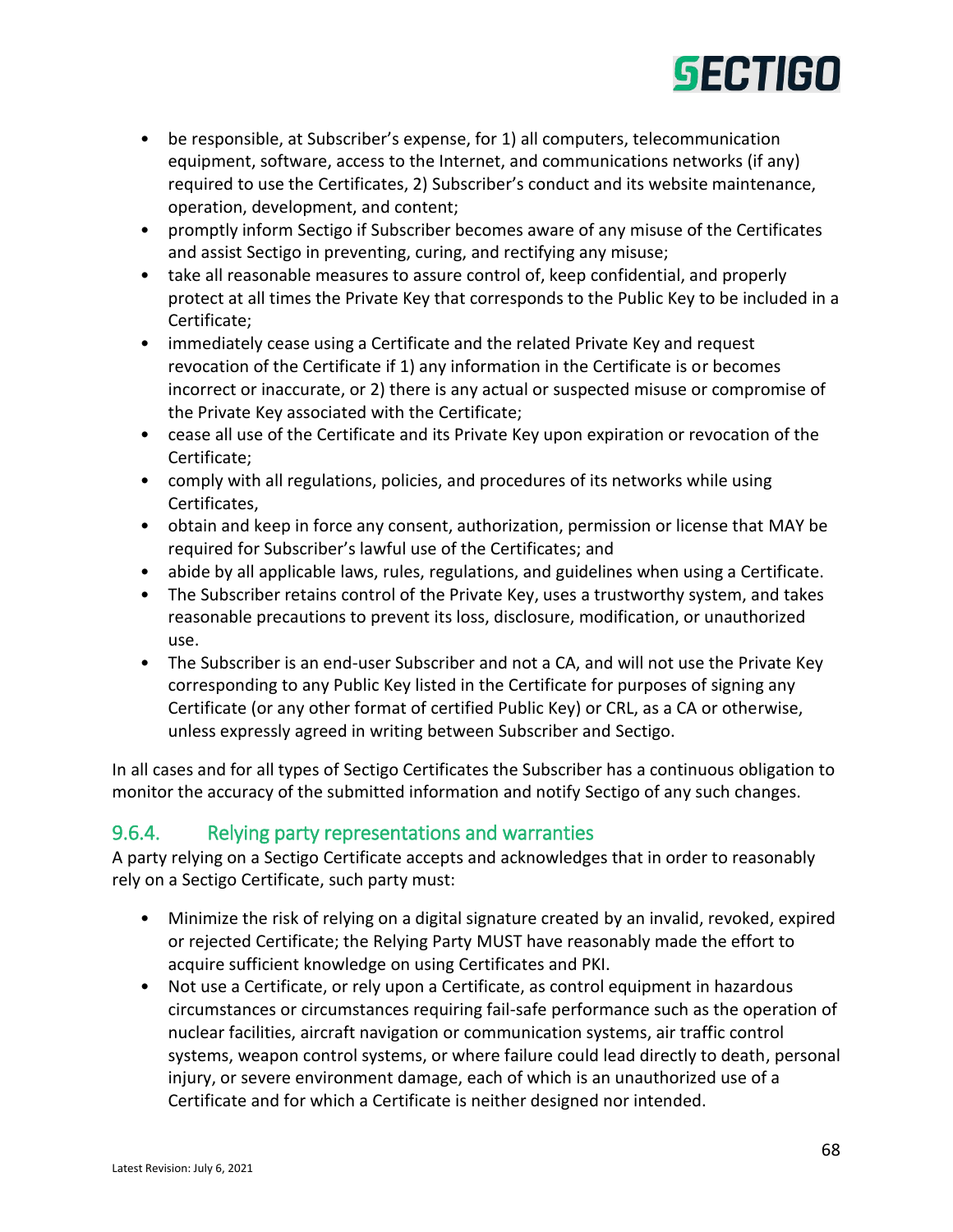- be responsible, at Subscriber's expense, for 1) all computers, telecommunication equipment, software, access to the Internet, and communications networks (if any) required to use the Certificates, 2) Subscriber's conduct and its website maintenance, operation, development, and content;
- promptly inform Sectigo if Subscriber becomes aware of any misuse of the Certificates and assist Sectigo in preventing, curing, and rectifying any misuse;
- take all reasonable measures to assure control of, keep confidential, and properly protect at all times the Private Key that corresponds to the Public Key to be included in a Certificate;
- immediately cease using a Certificate and the related Private Key and request revocation of the Certificate if 1) any information in the Certificate is or becomes incorrect or inaccurate, or 2) there is any actual or suspected misuse or compromise of the Private Key associated with the Certificate;
- cease all use of the Certificate and its Private Key upon expiration or revocation of the Certificate;
- comply with all regulations, policies, and procedures of its networks while using Certificates,
- obtain and keep in force any consent, authorization, permission or license that MAY be required for Subscriber's lawful use of the Certificates; and
- abide by all applicable laws, rules, regulations, and guidelines when using a Certificate.
- The Subscriber retains control of the Private Key, uses a trustworthy system, and takes reasonable precautions to prevent its loss, disclosure, modification, or unauthorized use.
- The Subscriber is an end-user Subscriber and not a CA, and will not use the Private Key corresponding to any Public Key listed in the Certificate for purposes of signing any Certificate (or any other format of certified Public Key) or CRL, as a CA or otherwise, unless expressly agreed in writing between Subscriber and Sectigo.

In all cases and for all types of Sectigo Certificates the Subscriber has a continuous obligation to monitor the accuracy of the submitted information and notify Sectigo of any such changes.

### 9.6.4. Relying party representations and warranties

A party relying on a Sectigo Certificate accepts and acknowledges that in order to reasonably rely on a Sectigo Certificate, such party must:

- Minimize the risk of relying on a digital signature created by an invalid, revoked, expired or rejected Certificate; the Relying Party MUST have reasonably made the effort to acquire sufficient knowledge on using Certificates and PKI.
- Not use a Certificate, or rely upon a Certificate, as control equipment in hazardous circumstances or circumstances requiring fail-safe performance such as the operation of nuclear facilities, aircraft navigation or communication systems, air traffic control systems, weapon control systems, or where failure could lead directly to death, personal injury, or severe environment damage, each of which is an unauthorized use of a Certificate and for which a Certificate is neither designed nor intended.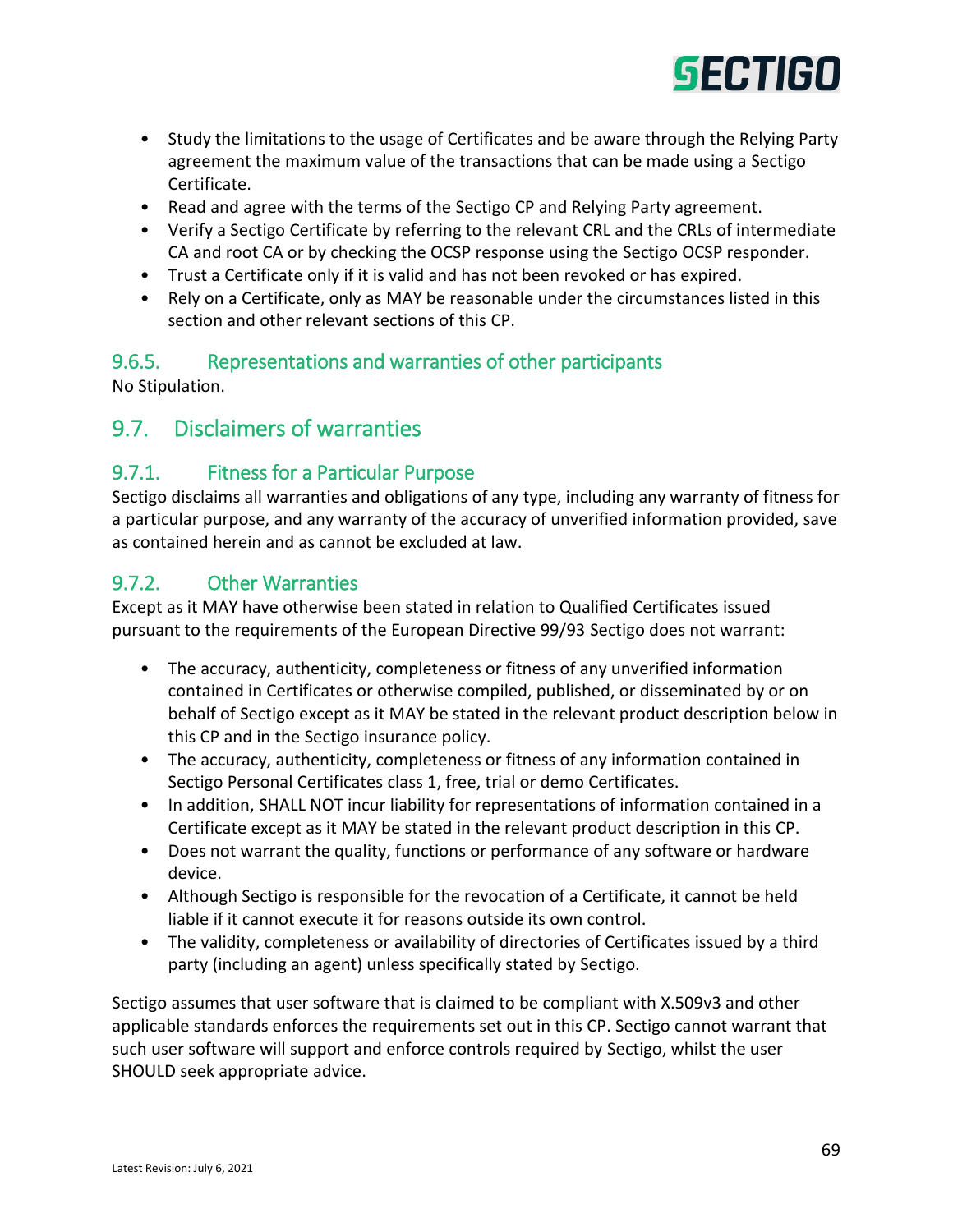- Study the limitations to the usage of Certificates and be aware through the Relying Party agreement the maximum value of the transactions that can be made using a Sectigo Certificate.
- Read and agree with the terms of the Sectigo CP and Relying Party agreement.
- Verify a Sectigo Certificate by referring to the relevant CRL and the CRLs of intermediate CA and root CA or by checking the OCSP response using the Sectigo OCSP responder.
- Trust a Certificate only if it is valid and has not been revoked or has expired.
- Rely on a Certificate, only as MAY be reasonable under the circumstances listed in this section and other relevant sections of this CP.

### 9.6.5. Representations and warranties of other participants

No Stipulation.

## 9.7. Disclaimers of warranties

### 9.7.1. Fitness for a Particular Purpose

Sectigo disclaims all warranties and obligations of any type, including any warranty of fitness for a particular purpose, and any warranty of the accuracy of unverified information provided, save as contained herein and as cannot be excluded at law.

### 9.7.2. Other Warranties

Except as it MAY have otherwise been stated in relation to Qualified Certificates issued pursuant to the requirements of the European Directive 99/93 Sectigo does not warrant:

- The accuracy, authenticity, completeness or fitness of any unverified information contained in Certificates or otherwise compiled, published, or disseminated by or on behalf of Sectigo except as it MAY be stated in the relevant product description below in this CP and in the Sectigo insurance policy.
- The accuracy, authenticity, completeness or fitness of any information contained in Sectigo Personal Certificates class 1, free, trial or demo Certificates.
- In addition, SHALL NOT incur liability for representations of information contained in a Certificate except as it MAY be stated in the relevant product description in this CP.
- Does not warrant the quality, functions or performance of any software or hardware device.
- Although Sectigo is responsible for the revocation of a Certificate, it cannot be held liable if it cannot execute it for reasons outside its own control.
- The validity, completeness or availability of directories of Certificates issued by a third party (including an agent) unless specifically stated by Sectigo.

Sectigo assumes that user software that is claimed to be compliant with X.509v3 and other applicable standards enforces the requirements set out in this CP. Sectigo cannot warrant that such user software will support and enforce controls required by Sectigo, whilst the user SHOULD seek appropriate advice.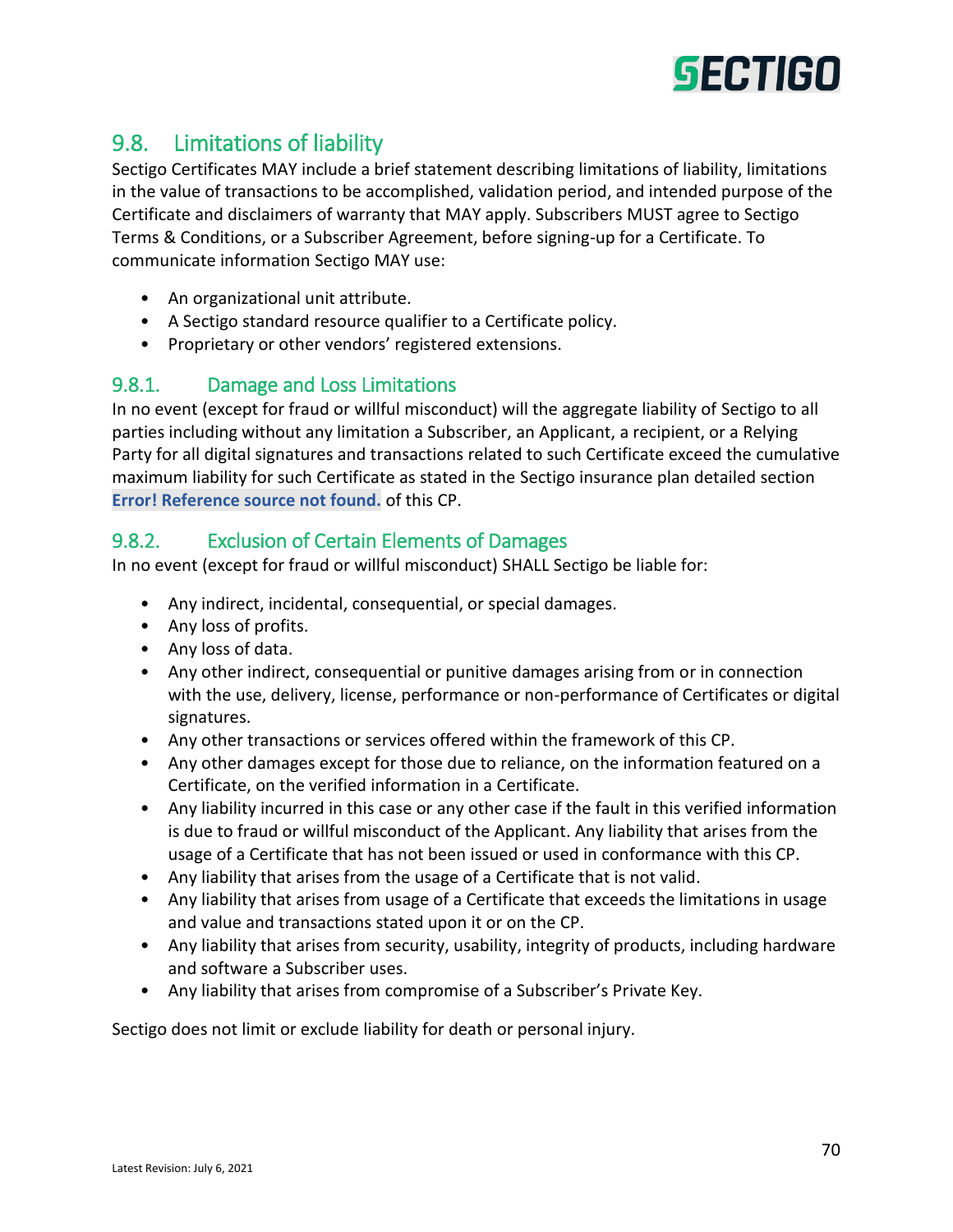## 9.8. Limitations of liability

Sectigo Certificates MAY include a brief statement describing limitations of liability, limitations in the value of transactions to be accomplished, validation period, and intended purpose of the Certificate and disclaimers of warranty that MAY apply. Subscribers MUST agree to Sectigo Terms & Conditions, or a Subscriber Agreement, before signing-up for a Certificate. To communicate information Sectigo MAY use:

- An organizational unit attribute.
- A Sectigo standard resource qualifier to a Certificate policy.
- Proprietary or other vendors' registered extensions.

### 9.8.1. Damage and Loss Limitations

In no event (except for fraud or willful misconduct) will the aggregate liability of Sectigo to all parties including without any limitation a Subscriber, an Applicant, a recipient, or a Relying Party for all digital signatures and transactions related to such Certificate exceed the cumulative maximum liability for such Certificate as stated in the Sectigo insurance plan detailed section **Error! Reference source not found.** of this CP.

### 9.8.2. Exclusion of Certain Elements of Damages

In no event (except for fraud or willful misconduct) SHALL Sectigo be liable for:

- Any indirect, incidental, consequential, or special damages.
- Any loss of profits.
- Any loss of data.
- Any other indirect, consequential or punitive damages arising from or in connection with the use, delivery, license, performance or non-performance of Certificates or digital signatures.
- Any other transactions or services offered within the framework of this CP.
- Any other damages except for those due to reliance, on the information featured on a Certificate, on the verified information in a Certificate.
- Any liability incurred in this case or any other case if the fault in this verified information is due to fraud or willful misconduct of the Applicant. Any liability that arises from the usage of a Certificate that has not been issued or used in conformance with this CP.
- Any liability that arises from the usage of a Certificate that is not valid.
- Any liability that arises from usage of a Certificate that exceeds the limitations in usage and value and transactions stated upon it or on the CP.
- Any liability that arises from security, usability, integrity of products, including hardware and software a Subscriber uses.
- Any liability that arises from compromise of a Subscriber's Private Key.

Sectigo does not limit or exclude liability for death or personal injury.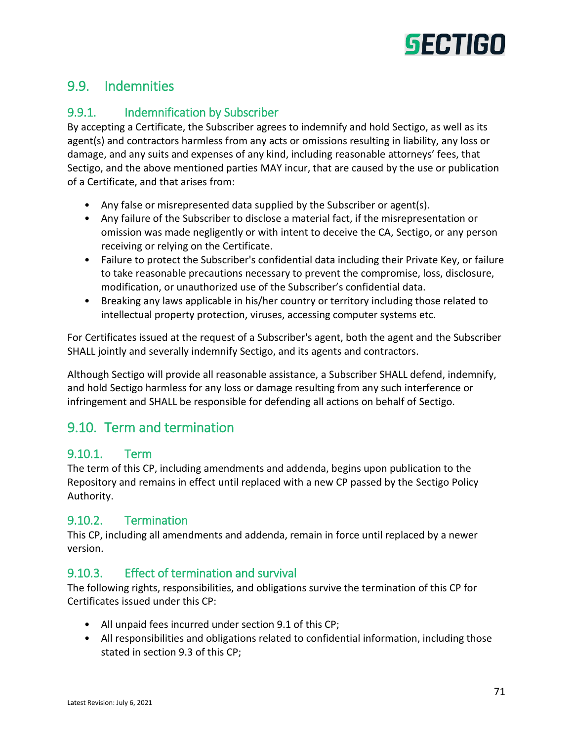## 9.9. Indemnities

### 9.9.1. Indemnification by Subscriber

By accepting a Certificate, the Subscriber agrees to indemnify and hold Sectigo, as well as its agent(s) and contractors harmless from any acts or omissions resulting in liability, any loss or damage, and any suits and expenses of any kind, including reasonable attorneys' fees, that Sectigo, and the above mentioned parties MAY incur, that are caused by the use or publication of a Certificate, and that arises from:

- Any false or misrepresented data supplied by the Subscriber or agent(s).
- Any failure of the Subscriber to disclose a material fact, if the misrepresentation or omission was made negligently or with intent to deceive the CA, Sectigo, or any person receiving or relying on the Certificate.
- Failure to protect the Subscriber's confidential data including their Private Key, or failure to take reasonable precautions necessary to prevent the compromise, loss, disclosure, modification, or unauthorized use of the Subscriber's confidential data.
- Breaking any laws applicable in his/her country or territory including those related to intellectual property protection, viruses, accessing computer systems etc.

For Certificates issued at the request of a Subscriber's agent, both the agent and the Subscriber SHALL jointly and severally indemnify Sectigo, and its agents and contractors.

Although Sectigo will provide all reasonable assistance, a Subscriber SHALL defend, indemnify, and hold Sectigo harmless for any loss or damage resulting from any such interference or infringement and SHALL be responsible for defending all actions on behalf of Sectigo.

## 9.10. Term and termination

### 9.10.1. Term

The term of this CP, including amendments and addenda, begins upon publication to the Repository and remains in effect until replaced with a new CP passed by the Sectigo Policy Authority.

### 9.10.2. Termination

This CP, including all amendments and addenda, remain in force until replaced by a newer version.

### 9.10.3. Effect of termination and survival

The following rights, responsibilities, and obligations survive the termination of this CP for Certificates issued under this CP:

- All unpaid fees incurred under section 9.1 of this CP;
- All responsibilities and obligations related to confidential information, including those stated in section 9.3 of this CP;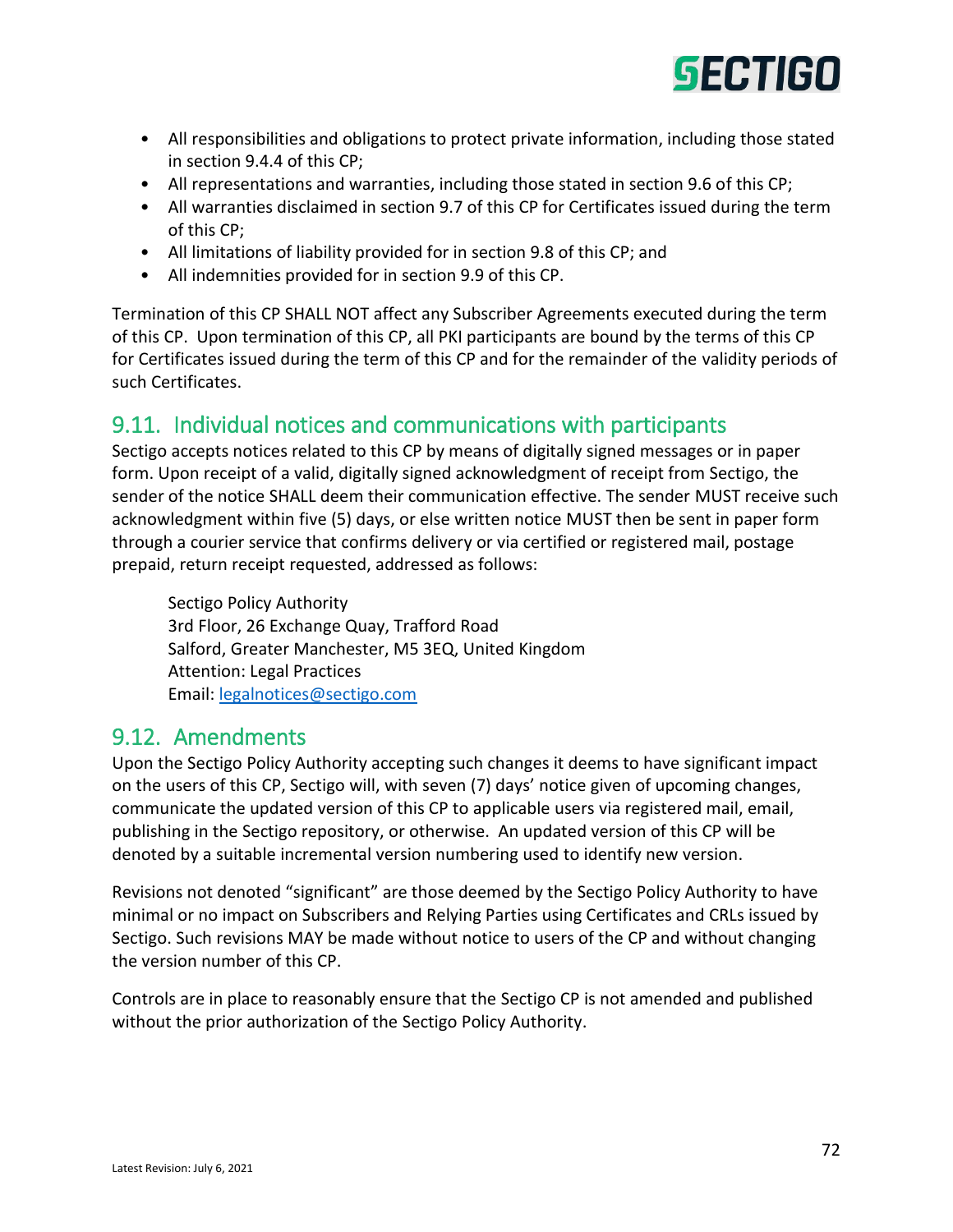- All responsibilities and obligations to protect private information, including those stated in section 9.4.4 of this CP;
- All representations and warranties, including those stated in section 9.6 of this CP;
- All warranties disclaimed in section 9.7 of this CP for Certificates issued during the term of this CP;
- All limitations of liability provided for in section 9.8 of this CP; and
- All indemnities provided for in section 9.9 of this CP.

Termination of this CP SHALL NOT affect any Subscriber Agreements executed during the term of this CP. Upon termination of this CP, all PKI participants are bound by the terms of this CP for Certificates issued during the term of this CP and for the remainder of the validity periods of such Certificates.

## 9.11. Individual notices and communications with participants

Sectigo accepts notices related to this CP by means of digitally signed messages or in paper form. Upon receipt of a valid, digitally signed acknowledgment of receipt from Sectigo, the sender of the notice SHALL deem their communication effective. The sender MUST receive such acknowledgment within five (5) days, or else written notice MUST then be sent in paper form through a courier service that confirms delivery or via certified or registered mail, postage prepaid, return receipt requested, addressed as follows:

Sectigo Policy Authority
3rd Floor, 26 Exchange Quay, Trafford Road
Salford, Greater Manchester, M5 3EQ, United Kingdom
Attention: Legal Practices
Email: legalnotices@sectigo.com

## 9.12. Amendments

Upon the Sectigo Policy Authority accepting such changes it deems to have significant impact on the users of this CP, Sectigo will, with seven (7) days' notice given of upcoming changes, communicate the updated version of this CP to applicable users via registered mail, email, publishing in the Sectigo repository, or otherwise. An updated version of this CP will be denoted by a suitable incremental version numbering used to identify new version.

Revisions not denoted "significant" are those deemed by the Sectigo Policy Authority to have minimal or no impact on Subscribers and Relying Parties using Certificates and CRLs issued by Sectigo. Such revisions MAY be made without notice to users of the CP and without changing the version number of this CP.

Controls are in place to reasonably ensure that the Sectigo CP is not amended and published without the prior authorization of the Sectigo Policy Authority.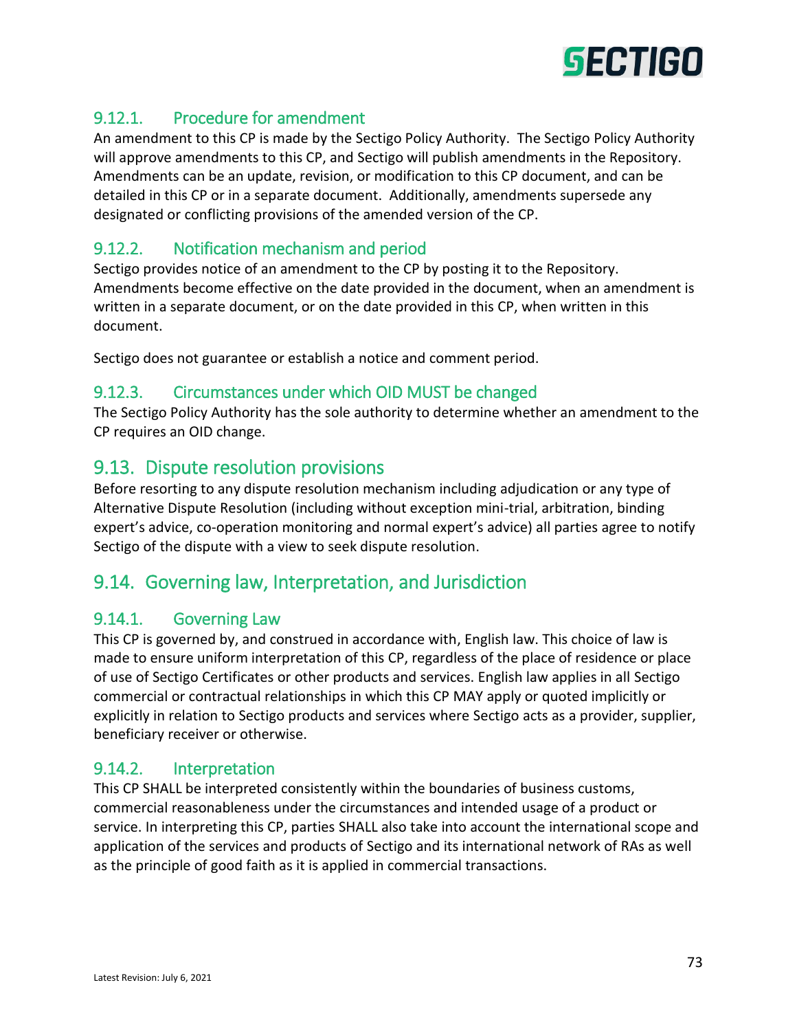### 9.12.1. Procedure for amendment

An amendment to this CP is made by the Sectigo Policy Authority. The Sectigo Policy Authority will approve amendments to this CP, and Sectigo will publish amendments in the Repository. Amendments can be an update, revision, or modification to this CP document, and can be detailed in this CP or in a separate document. Additionally, amendments supersede any designated or conflicting provisions of the amended version of the CP.

### 9.12.2. Notification mechanism and period

Sectigo provides notice of an amendment to the CP by posting it to the Repository. Amendments become effective on the date provided in the document, when an amendment is written in a separate document, or on the date provided in this CP, when written in this document.

Sectigo does not guarantee or establish a notice and comment period.

### 9.12.3. Circumstances under which OID MUST be changed

The Sectigo Policy Authority has the sole authority to determine whether an amendment to the CP requires an OID change.

## 9.13. Dispute resolution provisions

Before resorting to any dispute resolution mechanism including adjudication or any type of Alternative Dispute Resolution (including without exception mini-trial, arbitration, binding expert's advice, co-operation monitoring and normal expert's advice) all parties agree to notify Sectigo of the dispute with a view to seek dispute resolution.

## 9.14. Governing law, Interpretation, and Jurisdiction

### 9.14.1. Governing Law

This CP is governed by, and construed in accordance with, English law. This choice of law is made to ensure uniform interpretation of this CP, regardless of the place of residence or place of use of Sectigo Certificates or other products and services. English law applies in all Sectigo commercial or contractual relationships in which this CP MAY apply or quoted implicitly or explicitly in relation to Sectigo products and services where Sectigo acts as a provider, supplier, beneficiary receiver or otherwise.

### 9.14.2. Interpretation

This CP SHALL be interpreted consistently within the boundaries of business customs, commercial reasonableness under the circumstances and intended usage of a product or service. In interpreting this CP, parties SHALL also take into account the international scope and application of the services and products of Sectigo and its international network of RAs as well as the principle of good faith as it is applied in commercial transactions.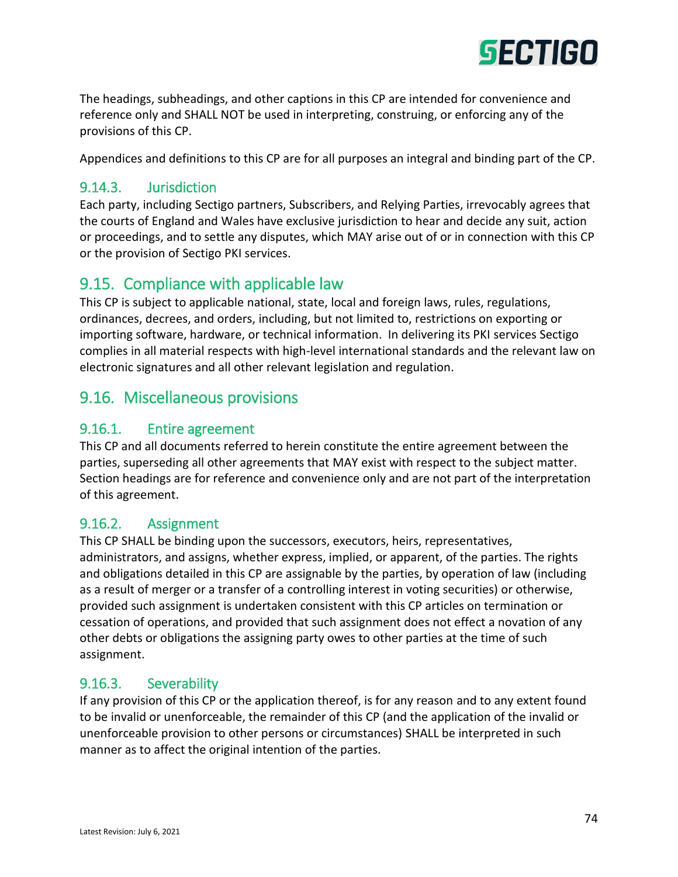The headings, subheadings, and other captions in this CP are intended for convenience and reference only and SHALL NOT be used in interpreting, construing, or enforcing any of the provisions of this CP.

Appendices and definitions to this CP are for all purposes an integral and binding part of the CP.

### 9.14.3. Jurisdiction

Each party, including Sectigo partners, Subscribers, and Relying Parties, irrevocably agrees that the courts of England and Wales have exclusive jurisdiction to hear and decide any suit, action or proceedings, and to settle any disputes, which MAY arise out of or in connection with this CP or the provision of Sectigo PKI services.

## 9.15. Compliance with applicable law

This CP is subject to applicable national, state, local and foreign laws, rules, regulations, ordinances, decrees, and orders, including, but not limited to, restrictions on exporting or importing software, hardware, or technical information. In delivering its PKI services Sectigo complies in all material respects with high-level international standards and the relevant law on electronic signatures and all other relevant legislation and regulation.

## 9.16. Miscellaneous provisions

### 9.16.1. Entire agreement

This CP and all documents referred to herein constitute the entire agreement between the parties, superseding all other agreements that MAY exist with respect to the subject matter. Section headings are for reference and convenience only and are not part of the interpretation of this agreement.

### 9.16.2. Assignment

This CP SHALL be binding upon the successors, executors, heirs, representatives, administrators, and assigns, whether express, implied, or apparent, of the parties. The rights and obligations detailed in this CP are assignable by the parties, by operation of law (including as a result of merger or a transfer of a controlling interest in voting securities) or otherwise, provided such assignment is undertaken consistent with this CP articles on termination or cessation of operations, and provided that such assignment does not effect a novation of any other debts or obligations the assigning party owes to other parties at the time of such assignment.

### 9.16.3. Severability

If any provision of this CP or the application thereof, is for any reason and to any extent found to be invalid or unenforceable, the remainder of this CP (and the application of the invalid or unenforceable provision to other persons or circumstances) SHALL be interpreted in such manner as to affect the original intention of the parties.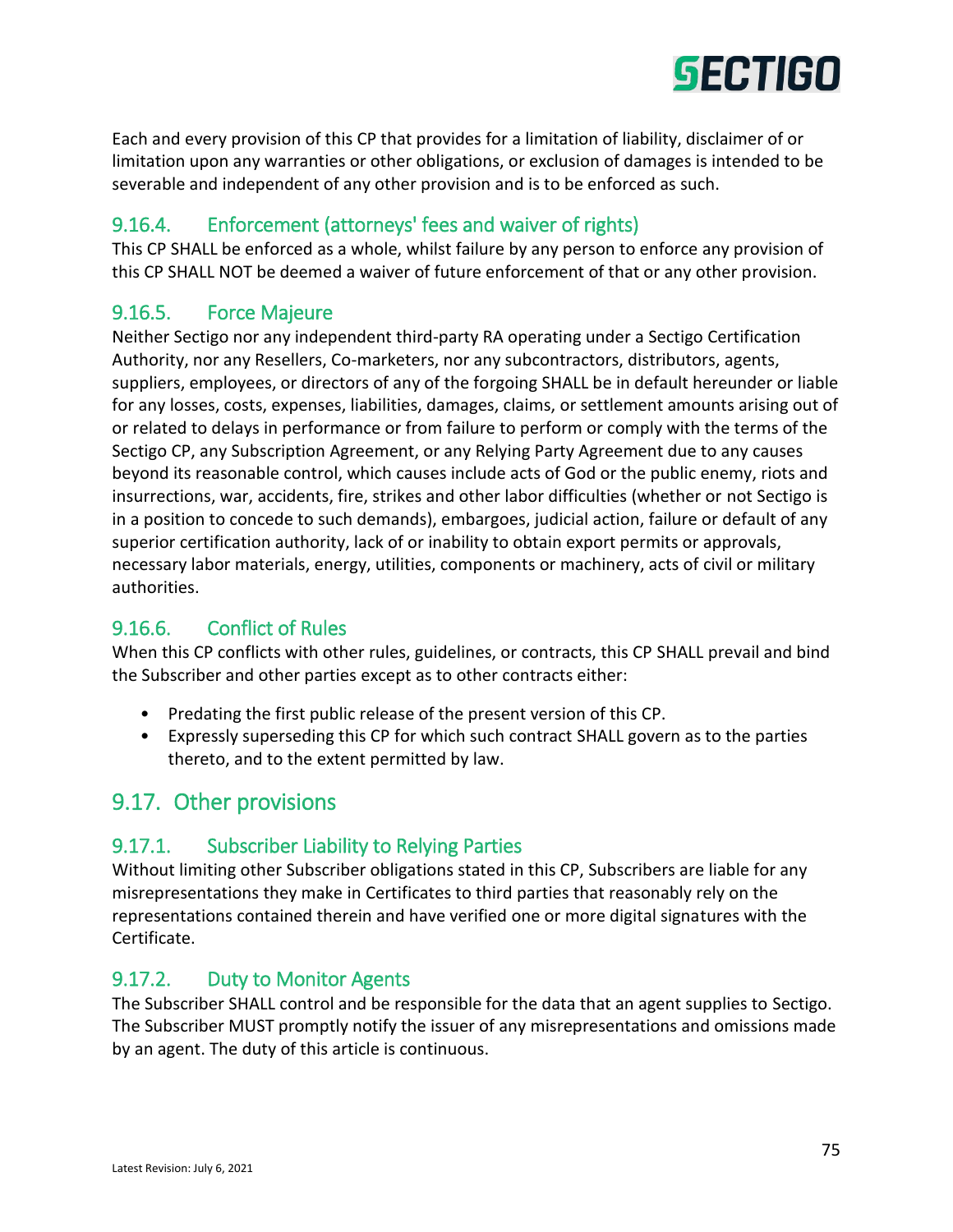Each and every provision of this CP that provides for a limitation of liability, disclaimer of or limitation upon any warranties or other obligations, or exclusion of damages is intended to be severable and independent of any other provision and is to be enforced as such.

### 9.16.4. Enforcement (attorneys' fees and waiver of rights)

This CP SHALL be enforced as a whole, whilst failure by any person to enforce any provision of this CP SHALL NOT be deemed a waiver of future enforcement of that or any other provision.

### 9.16.5. Force Majeure

Neither Sectigo nor any independent third-party RA operating under a Sectigo Certification Authority, nor any Resellers, Co-marketers, nor any subcontractors, distributors, agents, suppliers, employees, or directors of any of the forgoing SHALL be in default hereunder or liable for any losses, costs, expenses, liabilities, damages, claims, or settlement amounts arising out of or related to delays in performance or from failure to perform or comply with the terms of the Sectigo CP, any Subscription Agreement, or any Relying Party Agreement due to any causes beyond its reasonable control, which causes include acts of God or the public enemy, riots and insurrections, war, accidents, fire, strikes and other labor difficulties (whether or not Sectigo is in a position to concede to such demands), embargoes, judicial action, failure or default of any superior certification authority, lack of or inability to obtain export permits or approvals, necessary labor materials, energy, utilities, components or machinery, acts of civil or military authorities.

### 9.16.6. Conflict of Rules

When this CP conflicts with other rules, guidelines, or contracts, this CP SHALL prevail and bind the Subscriber and other parties except as to other contracts either:

- Predating the first public release of the present version of this CP.
- Expressly superseding this CP for which such contract SHALL govern as to the parties thereto, and to the extent permitted by law.

## 9.17. Other provisions

### 9.17.1. Subscriber Liability to Relying Parties

Without limiting other Subscriber obligations stated in this CP, Subscribers are liable for any misrepresentations they make in Certificates to third parties that reasonably rely on the representations contained therein and have verified one or more digital signatures with the Certificate.

### 9.17.2. Duty to Monitor Agents

The Subscriber SHALL control and be responsible for the data that an agent supplies to Sectigo. The Subscriber MUST promptly notify the issuer of any misrepresentations and omissions made by an agent. The duty of this article is continuous.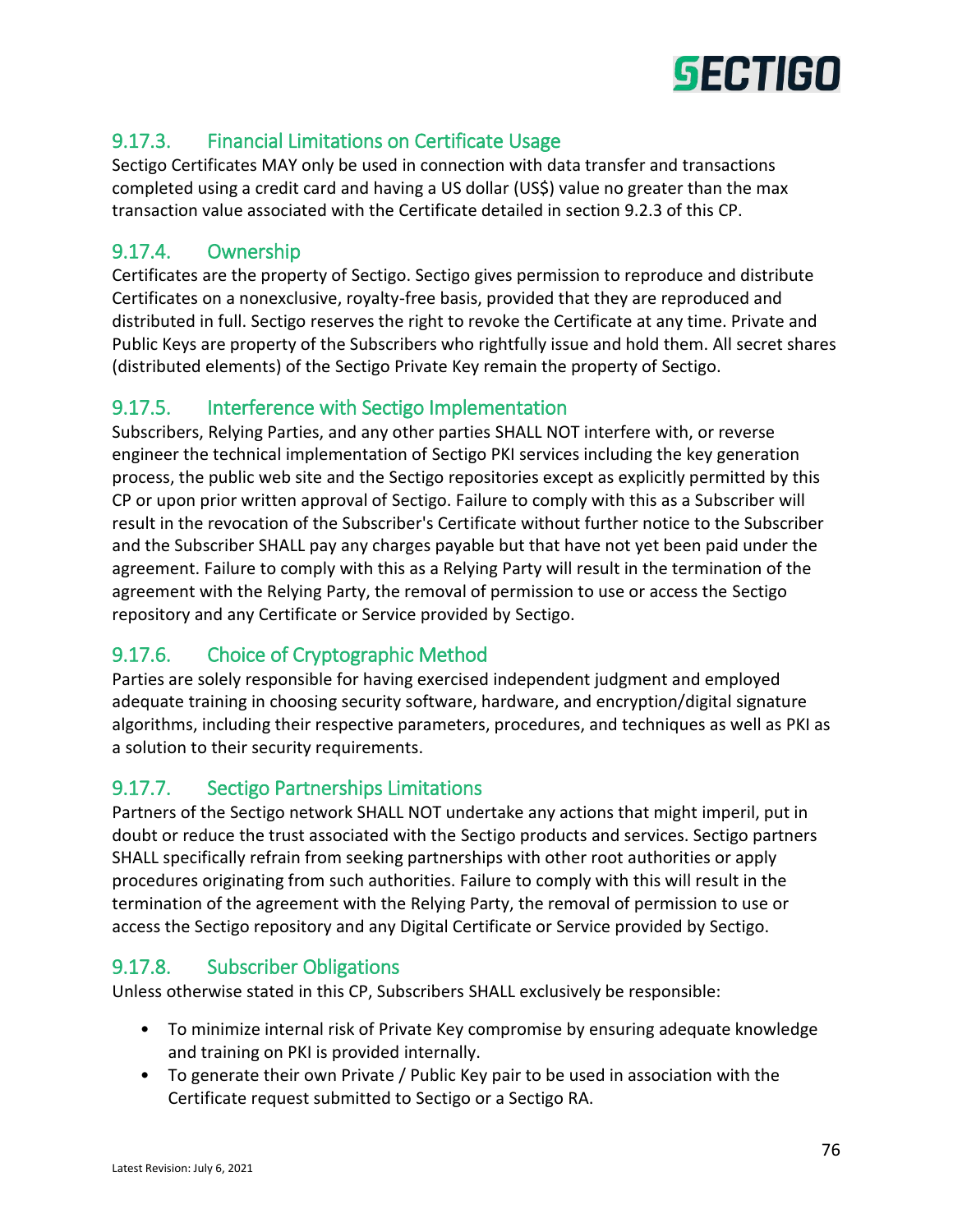### 9.17.3. Financial Limitations on Certificate Usage

Sectigo Certificates MAY only be used in connection with data transfer and transactions completed using a credit card and having a US dollar (US$) value no greater than the max transaction value associated with the Certificate detailed in section 9.2.3 of this CP.

### 9.17.4. Ownership

Certificates are the property of Sectigo. Sectigo gives permission to reproduce and distribute Certificates on a nonexclusive, royalty-free basis, provided that they are reproduced and distributed in full. Sectigo reserves the right to revoke the Certificate at any time. Private and Public Keys are property of the Subscribers who rightfully issue and hold them. All secret shares (distributed elements) of the Sectigo Private Key remain the property of Sectigo.

### 9.17.5. Interference with Sectigo Implementation

Subscribers, Relying Parties, and any other parties SHALL NOT interfere with, or reverse engineer the technical implementation of Sectigo PKI services including the key generation process, the public web site and the Sectigo repositories except as explicitly permitted by this CP or upon prior written approval of Sectigo. Failure to comply with this as a Subscriber will result in the revocation of the Subscriber's Certificate without further notice to the Subscriber and the Subscriber SHALL pay any charges payable but that have not yet been paid under the agreement. Failure to comply with this as a Relying Party will result in the termination of the agreement with the Relying Party, the removal of permission to use or access the Sectigo repository and any Certificate or Service provided by Sectigo.

### 9.17.6. Choice of Cryptographic Method

Parties are solely responsible for having exercised independent judgment and employed adequate training in choosing security software, hardware, and encryption/digital signature algorithms, including their respective parameters, procedures, and techniques as well as PKI as a solution to their security requirements.

### 9.17.7. Sectigo Partnerships Limitations

Partners of the Sectigo network SHALL NOT undertake any actions that might imperil, put in doubt or reduce the trust associated with the Sectigo products and services. Sectigo partners SHALL specifically refrain from seeking partnerships with other root authorities or apply procedures originating from such authorities. Failure to comply with this will result in the termination of the agreement with the Relying Party, the removal of permission to use or access the Sectigo repository and any Digital Certificate or Service provided by Sectigo.

### 9.17.8. Subscriber Obligations

Unless otherwise stated in this CP, Subscribers SHALL exclusively be responsible:

- To minimize internal risk of Private Key compromise by ensuring adequate knowledge and training on PKI is provided internally.
- To generate their own Private / Public Key pair to be used in association with the Certificate request submitted to Sectigo or a Sectigo RA.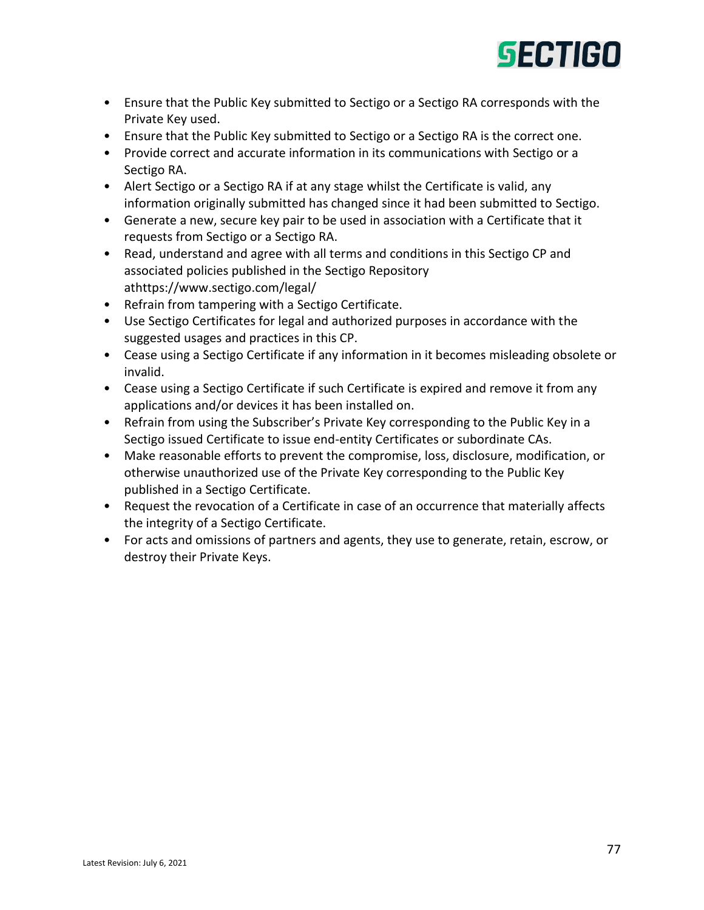- Ensure that the Public Key submitted to Sectigo or a Sectigo RA corresponds with the Private Key used.
- Ensure that the Public Key submitted to Sectigo or a Sectigo RA is the correct one.
- Provide correct and accurate information in its communications with Sectigo or a Sectigo RA.
- Alert Sectigo or a Sectigo RA if at any stage whilst the Certificate is valid, any information originally submitted has changed since it had been submitted to Sectigo.
- Generate a new, secure key pair to be used in association with a Certificate that it requests from Sectigo or a Sectigo RA.
- Read, understand and agree with all terms and conditions in this Sectigo CP and associated policies published in the Sectigo Repository athttps://www.sectigo.com/legal/
- Refrain from tampering with a Sectigo Certificate.
- Use Sectigo Certificates for legal and authorized purposes in accordance with the suggested usages and practices in this CP.
- Cease using a Sectigo Certificate if any information in it becomes misleading obsolete or invalid.
- Cease using a Sectigo Certificate if such Certificate is expired and remove it from any applications and/or devices it has been installed on.
- Refrain from using the Subscriber's Private Key corresponding to the Public Key in a Sectigo issued Certificate to issue end-entity Certificates or subordinate CAs.
- Make reasonable efforts to prevent the compromise, loss, disclosure, modification, or otherwise unauthorized use of the Private Key corresponding to the Public Key published in a Sectigo Certificate.
- Request the revocation of a Certificate in case of an occurrence that materially affects the integrity of a Sectigo Certificate.
- For acts and omissions of partners and agents, they use to generate, retain, escrow, or destroy their Private Keys.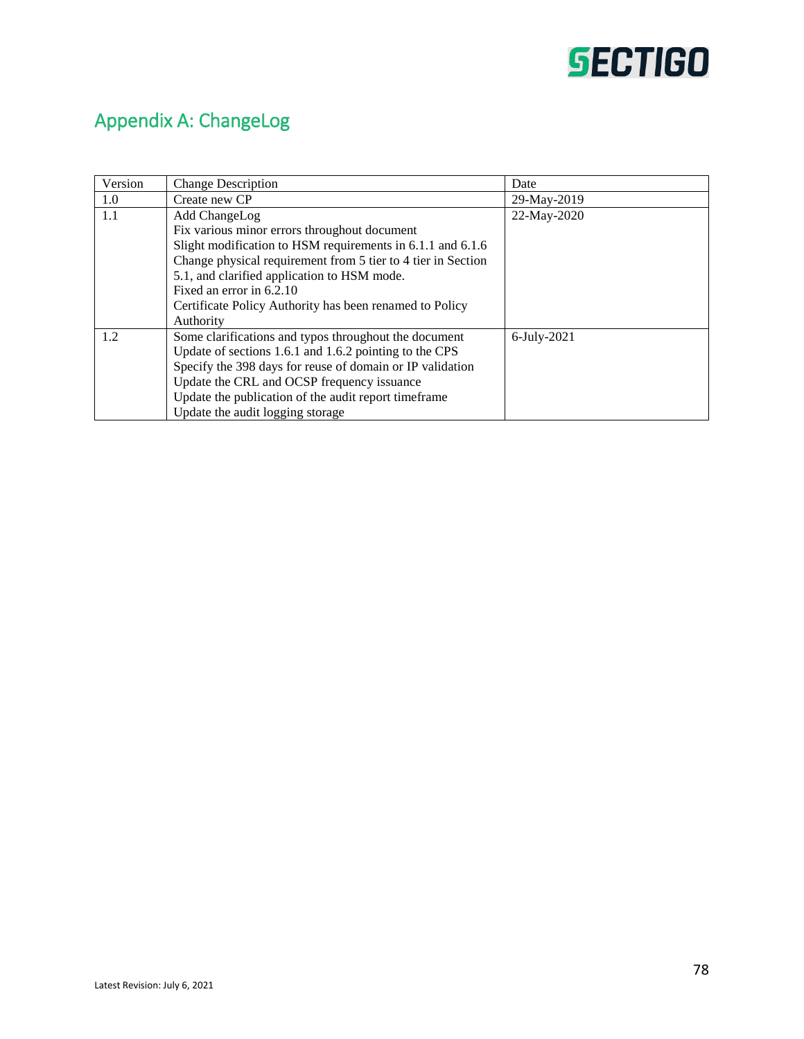# Appendix A: ChangeLog

| Version | Change Description | Date |
|---|---|---|
| 1.0 | Create new CP | 29-May-2019 |
| 1.1 | Add ChangeLog<br>Fix various minor errors throughout document<br>Slight modification to HSM requirements in 6.1.1 and 6.1.6<br>Change physical requirement from 5 tier to 4 tier in Section 5.1, and clarified application to HSM mode.<br>Fixed an error in 6.2.10<br>Certificate Policy Authority has been renamed to Policy Authority | 22-May-2020 |
| 1.2 | Some clarifications and typos throughout the document<br>Update of sections 1.6.1 and 1.6.2 pointing to the CPS<br>Specify the 398 days for reuse of domain or IP validation<br>Update the CRL and OCSP frequency issuance<br>Update the publication of the audit report timeframe<br>Update the audit logging storage | 6-July-2021 |